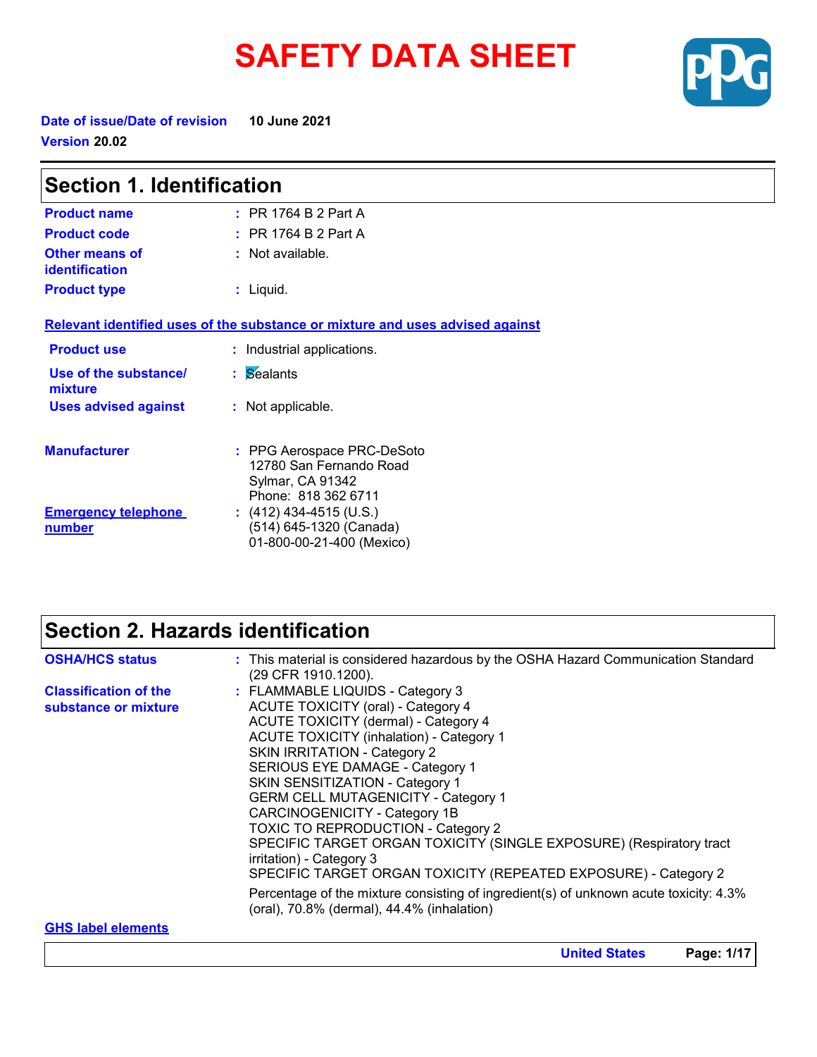# SAFETY DATA SHEET

**Date of issue/Date of revision** 10 June 2021

**Version** 20.02

## Section 1. Identification

**Product name** : PR 1764 B 2 Part A

**Product code** : PR 1764 B 2 Part A

**Other means of identification** : Not available.

**Product type** : Liquid.

**Relevant identified uses of the substance or mixture and uses advised against**

**Product use** : Industrial applications.

**Use of the substance/ mixture** : Sealants

**Uses advised against** : Not applicable.

**Manufacturer** : PPG Aerospace PRC-DeSoto
12780 San Fernando Road
Sylmar, CA 91342
Phone: 818 362 6711

**Emergency telephone number** : (412) 434-4515 (U.S.)
(514) 645-1320 (Canada)
01-800-00-21-400 (Mexico)

## Section 2. Hazards identification

**OSHA/HCS status** : This material is considered hazardous by the OSHA Hazard Communication Standard (29 CFR 1910.1200).

**Classification of the substance or mixture** : FLAMMABLE LIQUIDS - Category 3
ACUTE TOXICITY (oral) - Category 4
ACUTE TOXICITY (dermal) - Category 4
ACUTE TOXICITY (inhalation) - Category 1
SKIN IRRITATION - Category 2
SERIOUS EYE DAMAGE - Category 1
SKIN SENSITIZATION - Category 1
GERM CELL MUTAGENICITY - Category 1
CARCINOGENICITY - Category 1B
TOXIC TO REPRODUCTION - Category 2
SPECIFIC TARGET ORGAN TOXICITY (SINGLE EXPOSURE) (Respiratory tract irritation) - Category 3
SPECIFIC TARGET ORGAN TOXICITY (REPEATED EXPOSURE) - Category 2

Percentage of the mixture consisting of ingredient(s) of unknown acute toxicity: 4.3% (oral), 70.8% (dermal), 44.4% (inhalation)

**GHS label elements**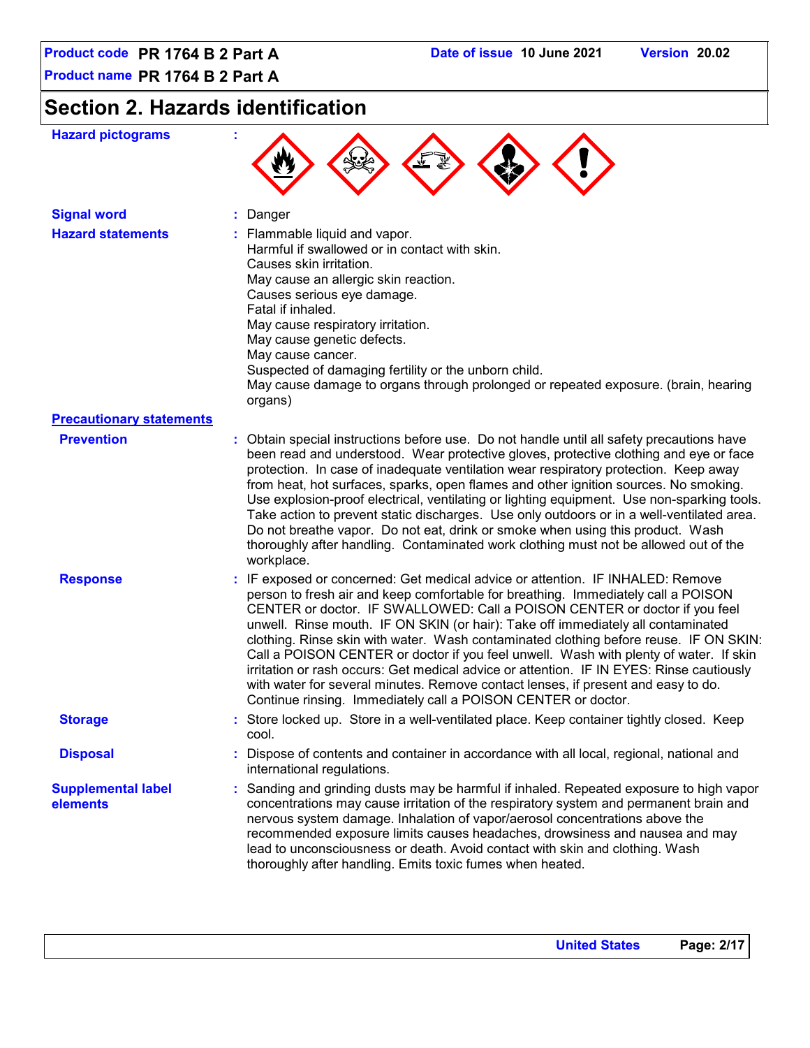## Section 2. Hazards identification

**Hazard pictograms** :

**Signal word** : Danger

**Hazard statements** : Flammable liquid and vapor.
Harmful if swallowed or in contact with skin.
Causes skin irritation.
May cause an allergic skin reaction.
Causes serious eye damage.
Fatal if inhaled.
May cause respiratory irritation.
May cause genetic defects.
May cause cancer.
Suspected of damaging fertility or the unborn child.
May cause damage to organs through prolonged or repeated exposure. (brain, hearing organs)

**Precautionary statements**

**Prevention** : Obtain special instructions before use. Do not handle until all safety precautions have been read and understood. Wear protective gloves, protective clothing and eye or face protection. In case of inadequate ventilation wear respiratory protection. Keep away from heat, hot surfaces, sparks, open flames and other ignition sources. No smoking. Use explosion-proof electrical, ventilating or lighting equipment. Use non-sparking tools. Take action to prevent static discharges. Use only outdoors or in a well-ventilated area. Do not breathe vapor. Do not eat, drink or smoke when using this product. Wash thoroughly after handling. Contaminated work clothing must not be allowed out of the workplace.

**Response** : IF exposed or concerned: Get medical advice or attention. IF INHALED: Remove person to fresh air and keep comfortable for breathing. Immediately call a POISON CENTER or doctor. IF SWALLOWED: Call a POISON CENTER or doctor if you feel unwell. Rinse mouth. IF ON SKIN (or hair): Take off immediately all contaminated clothing. Rinse skin with water. Wash contaminated clothing before reuse. IF ON SKIN: Call a POISON CENTER or doctor if you feel unwell. Wash with plenty of water. If skin irritation or rash occurs: Get medical advice or attention. IF IN EYES: Rinse cautiously with water for several minutes. Remove contact lenses, if present and easy to do. Continue rinsing. Immediately call a POISON CENTER or doctor.

**Storage** : Store locked up. Store in a well-ventilated place. Keep container tightly closed. Keep cool.

**Disposal** : Dispose of contents and container in accordance with all local, regional, national and international regulations.

**Supplemental label elements** : Sanding and grinding dusts may be harmful if inhaled. Repeated exposure to high vapor concentrations may cause irritation of the respiratory system and permanent brain and nervous system damage. Inhalation of vapor/aerosol concentrations above the recommended exposure limits causes headaches, drowsiness and nausea and may lead to unconsciousness or death. Avoid contact with skin and clothing. Wash thoroughly after handling. Emits toxic fumes when heated.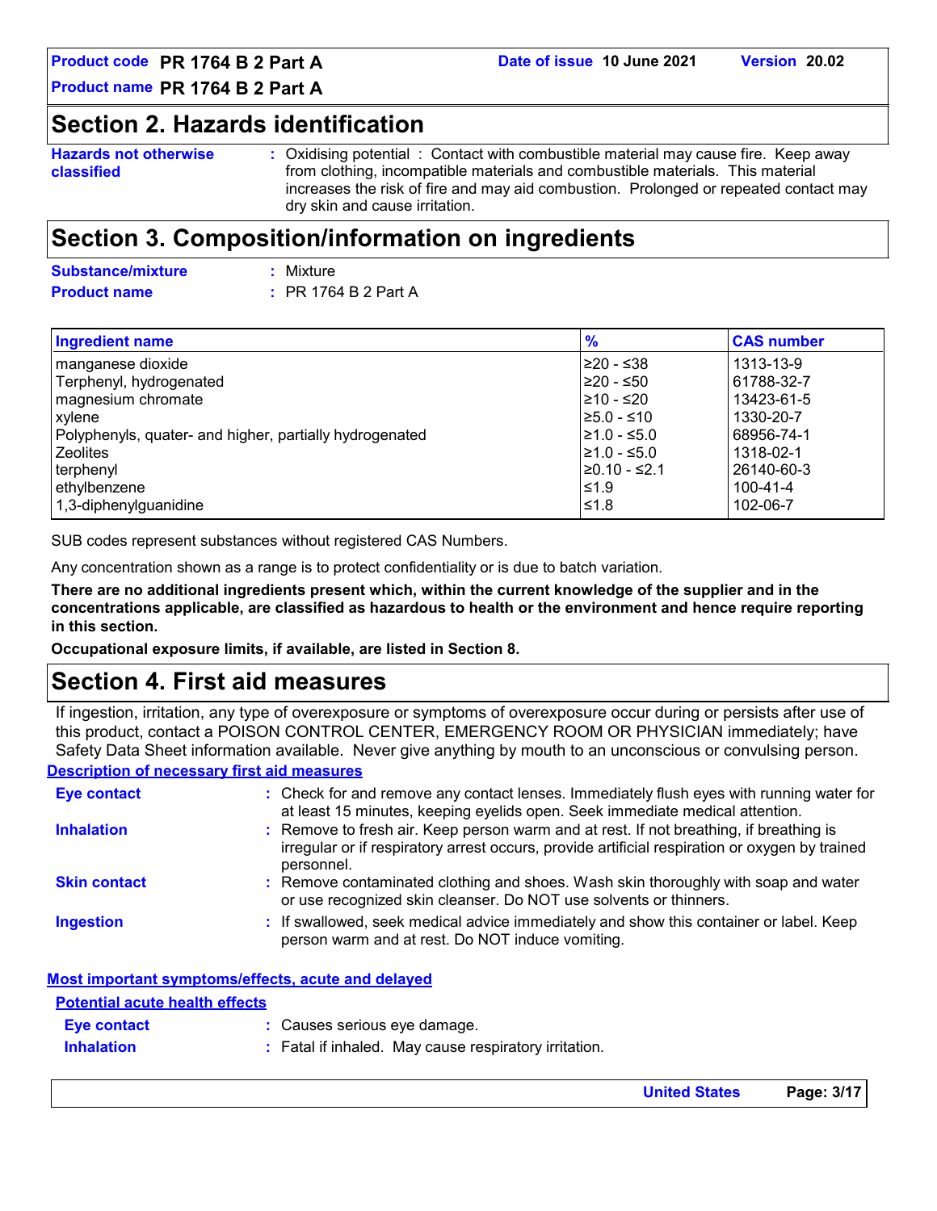## Section 2. Hazards identification

**Hazards not otherwise classified** : Oxidising potential : Contact with combustible material may cause fire. Keep away from clothing, incompatible materials and combustible materials. This material increases the risk of fire and may aid combustion. Prolonged or repeated contact may dry skin and cause irritation.

## Section 3. Composition/information on ingredients

**Substance/mixture** : Mixture

**Product name** : PR 1764 B 2 Part A

| Ingredient name | % | CAS number |
|---|---|---|
| manganese dioxide | ≥20 - ≤38 | 1313-13-9 |
| Terphenyl, hydrogenated | ≥20 - ≤50 | 61788-32-7 |
| magnesium chromate | ≥10 - ≤20 | 13423-61-5 |
| xylene | ≥5.0 - ≤10 | 1330-20-7 |
| Polyphenyls, quater- and higher, partially hydrogenated | ≥1.0 - ≤5.0 | 68956-74-1 |
| Zeolites | ≥1.0 - ≤5.0 | 1318-02-1 |
| terphenyl | ≥0.10 - ≤2.1 | 26140-60-3 |
| ethylbenzene | ≤1.9 | 100-41-4 |
| 1,3-diphenylguanidine | ≤1.8 | 102-06-7 |

SUB codes represent substances without registered CAS Numbers.

Any concentration shown as a range is to protect confidentiality or is due to batch variation.

**There are no additional ingredients present which, within the current knowledge of the supplier and in the concentrations applicable, are classified as hazardous to health or the environment and hence require reporting in this section.**

**Occupational exposure limits, if available, are listed in Section 8.**

## Section 4. First aid measures

If ingestion, irritation, any type of overexposure or symptoms of overexposure occur during or persists after use of this product, contact a POISON CONTROL CENTER, EMERGENCY ROOM OR PHYSICIAN immediately; have Safety Data Sheet information available. Never give anything by mouth to an unconscious or convulsing person.

### Description of necessary first aid measures

**Eye contact** : Check for and remove any contact lenses. Immediately flush eyes with running water for at least 15 minutes, keeping eyelids open. Seek immediate medical attention.

**Inhalation** : Remove to fresh air. Keep person warm and at rest. If not breathing, if breathing is irregular or if respiratory arrest occurs, provide artificial respiration or oxygen by trained personnel.

**Skin contact** : Remove contaminated clothing and shoes. Wash skin thoroughly with soap and water or use recognized skin cleanser. Do NOT use solvents or thinners.

**Ingestion** : If swallowed, seek medical advice immediately and show this container or label. Keep person warm and at rest. Do NOT induce vomiting.

### Most important symptoms/effects, acute and delayed

#### Potential acute health effects

**Eye contact** : Causes serious eye damage.

**Inhalation** : Fatal if inhaled. May cause respiratory irritation.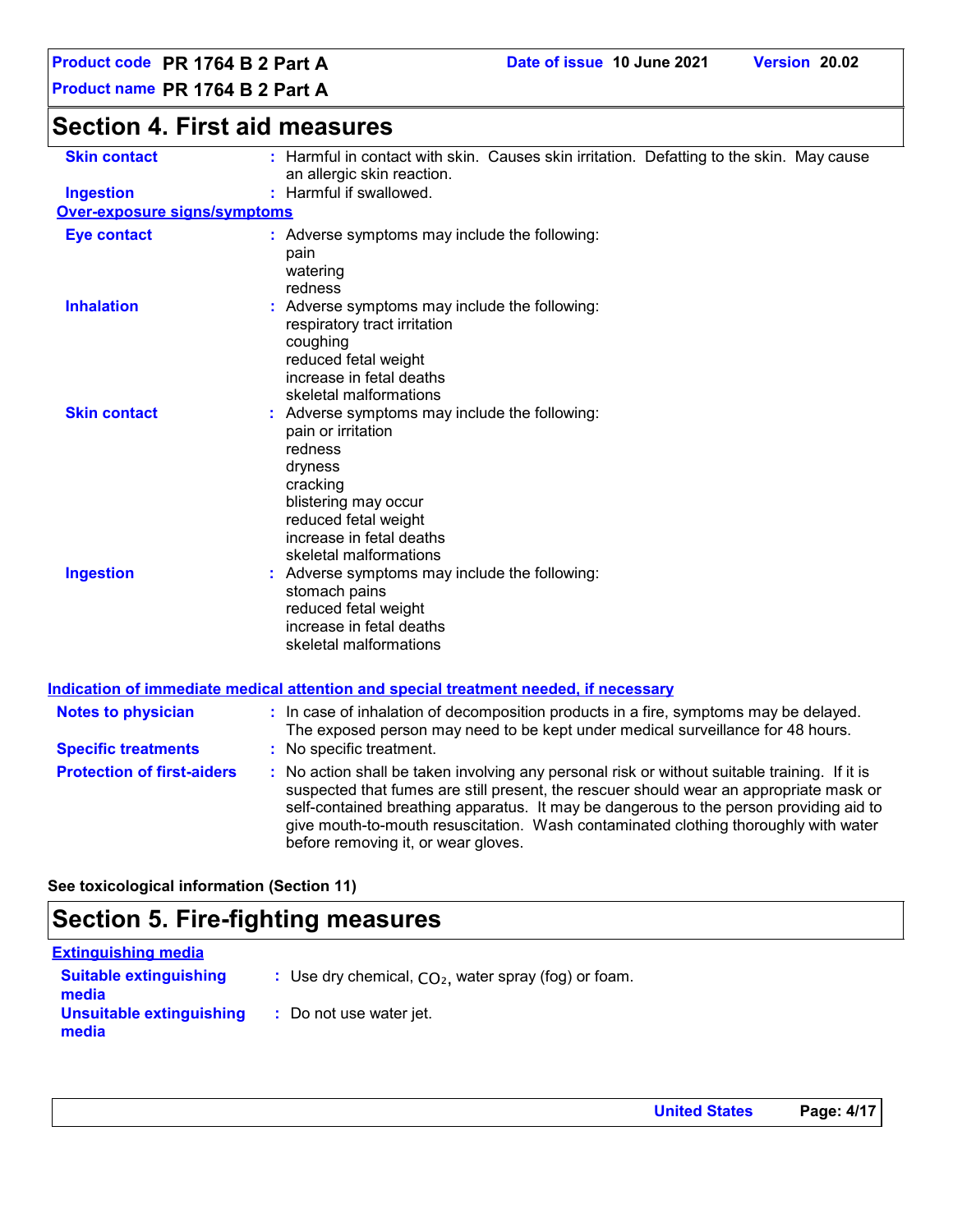## Section 4. First aid measures

**Skin contact** : Harmful in contact with skin. Causes skin irritation. Defatting to the skin. May cause an allergic skin reaction.

**Ingestion** : Harmful if swallowed.

### Over-exposure signs/symptoms

**Eye contact** : Adverse symptoms may include the following:
pain
watering
redness

**Inhalation** : Adverse symptoms may include the following:
respiratory tract irritation
coughing
reduced fetal weight
increase in fetal deaths
skeletal malformations

**Skin contact** : Adverse symptoms may include the following:
pain or irritation
redness
dryness
cracking
blistering may occur
reduced fetal weight
increase in fetal deaths
skeletal malformations

**Ingestion** : Adverse symptoms may include the following:
stomach pains
reduced fetal weight
increase in fetal deaths
skeletal malformations

### Indication of immediate medical attention and special treatment needed, if necessary

**Notes to physician** : In case of inhalation of decomposition products in a fire, symptoms may be delayed. The exposed person may need to be kept under medical surveillance for 48 hours.

**Specific treatments** : No specific treatment.

**Protection of first-aiders** : No action shall be taken involving any personal risk or without suitable training. If it is suspected that fumes are still present, the rescuer should wear an appropriate mask or self-contained breathing apparatus. It may be dangerous to the person providing aid to give mouth-to-mouth resuscitation. Wash contaminated clothing thoroughly with water before removing it, or wear gloves.

**See toxicological information (Section 11)**

## Section 5. Fire-fighting measures

### Extinguishing media

**Suitable extinguishing media** : Use dry chemical, $CO_2$, water spray (fog) or foam.

**Unsuitable extinguishing media** : Do not use water jet.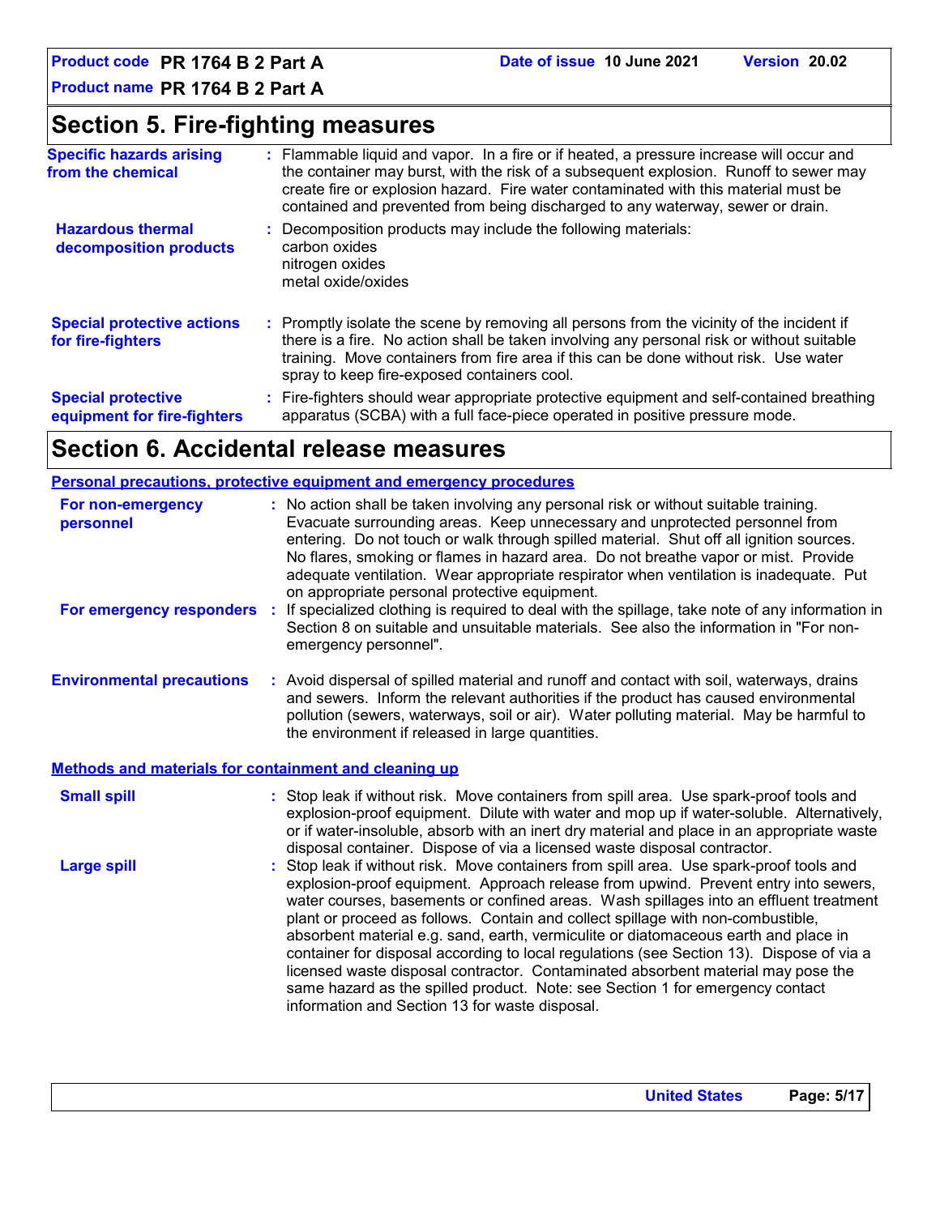## Section 5. Fire-fighting measures

**Specific hazards arising from the chemical** : Flammable liquid and vapor. In a fire or if heated, a pressure increase will occur and the container may burst, with the risk of a subsequent explosion. Runoff to sewer may create fire or explosion hazard. Fire water contaminated with this material must be contained and prevented from being discharged to any waterway, sewer or drain.

**Hazardous thermal decomposition products** : Decomposition products may include the following materials:
carbon oxides
nitrogen oxides
metal oxide/oxides

**Special protective actions for fire-fighters** : Promptly isolate the scene by removing all persons from the vicinity of the incident if there is a fire. No action shall be taken involving any personal risk or without suitable training. Move containers from fire area if this can be done without risk. Use water spray to keep fire-exposed containers cool.

**Special protective equipment for fire-fighters** : Fire-fighters should wear appropriate protective equipment and self-contained breathing apparatus (SCBA) with a full face-piece operated in positive pressure mode.

## Section 6. Accidental release measures

### Personal precautions, protective equipment and emergency procedures

**For non-emergency personnel** : No action shall be taken involving any personal risk or without suitable training. Evacuate surrounding areas. Keep unnecessary and unprotected personnel from entering. Do not touch or walk through spilled material. Shut off all ignition sources. No flares, smoking or flames in hazard area. Do not breathe vapor or mist. Provide adequate ventilation. Wear appropriate respirator when ventilation is inadequate. Put on appropriate personal protective equipment.

**For emergency responders** : If specialized clothing is required to deal with the spillage, take note of any information in Section 8 on suitable and unsuitable materials. See also the information in "For non-emergency personnel".

**Environmental precautions** : Avoid dispersal of spilled material and runoff and contact with soil, waterways, drains and sewers. Inform the relevant authorities if the product has caused environmental pollution (sewers, waterways, soil or air). Water polluting material. May be harmful to the environment if released in large quantities.

### Methods and materials for containment and cleaning up

**Small spill** : Stop leak if without risk. Move containers from spill area. Use spark-proof tools and explosion-proof equipment. Dilute with water and mop up if water-soluble. Alternatively, or if water-insoluble, absorb with an inert dry material and place in an appropriate waste disposal container. Dispose of via a licensed waste disposal contractor.

**Large spill** : Stop leak if without risk. Move containers from spill area. Use spark-proof tools and explosion-proof equipment. Approach release from upwind. Prevent entry into sewers, water courses, basements or confined areas. Wash spillages into an effluent treatment plant or proceed as follows. Contain and collect spillage with non-combustible, absorbent material e.g. sand, earth, vermiculite or diatomaceous earth and place in container for disposal according to local regulations (see Section 13). Dispose of via a licensed waste disposal contractor. Contaminated absorbent material may pose the same hazard as the spilled product. Note: see Section 1 for emergency contact information and Section 13 for waste disposal.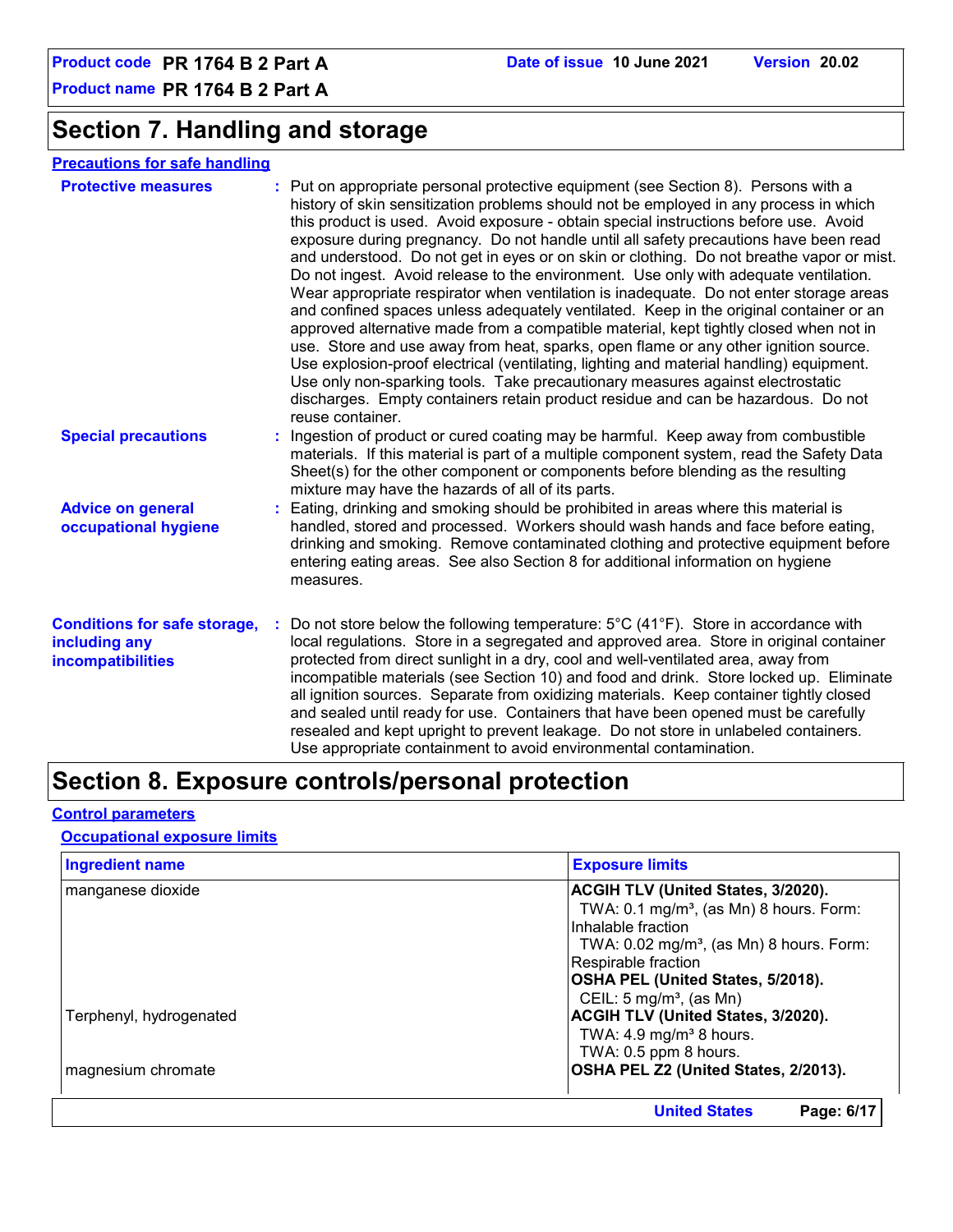# Section 7. Handling and storage

## Precautions for safe handling

**Protective measures** : Put on appropriate personal protective equipment (see Section 8). Persons with a history of skin sensitization problems should not be employed in any process in which this product is used. Avoid exposure - obtain special instructions before use. Avoid exposure during pregnancy. Do not handle until all safety precautions have been read and understood. Do not get in eyes or on skin or clothing. Do not breathe vapor or mist. Do not ingest. Avoid release to the environment. Use only with adequate ventilation. Wear appropriate respirator when ventilation is inadequate. Do not enter storage areas and confined spaces unless adequately ventilated. Keep in the original container or an approved alternative made from a compatible material, kept tightly closed when not in use. Store and use away from heat, sparks, open flame or any other ignition source. Use explosion-proof electrical (ventilating, lighting and material handling) equipment. Use only non-sparking tools. Take precautionary measures against electrostatic discharges. Empty containers retain product residue and can be hazardous. Do not reuse container.

**Special precautions** : Ingestion of product or cured coating may be harmful. Keep away from combustible materials. If this material is part of a multiple component system, read the Safety Data Sheet(s) for the other component or components before blending as the resulting mixture may have the hazards of all of its parts.

**Advice on general occupational hygiene** : Eating, drinking and smoking should be prohibited in areas where this material is handled, stored and processed. Workers should wash hands and face before eating, drinking and smoking. Remove contaminated clothing and protective equipment before entering eating areas. See also Section 8 for additional information on hygiene measures.

**Conditions for safe storage, including any incompatibilities** : Do not store below the following temperature: 5°C (41°F). Store in accordance with local regulations. Store in a segregated and approved area. Store in original container protected from direct sunlight in a dry, cool and well-ventilated area, away from incompatible materials (see Section 10) and food and drink. Store locked up. Eliminate all ignition sources. Separate from oxidizing materials. Keep container tightly closed and sealed until ready for use. Containers that have been opened must be carefully resealed and kept upright to prevent leakage. Do not store in unlabeled containers. Use appropriate containment to avoid environmental contamination.

# Section 8. Exposure controls/personal protection

## Control parameters

### Occupational exposure limits

| Ingredient name | Exposure limits |
|---|---|
| manganese dioxide | **ACGIH TLV (United States, 3/2020).**<br>TWA: 0.1 mg/m³, (as Mn) 8 hours. Form: Inhalable fraction<br>TWA: 0.02 mg/m³, (as Mn) 8 hours. Form: Respirable fraction<br>**OSHA PEL (United States, 5/2018).**<br>CEIL: 5 mg/m³, (as Mn) |
| Terphenyl, hydrogenated | **ACGIH TLV (United States, 3/2020).**<br>TWA: 4.9 mg/m³ 8 hours.<br>TWA: 0.5 ppm 8 hours. |
| magnesium chromate | **OSHA PEL Z2 (United States, 2/2013).** |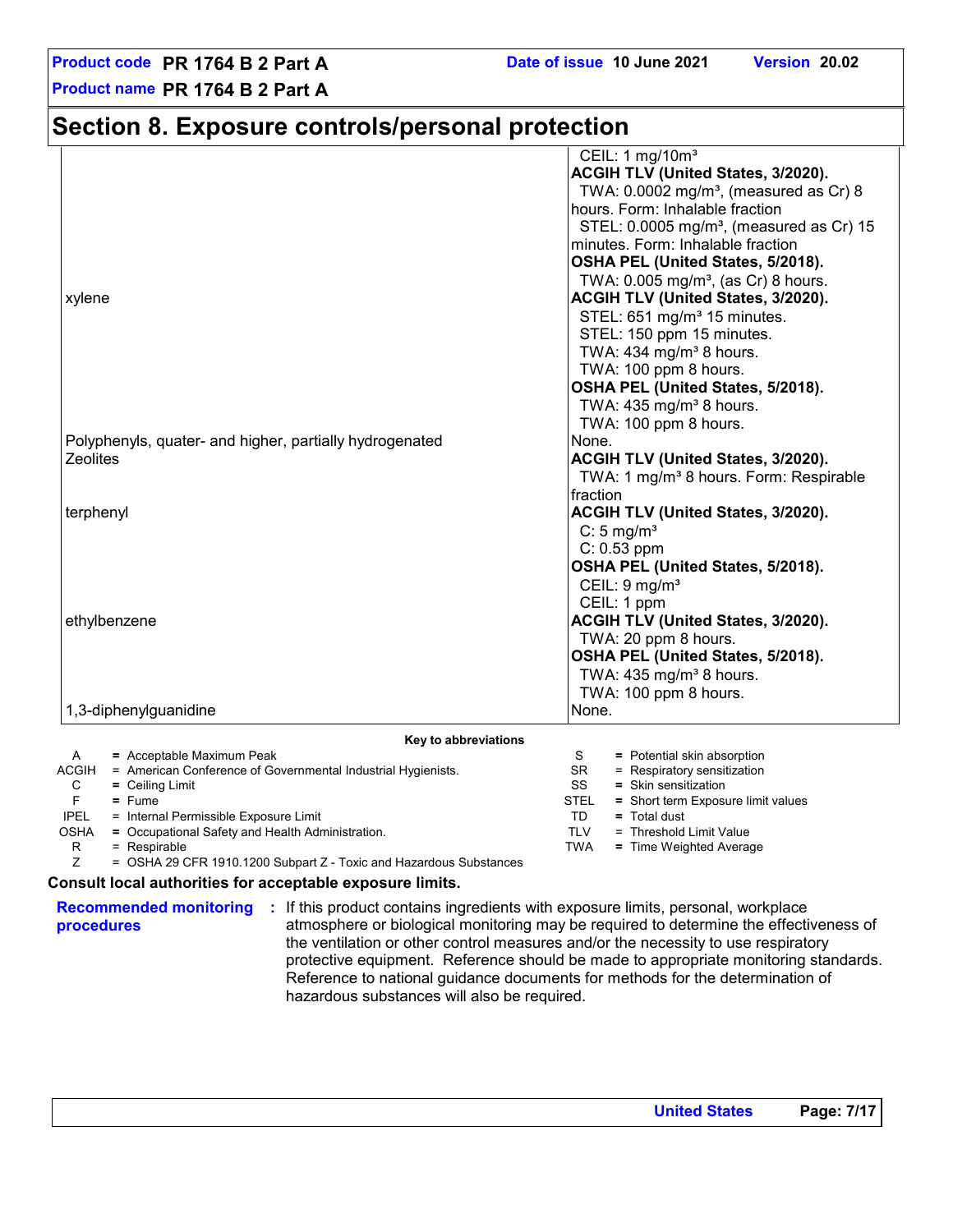# Section 8. Exposure controls/personal protection

| | |
|---|---|
| | CEIL: 1 mg/10m³<br>**ACGIH TLV (United States, 3/2020).**<br>TWA: 0.0002 mg/m³, (measured as Cr) 8 hours. Form: Inhalable fraction<br>STEL: 0.0005 mg/m³, (measured as Cr) 15 minutes. Form: Inhalable fraction<br>**OSHA PEL (United States, 5/2018).**<br>TWA: 0.005 mg/m³, (as Cr) 8 hours. |
| xylene | **ACGIH TLV (United States, 3/2020).**<br>STEL: 651 mg/m³ 15 minutes.<br>STEL: 150 ppm 15 minutes.<br>TWA: 434 mg/m³ 8 hours.<br>TWA: 100 ppm 8 hours.<br>**OSHA PEL (United States, 5/2018).**<br>TWA: 435 mg/m³ 8 hours.<br>TWA: 100 ppm 8 hours. |
| Polyphenyls, quater- and higher, partially hydrogenated | None. |
| Zeolites | **ACGIH TLV (United States, 3/2020).**<br>TWA: 1 mg/m³ 8 hours. Form: Respirable fraction |
| terphenyl | **ACGIH TLV (United States, 3/2020).**<br>C: 5 mg/m³<br>C: 0.53 ppm<br>**OSHA PEL (United States, 5/2018).**<br>CEIL: 9 mg/m³<br>CEIL: 1 ppm |
| ethylbenzene | **ACGIH TLV (United States, 3/2020).**<br>TWA: 20 ppm 8 hours.<br>**OSHA PEL (United States, 5/2018).**<br>TWA: 435 mg/m³ 8 hours.<br>TWA: 100 ppm 8 hours. |
| 1,3-diphenylguanidine | None. |

**Key to abbreviations**

| | | | |
|---|---|---|---|
| A | = Acceptable Maximum Peak | S | = Potential skin absorption |
| ACGIH | = American Conference of Governmental Industrial Hygienists. | SR | = Respiratory sensitization |
| C | = Ceiling Limit | SS | = Skin sensitization |
| F | = Fume | STEL | = Short term Exposure limit values |
| IPEL | = Internal Permissible Exposure Limit | TD | = Total dust |
| OSHA | = Occupational Safety and Health Administration. | TLV | = Threshold Limit Value |
| R | = Respirable | TWA | = Time Weighted Average |
| Z | = OSHA 29 CFR 1910.1200 Subpart Z - Toxic and Hazardous Substances | | |

**Consult local authorities for acceptable exposure limits.**

**Recommended monitoring procedures** : If this product contains ingredients with exposure limits, personal, workplace atmosphere or biological monitoring may be required to determine the effectiveness of the ventilation or other control measures and/or the necessity to use respiratory protective equipment. Reference should be made to appropriate monitoring standards. Reference to national guidance documents for methods for the determination of hazardous substances will also be required.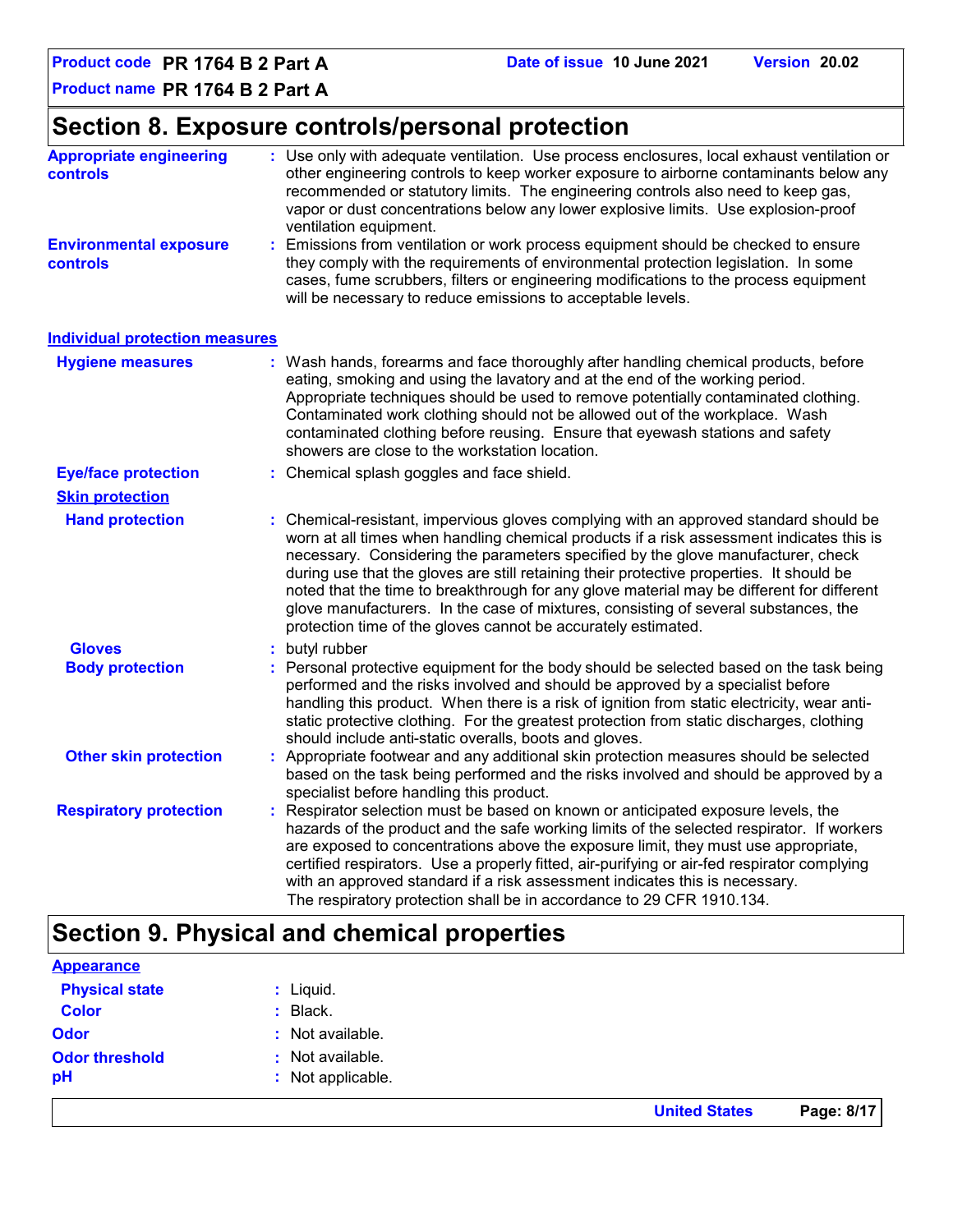## Section 8. Exposure controls/personal protection

**Appropriate engineering controls** : Use only with adequate ventilation. Use process enclosures, local exhaust ventilation or other engineering controls to keep worker exposure to airborne contaminants below any recommended or statutory limits. The engineering controls also need to keep gas, vapor or dust concentrations below any lower explosive limits. Use explosion-proof ventilation equipment.

**Environmental exposure controls** : Emissions from ventilation or work process equipment should be checked to ensure they comply with the requirements of environmental protection legislation. In some cases, fume scrubbers, filters or engineering modifications to the process equipment will be necessary to reduce emissions to acceptable levels.

### Individual protection measures

**Hygiene measures** : Wash hands, forearms and face thoroughly after handling chemical products, before eating, smoking and using the lavatory and at the end of the working period. Appropriate techniques should be used to remove potentially contaminated clothing. Contaminated work clothing should not be allowed out of the workplace. Wash contaminated clothing before reusing. Ensure that eyewash stations and safety showers are close to the workstation location.

**Eye/face protection** : Chemical splash goggles and face shield.

**Skin protection**

**Hand protection** : Chemical-resistant, impervious gloves complying with an approved standard should be worn at all times when handling chemical products if a risk assessment indicates this is necessary. Considering the parameters specified by the glove manufacturer, check during use that the gloves are still retaining their protective properties. It should be noted that the time to breakthrough for any glove material may be different for different glove manufacturers. In the case of mixtures, consisting of several substances, the protection time of the gloves cannot be accurately estimated.

**Gloves** : butyl rubber

**Body protection** : Personal protective equipment for the body should be selected based on the task being performed and the risks involved and should be approved by a specialist before handling this product. When there is a risk of ignition from static electricity, wear anti-static protective clothing. For the greatest protection from static discharges, clothing should include anti-static overalls, boots and gloves.

**Other skin protection** : Appropriate footwear and any additional skin protection measures should be selected based on the task being performed and the risks involved and should be approved by a specialist before handling this product.

**Respiratory protection** : Respirator selection must be based on known or anticipated exposure levels, the hazards of the product and the safe working limits of the selected respirator. If workers are exposed to concentrations above the exposure limit, they must use appropriate, certified respirators. Use a properly fitted, air-purifying or air-fed respirator complying with an approved standard if a risk assessment indicates this is necessary. The respiratory protection shall be in accordance to 29 CFR 1910.134.

## Section 9. Physical and chemical properties

### Appearance

**Physical state** : Liquid.

**Color** : Black.

**Odor** : Not available.

**Odor threshold** : Not available.

**pH** : Not applicable.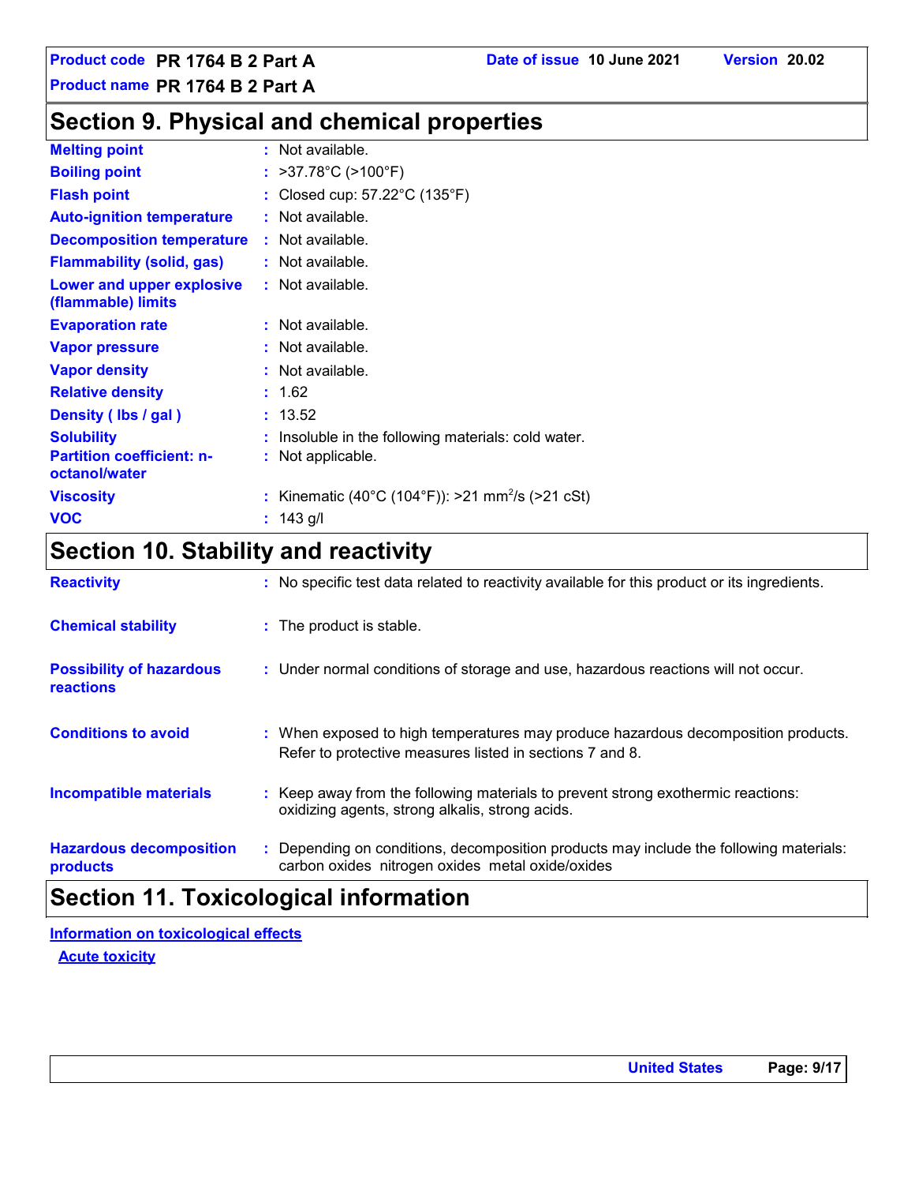## Section 9. Physical and chemical properties

| | |
|---|---|
| **Melting point** | : Not available. |
| **Boiling point** | : >37.78°C (>100°F) |
| **Flash point** | : Closed cup: 57.22°C (135°F) |
| **Auto-ignition temperature** | : Not available. |
| **Decomposition temperature** | : Not available. |
| **Flammability (solid, gas)** | : Not available. |
| **Lower and upper explosive (flammable) limits** | : Not available. |
| **Evaporation rate** | : Not available. |
| **Vapor pressure** | : Not available. |
| **Vapor density** | : Not available. |
| **Relative density** | : 1.62 |
| **Density ( lbs / gal )** | : 13.52 |
| **Solubility** | : Insoluble in the following materials: cold water. |
| **Partition coefficient: n-octanol/water** | : Not applicable. |
| **Viscosity** | : Kinematic (40°C (104°F)): >21 $mm^2/s$ (>21 cSt) |
| **VOC** | : 143 g/l |

## Section 10. Stability and reactivity

| | |
|---|---|
| **Reactivity** | : No specific test data related to reactivity available for this product or its ingredients. |
| **Chemical stability** | : The product is stable. |
| **Possibility of hazardous reactions** | : Under normal conditions of storage and use, hazardous reactions will not occur. |
| **Conditions to avoid** | : When exposed to high temperatures may produce hazardous decomposition products. Refer to protective measures listed in sections 7 and 8. |
| **Incompatible materials** | : Keep away from the following materials to prevent strong exothermic reactions: oxidizing agents, strong alkalis, strong acids. |
| **Hazardous decomposition products** | : Depending on conditions, decomposition products may include the following materials: carbon oxides nitrogen oxides metal oxide/oxides |

## Section 11. Toxicological information

**Information on toxicological effects**

**Acute toxicity**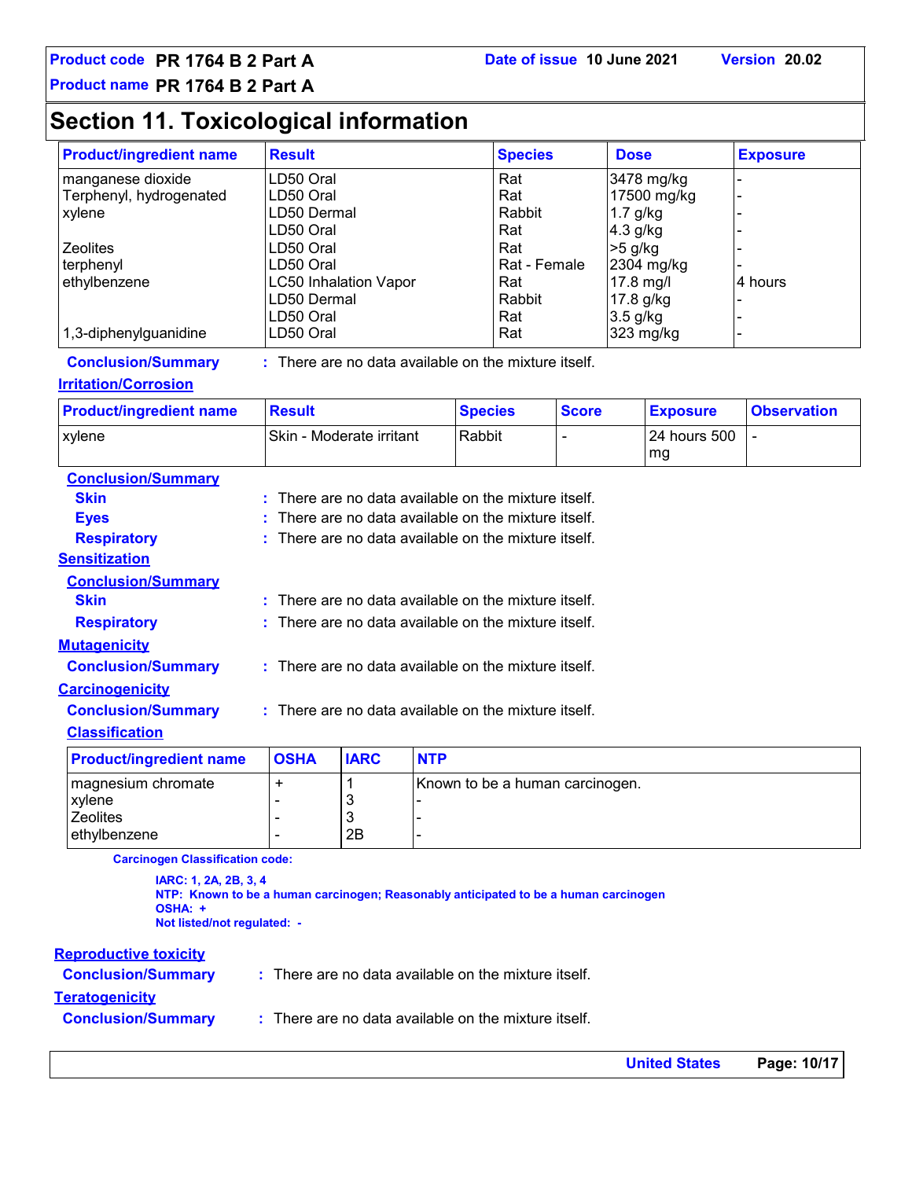# Section 11. Toxicological information

| Product/ingredient name | Result | Species | Dose | Exposure |
|---|---|---|---|---|
| manganese dioxide | LD50 Oral | Rat | 3478 mg/kg | - |
| Terphenyl, hydrogenated | LD50 Oral | Rat | 17500 mg/kg | - |
| xylene | LD50 Dermal | Rabbit | 1.7 g/kg | - |
| | LD50 Oral | Rat | 4.3 g/kg | - |
| Zeolites | LD50 Oral | Rat | >5 g/kg | - |
| terphenyl | LD50 Oral | Rat - Female | 2304 mg/kg | - |
| ethylbenzene | LC50 Inhalation Vapor | Rat | 17.8 mg/l | 4 hours |
| | LD50 Dermal | Rabbit | 17.8 g/kg | - |
| | LD50 Oral | Rat | 3.5 g/kg | - |
| 1,3-diphenylguanidine | LD50 Oral | Rat | 323 mg/kg | - |

**Conclusion/Summary** : There are no data available on the mixture itself.

## Irritation/Corrosion

| Product/ingredient name | Result | Species | Score | Exposure | Observation |
|---|---|---|---|---|---|
| xylene | Skin - Moderate irritant | Rabbit | - | 24 hours 500 mg | - |

**Conclusion/Summary**

**Skin** : There are no data available on the mixture itself.

**Eyes** : There are no data available on the mixture itself.

**Respiratory** : There are no data available on the mixture itself.

## Sensitization

**Conclusion/Summary**

**Skin** : There are no data available on the mixture itself.

**Respiratory** : There are no data available on the mixture itself.

## Mutagenicity

**Conclusion/Summary** : There are no data available on the mixture itself.

## Carcinogenicity

**Conclusion/Summary** : There are no data available on the mixture itself.

### Classification

| Product/ingredient name | OSHA | IARC | NTP |
|---|---|---|---|
| magnesium chromate | + | 1 | Known to be a human carcinogen. |
| xylene | - | 3 | - |
| Zeolites | - | 3 | - |
| ethylbenzene | - | 2B | - |

**Carcinogen Classification code:**

**IARC: 1, 2A, 2B, 3, 4**
**NTP: Known to be a human carcinogen; Reasonably anticipated to be a human carcinogen**
**OSHA: +**
**Not listed/not regulated: -**

## Reproductive toxicity

**Conclusion/Summary** : There are no data available on the mixture itself.

## Teratogenicity

**Conclusion/Summary** : There are no data available on the mixture itself.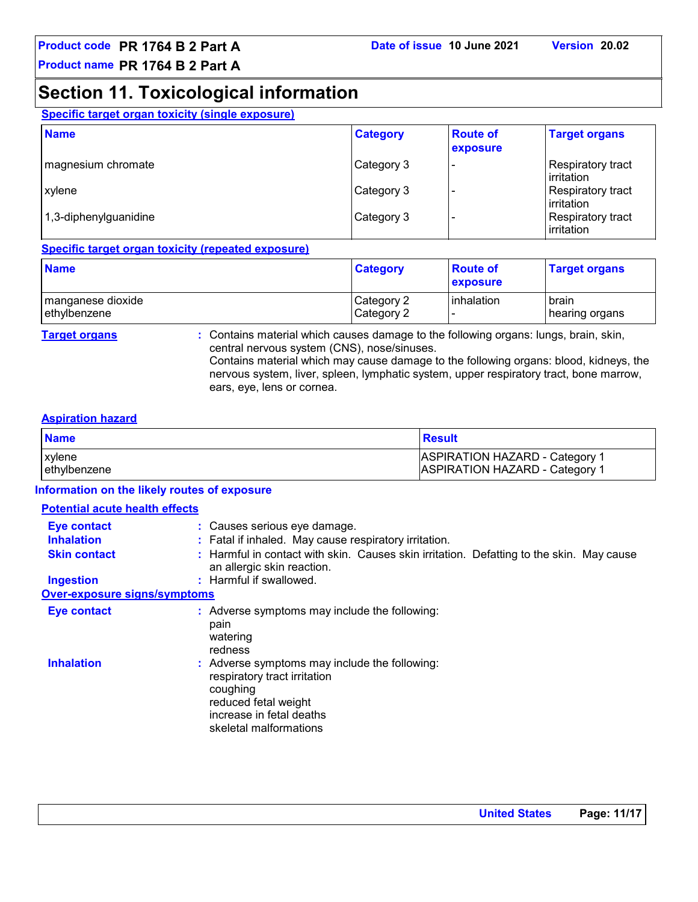# Section 11. Toxicological information

### Specific target organ toxicity (single exposure)

| Name | Category | Route of exposure | Target organs |
|---|---|---|---|
| magnesium chromate | Category 3 | - | Respiratory tract irritation |
| xylene | Category 3 | - | Respiratory tract irritation |
| 1,3-diphenylguanidine | Category 3 | - | Respiratory tract irritation |

### Specific target organ toxicity (repeated exposure)

| Name | Category | Route of exposure | Target organs |
|---|---|---|---|
| manganese dioxide | Category 2 | inhalation | brain |
| ethylbenzene | Category 2 | - | hearing organs |

**Target organs** : Contains material which causes damage to the following organs: lungs, brain, skin, central nervous system (CNS), nose/sinuses.
Contains material which may cause damage to the following organs: blood, kidneys, the nervous system, liver, spleen, lymphatic system, upper respiratory tract, bone marrow, ears, eye, lens or cornea.

### Aspiration hazard

| Name | Result |
|---|---|
| xylene | ASPIRATION HAZARD - Category 1 |
| ethylbenzene | ASPIRATION HAZARD - Category 1 |

## Information on the likely routes of exposure

### Potential acute health effects

**Eye contact** : Causes serious eye damage.

**Inhalation** : Fatal if inhaled. May cause respiratory irritation.

**Skin contact** : Harmful in contact with skin. Causes skin irritation. Defatting to the skin. May cause an allergic skin reaction.

**Ingestion** : Harmful if swallowed.

### Over-exposure signs/symptoms

**Eye contact** : Adverse symptoms may include the following:
pain
watering
redness

**Inhalation** : Adverse symptoms may include the following:
respiratory tract irritation
coughing
reduced fetal weight
increase in fetal deaths
skeletal malformations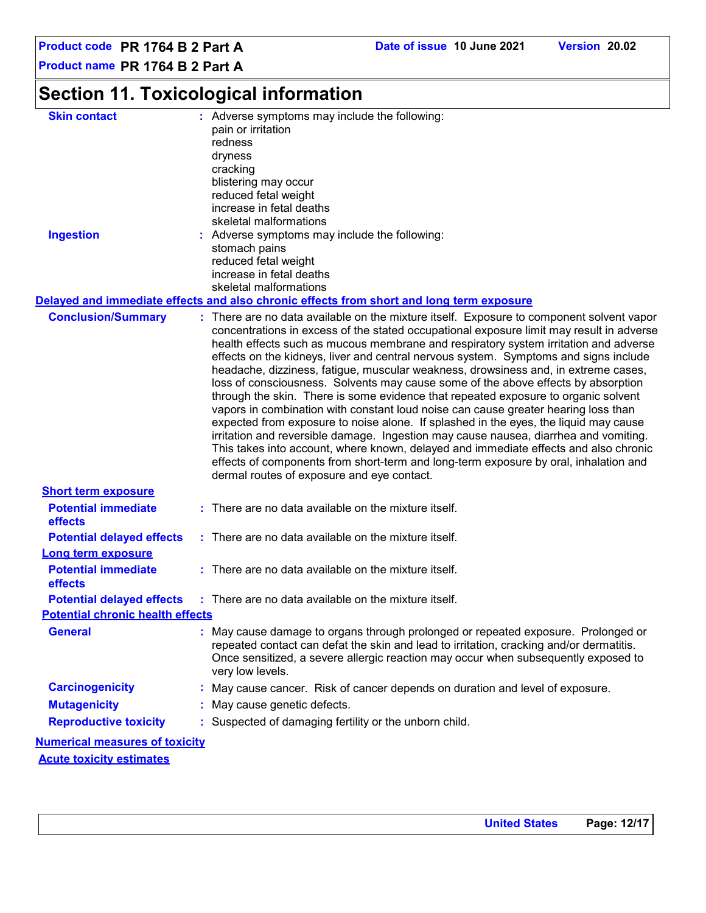## Section 11. Toxicological information

**Skin contact** : Adverse symptoms may include the following:
pain or irritation
redness
dryness
cracking
blistering may occur
reduced fetal weight
increase in fetal deaths
skeletal malformations

**Ingestion** : Adverse symptoms may include the following:
stomach pains
reduced fetal weight
increase in fetal deaths
skeletal malformations

### Delayed and immediate effects and also chronic effects from short and long term exposure

**Conclusion/Summary** : There are no data available on the mixture itself. Exposure to component solvent vapor concentrations in excess of the stated occupational exposure limit may result in adverse health effects such as mucous membrane and respiratory system irritation and adverse effects on the kidneys, liver and central nervous system. Symptoms and signs include headache, dizziness, fatigue, muscular weakness, drowsiness and, in extreme cases, loss of consciousness. Solvents may cause some of the above effects by absorption through the skin. There is some evidence that repeated exposure to organic solvent vapors in combination with constant loud noise can cause greater hearing loss than expected from exposure to noise alone. If splashed in the eyes, the liquid may cause irritation and reversible damage. Ingestion may cause nausea, diarrhea and vomiting. This takes into account, where known, delayed and immediate effects and also chronic effects of components from short-term and long-term exposure by oral, inhalation and dermal routes of exposure and eye contact.

#### Short term exposure

**Potential immediate effects** : There are no data available on the mixture itself.

**Potential delayed effects** : There are no data available on the mixture itself.

#### Long term exposure

**Potential immediate effects** : There are no data available on the mixture itself.

**Potential delayed effects** : There are no data available on the mixture itself.

#### Potential chronic health effects

**General** : May cause damage to organs through prolonged or repeated exposure. Prolonged or repeated contact can defat the skin and lead to irritation, cracking and/or dermatitis. Once sensitized, a severe allergic reaction may occur when subsequently exposed to very low levels.

**Carcinogenicity** : May cause cancer. Risk of cancer depends on duration and level of exposure.

**Mutagenicity** : May cause genetic defects.

**Reproductive toxicity** : Suspected of damaging fertility or the unborn child.

### Numerical measures of toxicity

#### Acute toxicity estimates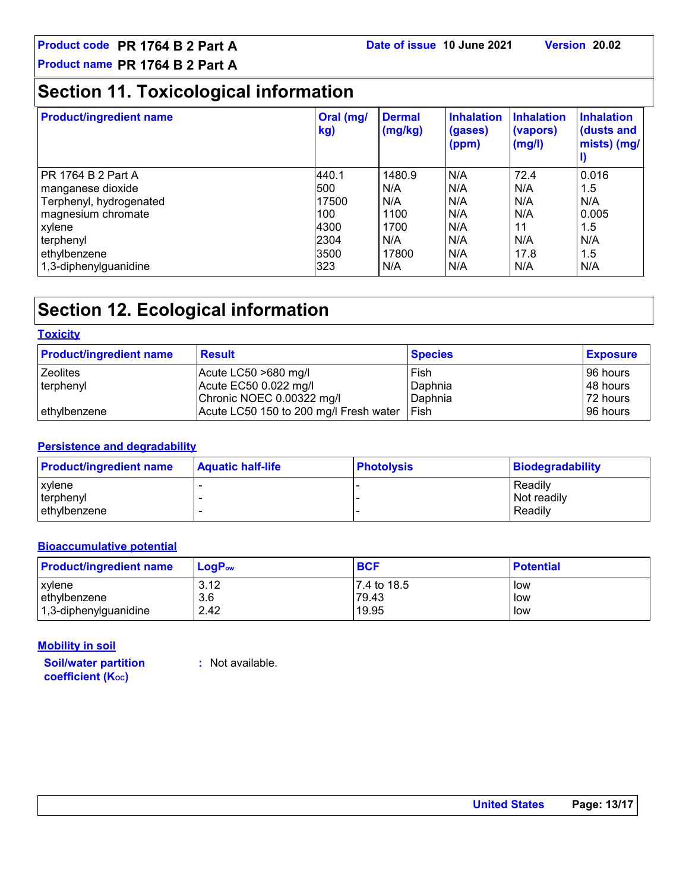# Section 11. Toxicological information

| Product/ingredient name | Oral (mg/kg) | Dermal (mg/kg) | Inhalation (gases) (ppm) | Inhalation (vapors) (mg/l) | Inhalation (dusts and mists) (mg/l) |
|---|---|---|---|---|---|
| PR 1764 B 2 Part A | 440.1 | 1480.9 | N/A | 72.4 | 0.016 |
| manganese dioxide | 500 | N/A | N/A | N/A | 1.5 |
| Terphenyl, hydrogenated | 17500 | N/A | N/A | N/A | N/A |
| magnesium chromate | 100 | 1100 | N/A | N/A | 0.005 |
| xylene | 4300 | 1700 | N/A | 11 | 1.5 |
| terphenyl | 2304 | N/A | N/A | N/A | N/A |
| ethylbenzene | 3500 | 17800 | N/A | 17.8 | 1.5 |
| 1,3-diphenylguanidine | 323 | N/A | N/A | N/A | N/A |

# Section 12. Ecological information

## Toxicity

| Product/ingredient name | Result | Species | Exposure |
|---|---|---|---|
| Zeolites | Acute LC50 >680 mg/l | Fish | 96 hours |
| terphenyl | Acute EC50 0.022 mg/l | Daphnia | 48 hours |
| | Chronic NOEC 0.00322 mg/l | Daphnia | 72 hours |
| ethylbenzene | Acute LC50 150 to 200 mg/l Fresh water | Fish | 96 hours |

## Persistence and degradability

| Product/ingredient name | Aquatic half-life | Photolysis | Biodegradability |
|---|---|---|---|
| xylene | - | - | Readily |
| terphenyl | - | - | Not readily |
| ethylbenzene | - | - | Readily |

## Bioaccumulative potential

| Product/ingredient name | $LogP_{ow}$ | BCF | Potential |
|---|---|---|---|
| xylene | 3.12 | 7.4 to 18.5 | low |
| ethylbenzene | 3.6 | 79.43 | low |
| 1,3-diphenylguanidine | 2.42 | 19.95 | low |

## Mobility in soil

**Soil/water partition coefficient ($K_{OC}$)** : Not available.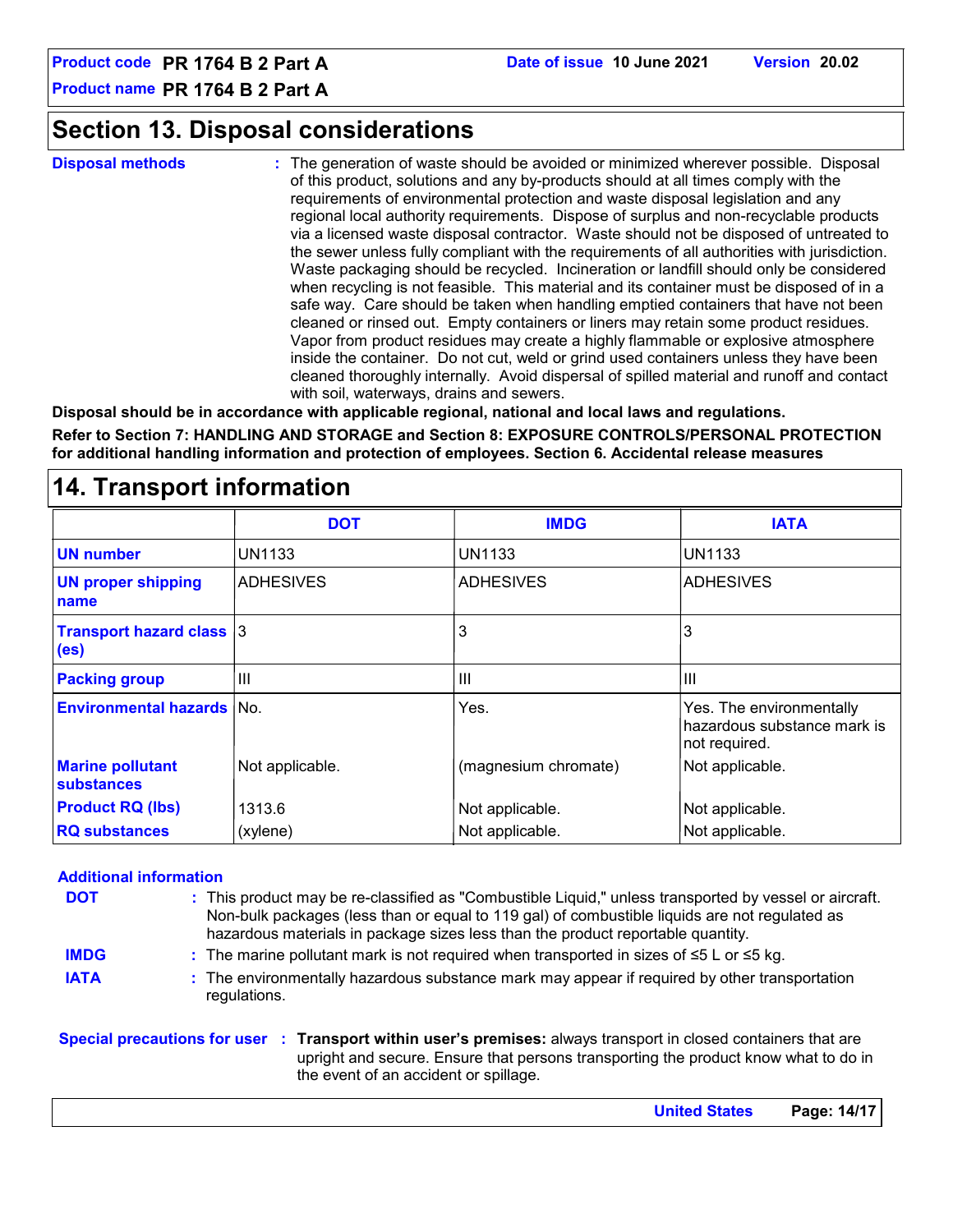## Section 13. Disposal considerations

**Disposal methods** : The generation of waste should be avoided or minimized wherever possible. Disposal of this product, solutions and any by-products should at all times comply with the requirements of environmental protection and waste disposal legislation and any regional local authority requirements. Dispose of surplus and non-recyclable products via a licensed waste disposal contractor. Waste should not be disposed of untreated to the sewer unless fully compliant with the requirements of all authorities with jurisdiction. Waste packaging should be recycled. Incineration or landfill should only be considered when recycling is not feasible. This material and its container must be disposed of in a safe way. Care should be taken when handling emptied containers that have not been cleaned or rinsed out. Empty containers or liners may retain some product residues. Vapor from product residues may create a highly flammable or explosive atmosphere inside the container. Do not cut, weld or grind used containers unless they have been cleaned thoroughly internally. Avoid dispersal of spilled material and runoff and contact with soil, waterways, drains and sewers.

**Disposal should be in accordance with applicable regional, national and local laws and regulations.**

**Refer to Section 7: HANDLING AND STORAGE and Section 8: EXPOSURE CONTROLS/PERSONAL PROTECTION for additional handling information and protection of employees. Section 6. Accidental release measures**

## 14. Transport information

| | DOT | IMDG | IATA |
|---|---|---|---|
| **UN number** | UN1133 | UN1133 | UN1133 |
| **UN proper shipping name** | ADHESIVES | ADHESIVES | ADHESIVES |
| **Transport hazard class (es)** | 3 | 3 | 3 |
| **Packing group** | III | III | III |
| **Environmental hazards** | No. | Yes. | Yes. The environmentally hazardous substance mark is not required. |
| **Marine pollutant substances** | Not applicable. | (magnesium chromate) | Not applicable. |
| **Product RQ (lbs)** | 1313.6 | Not applicable. | Not applicable. |
| **RQ substances** | (xylene) | Not applicable. | Not applicable. |

**Additional information**

**DOT** : This product may be re-classified as "Combustible Liquid," unless transported by vessel or aircraft. Non-bulk packages (less than or equal to 119 gal) of combustible liquids are not regulated as hazardous materials in package sizes less than the product reportable quantity.

**IMDG** : The marine pollutant mark is not required when transported in sizes of ≤5 L or ≤5 kg.

**IATA** : The environmentally hazardous substance mark may appear if required by other transportation regulations.

**Special precautions for user** : **Transport within user's premises:** always transport in closed containers that are upright and secure. Ensure that persons transporting the product know what to do in the event of an accident or spillage.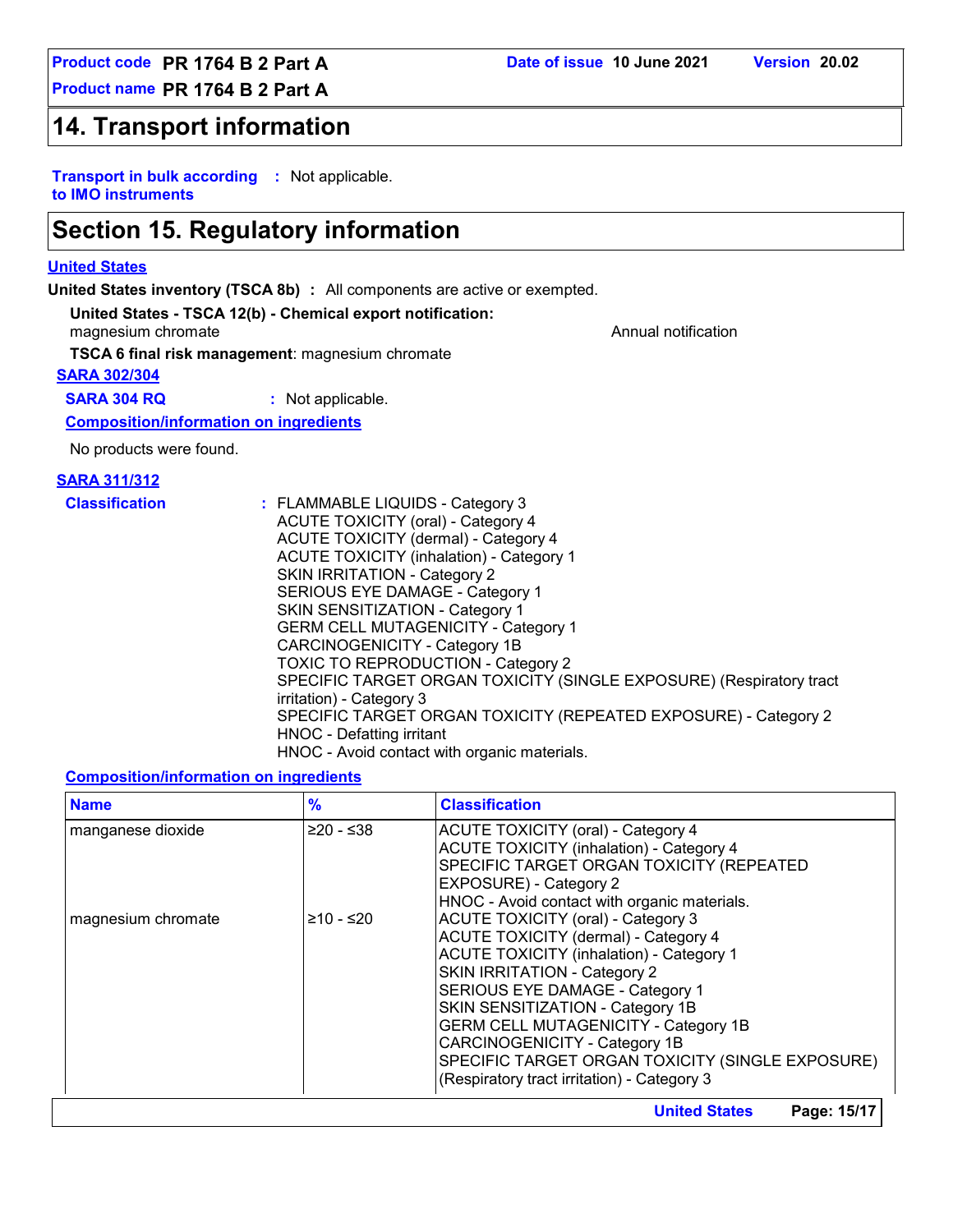## 14. Transport information

**Transport in bulk according to IMO instruments** : Not applicable.

## Section 15. Regulatory information

**United States**

**United States inventory (TSCA 8b)** : All components are active or exempted.

**United States - TSCA 12(b) - Chemical export notification:**

magnesium chromate — Annual notification

**TSCA 6 final risk management**: magnesium chromate

**SARA 302/304**

**SARA 304 RQ** : Not applicable.

**Composition/information on ingredients**

No products were found.

**SARA 311/312**

**Classification** : FLAMMABLE LIQUIDS - Category 3
ACUTE TOXICITY (oral) - Category 4
ACUTE TOXICITY (dermal) - Category 4
ACUTE TOXICITY (inhalation) - Category 1
SKIN IRRITATION - Category 2
SERIOUS EYE DAMAGE - Category 1
SKIN SENSITIZATION - Category 1
GERM CELL MUTAGENICITY - Category 1
CARCINOGENICITY - Category 1B
TOXIC TO REPRODUCTION - Category 2
SPECIFIC TARGET ORGAN TOXICITY (SINGLE EXPOSURE) (Respiratory tract irritation) - Category 3
SPECIFIC TARGET ORGAN TOXICITY (REPEATED EXPOSURE) - Category 2
HNOC - Defatting irritant
HNOC - Avoid contact with organic materials.

**Composition/information on ingredients**

| Name | % | Classification |
|---|---|---|
| manganese dioxide | ≥20 - ≤38 | ACUTE TOXICITY (oral) - Category 4<br>ACUTE TOXICITY (inhalation) - Category 4<br>SPECIFIC TARGET ORGAN TOXICITY (REPEATED EXPOSURE) - Category 2<br>HNOC - Avoid contact with organic materials. |
| magnesium chromate | ≥10 - ≤20 | ACUTE TOXICITY (oral) - Category 3<br>ACUTE TOXICITY (dermal) - Category 4<br>ACUTE TOXICITY (inhalation) - Category 1<br>SKIN IRRITATION - Category 2<br>SERIOUS EYE DAMAGE - Category 1<br>SKIN SENSITIZATION - Category 1B<br>GERM CELL MUTAGENICITY - Category 1B<br>CARCINOGENICITY - Category 1B<br>SPECIFIC TARGET ORGAN TOXICITY (SINGLE EXPOSURE) (Respiratory tract irritation) - Category 3 |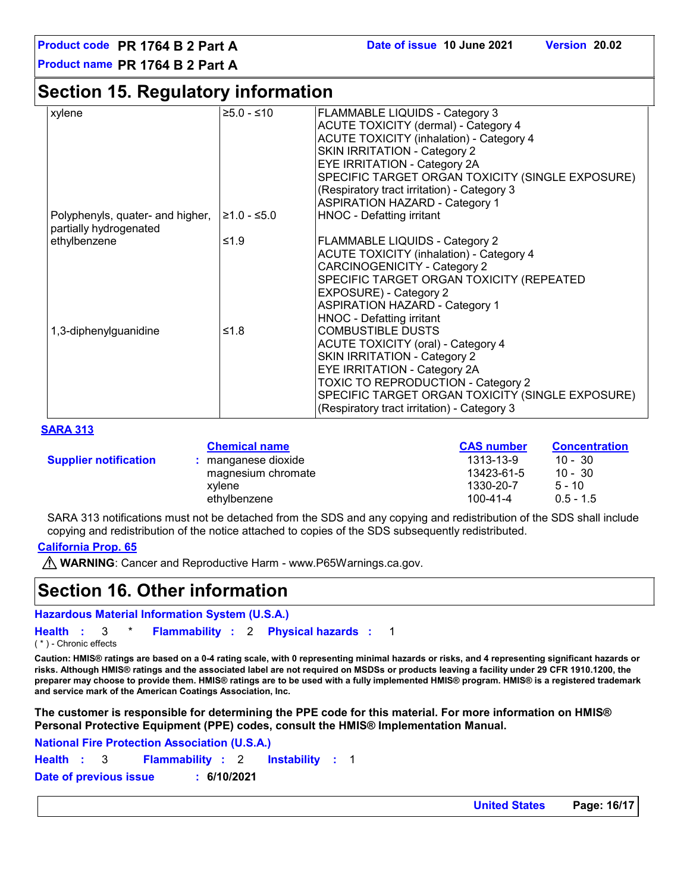## Section 15. Regulatory information

| | | |
|---|---|---|
| xylene | ≥5.0 - ≤10 | FLAMMABLE LIQUIDS - Category 3<br>ACUTE TOXICITY (dermal) - Category 4<br>ACUTE TOXICITY (inhalation) - Category 4<br>SKIN IRRITATION - Category 2<br>EYE IRRITATION - Category 2A<br>SPECIFIC TARGET ORGAN TOXICITY (SINGLE EXPOSURE) (Respiratory tract irritation) - Category 3<br>ASPIRATION HAZARD - Category 1 |
| Polyphenyls, quater- and higher, partially hydrogenated | ≥1.0 - ≤5.0 | HNOC - Defatting irritant |
| ethylbenzene | ≤1.9 | FLAMMABLE LIQUIDS - Category 2<br>ACUTE TOXICITY (inhalation) - Category 4<br>CARCINOGENICITY - Category 2<br>SPECIFIC TARGET ORGAN TOXICITY (REPEATED EXPOSURE) - Category 2<br>ASPIRATION HAZARD - Category 1<br>HNOC - Defatting irritant |
| 1,3-diphenylguanidine | ≤1.8 | COMBUSTIBLE DUSTS<br>ACUTE TOXICITY (oral) - Category 4<br>SKIN IRRITATION - Category 2<br>EYE IRRITATION - Category 2A<br>TOXIC TO REPRODUCTION - Category 2<br>SPECIFIC TARGET ORGAN TOXICITY (SINGLE EXPOSURE) (Respiratory tract irritation) - Category 3 |

**SARA 313**

| | Chemical name | CAS number | Concentration |
|---|---|---|---|
| **Supplier notification** : | manganese dioxide | 1313-13-9 | 10 - 30 |
| | magnesium chromate | 13423-61-5 | 10 - 30 |
| | xylene | 1330-20-7 | 5 - 10 |
| | ethylbenzene | 100-41-4 | 0.5 - 1.5 |

SARA 313 notifications must not be detached from the SDS and any copying and redistribution of the SDS shall include copying and redistribution of the notice attached to copies of the SDS subsequently redistributed.

**California Prop. 65**

⚠ **WARNING**: Cancer and Reproductive Harm - www.P65Warnings.ca.gov.

## Section 16. Other information

**Hazardous Material Information System (U.S.A.)**

**Health** : 3 * **Flammability** : 2 **Physical hazards** : 1

( * ) - Chronic effects

**Caution: HMIS® ratings are based on a 0-4 rating scale, with 0 representing minimal hazards or risks, and 4 representing significant hazards or risks. Although HMIS® ratings and the associated label are not required on MSDSs or products leaving a facility under 29 CFR 1910.1200, the preparer may choose to provide them. HMIS® ratings are to be used with a fully implemented HMIS® program. HMIS® is a registered trademark and service mark of the American Coatings Association, Inc.**

**The customer is responsible for determining the PPE code for this material. For more information on HMIS® Personal Protective Equipment (PPE) codes, consult the HMIS® Implementation Manual.**

**National Fire Protection Association (U.S.A.)**

**Health** : 3 **Flammability** : 2 **Instability** : 1

**Date of previous issue** : **6/10/2021**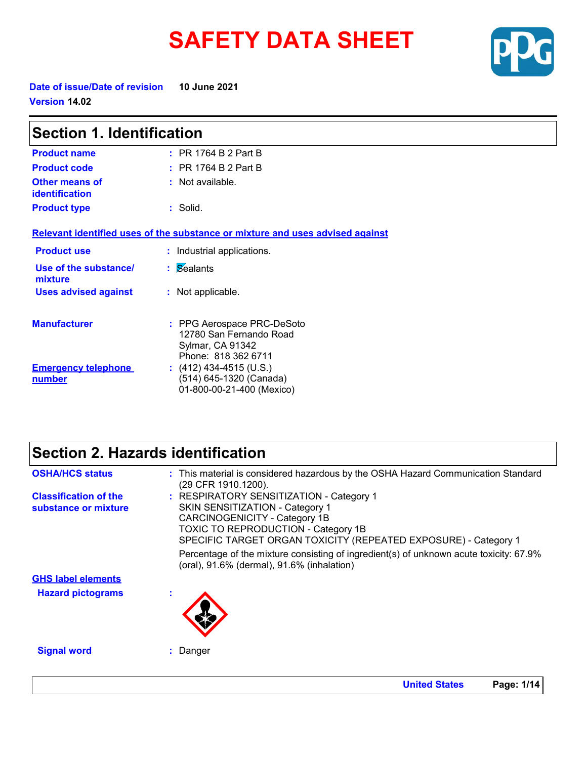# SAFETY DATA SHEET

**Date of issue/Date of revision** 10 June 2021

**Version** 14.02

## Section 1. Identification

| | | |
|---|---|---|
| **Product name** | : | PR 1764 B 2 Part B |
| **Product code** | : | PR 1764 B 2 Part B |
| **Other means of identification** | : | Not available. |
| **Product type** | : | Solid. |

**Relevant identified uses of the substance or mixture and uses advised against**

| | | |
|---|---|---|
| **Product use** | : | Industrial applications. |
| **Use of the substance/ mixture** | : | Sealants |
| **Uses advised against** | : | Not applicable. |

| | | |
|---|---|---|
| **Manufacturer** | : | PPG Aerospace PRC-DeSoto<br>12780 San Fernando Road<br>Sylmar, CA 91342<br>Phone: 818 362 6711 |
| **Emergency telephone number** | : | (412) 434-4515 (U.S.)<br>(514) 645-1320 (Canada)<br>01-800-00-21-400 (Mexico) |

## Section 2. Hazards identification

| | | |
|---|---|---|
| **OSHA/HCS status** | : | This material is considered hazardous by the OSHA Hazard Communication Standard (29 CFR 1910.1200). |
| **Classification of the substance or mixture** | : | RESPIRATORY SENSITIZATION - Category 1<br>SKIN SENSITIZATION - Category 1<br>CARCINOGENICITY - Category 1B<br>TOXIC TO REPRODUCTION - Category 1B<br>SPECIFIC TARGET ORGAN TOXICITY (REPEATED EXPOSURE) - Category 1<br>Percentage of the mixture consisting of ingredient(s) of unknown acute toxicity: 67.9% (oral), 91.6% (dermal), 91.6% (inhalation) |

**GHS label elements**

| | | |
|---|---|---|
| **Hazard pictograms** | : | |
| **Signal word** | : | Danger |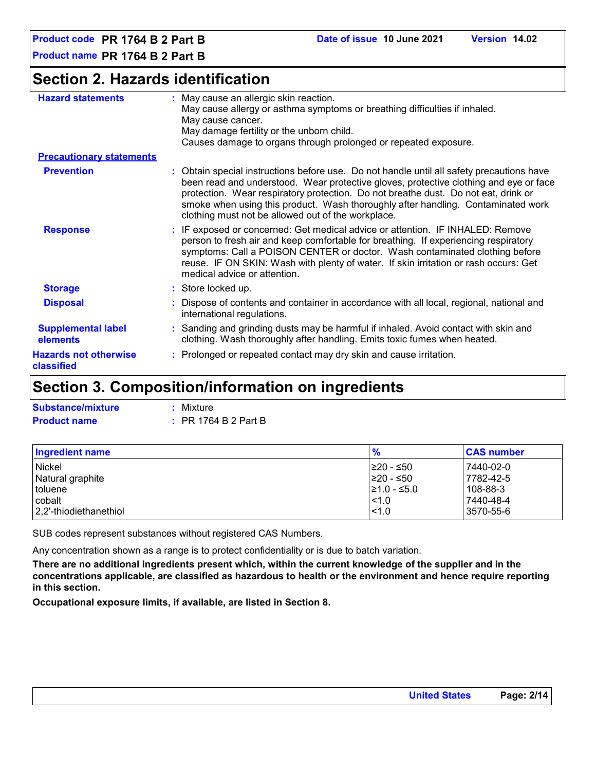## Section 2. Hazards identification

**Hazard statements** : May cause an allergic skin reaction.
May cause allergy or asthma symptoms or breathing difficulties if inhaled.
May cause cancer.
May damage fertility or the unborn child.
Causes damage to organs through prolonged or repeated exposure.

**Precautionary statements**

**Prevention** : Obtain special instructions before use. Do not handle until all safety precautions have been read and understood. Wear protective gloves, protective clothing and eye or face protection. Wear respiratory protection. Do not breathe dust. Do not eat, drink or smoke when using this product. Wash thoroughly after handling. Contaminated work clothing must not be allowed out of the workplace.

**Response** : IF exposed or concerned: Get medical advice or attention. IF INHALED: Remove person to fresh air and keep comfortable for breathing. If experiencing respiratory symptoms: Call a POISON CENTER or doctor. Wash contaminated clothing before reuse. IF ON SKIN: Wash with plenty of water. If skin irritation or rash occurs: Get medical advice or attention.

**Storage** : Store locked up.

**Disposal** : Dispose of contents and container in accordance with all local, regional, national and international regulations.

**Supplemental label elements** : Sanding and grinding dusts may be harmful if inhaled. Avoid contact with skin and clothing. Wash thoroughly after handling. Emits toxic fumes when heated.

**Hazards not otherwise classified** : Prolonged or repeated contact may dry skin and cause irritation.

## Section 3. Composition/information on ingredients

**Substance/mixture** : Mixture

**Product name** : PR 1764 B 2 Part B

| Ingredient name | % | CAS number |
|---|---|---|
| Nickel | ≥20 - ≤50 | 7440-02-0 |
| Natural graphite | ≥20 - ≤50 | 7782-42-5 |
| toluene | ≥1.0 - ≤5.0 | 108-88-3 |
| cobalt | <1.0 | 7440-48-4 |
| 2,2'-thiodiethanethiol | <1.0 | 3570-55-6 |

SUB codes represent substances without registered CAS Numbers.

Any concentration shown as a range is to protect confidentiality or is due to batch variation.

**There are no additional ingredients present which, within the current knowledge of the supplier and in the concentrations applicable, are classified as hazardous to health or the environment and hence require reporting in this section.**

**Occupational exposure limits, if available, are listed in Section 8.**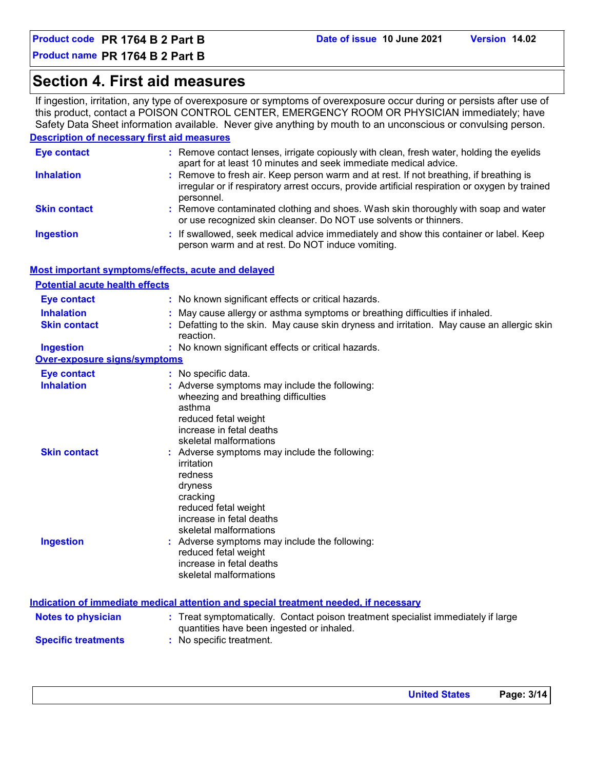## Section 4. First aid measures

If ingestion, irritation, any type of overexposure or symptoms of overexposure occur during or persists after use of this product, contact a POISON CONTROL CENTER, EMERGENCY ROOM OR PHYSICIAN immediately; have Safety Data Sheet information available. Never give anything by mouth to an unconscious or convulsing person.

### Description of necessary first aid measures

**Eye contact** : Remove contact lenses, irrigate copiously with clean, fresh water, holding the eyelids apart for at least 10 minutes and seek immediate medical advice.

**Inhalation** : Remove to fresh air. Keep person warm and at rest. If not breathing, if breathing is irregular or if respiratory arrest occurs, provide artificial respiration or oxygen by trained personnel.

**Skin contact** : Remove contaminated clothing and shoes. Wash skin thoroughly with soap and water or use recognized skin cleanser. Do NOT use solvents or thinners.

**Ingestion** : If swallowed, seek medical advice immediately and show this container or label. Keep person warm and at rest. Do NOT induce vomiting.

### Most important symptoms/effects, acute and delayed

#### Potential acute health effects

**Eye contact** : No known significant effects or critical hazards.

**Inhalation** : May cause allergy or asthma symptoms or breathing difficulties if inhaled.

**Skin contact** : Defatting to the skin. May cause skin dryness and irritation. May cause an allergic skin reaction.

**Ingestion** : No known significant effects or critical hazards.

#### Over-exposure signs/symptoms

**Eye contact** : No specific data.

**Inhalation** : Adverse symptoms may include the following:
wheezing and breathing difficulties
asthma
reduced fetal weight
increase in fetal deaths
skeletal malformations

**Skin contact** : Adverse symptoms may include the following:
irritation
redness
dryness
cracking
reduced fetal weight
increase in fetal deaths
skeletal malformations

**Ingestion** : Adverse symptoms may include the following:
reduced fetal weight
increase in fetal deaths
skeletal malformations

### Indication of immediate medical attention and special treatment needed, if necessary

**Notes to physician** : Treat symptomatically. Contact poison treatment specialist immediately if large quantities have been ingested or inhaled.

**Specific treatments** : No specific treatment.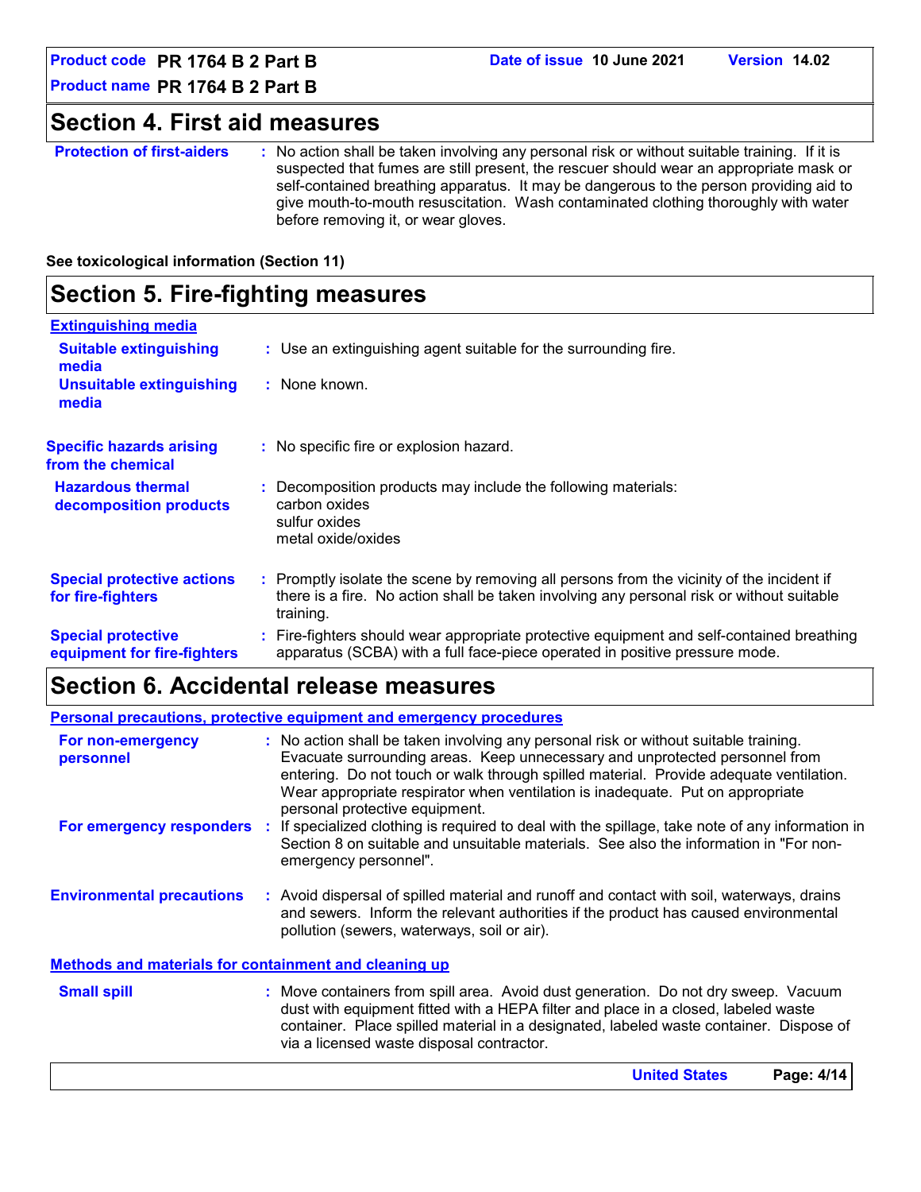## Section 4. First aid measures

**Protection of first-aiders** : No action shall be taken involving any personal risk or without suitable training. If it is suspected that fumes are still present, the rescuer should wear an appropriate mask or self-contained breathing apparatus. It may be dangerous to the person providing aid to give mouth-to-mouth resuscitation. Wash contaminated clothing thoroughly with water before removing it, or wear gloves.

**See toxicological information (Section 11)**

## Section 5. Fire-fighting measures

### Extinguishing media

**Suitable extinguishing media** : Use an extinguishing agent suitable for the surrounding fire.

**Unsuitable extinguishing media** : None known.

**Specific hazards arising from the chemical** : No specific fire or explosion hazard.

**Hazardous thermal decomposition products** : Decomposition products may include the following materials:
carbon oxides
sulfur oxides
metal oxide/oxides

**Special protective actions for fire-fighters** : Promptly isolate the scene by removing all persons from the vicinity of the incident if there is a fire. No action shall be taken involving any personal risk or without suitable training.

**Special protective equipment for fire-fighters** : Fire-fighters should wear appropriate protective equipment and self-contained breathing apparatus (SCBA) with a full face-piece operated in positive pressure mode.

## Section 6. Accidental release measures

### Personal precautions, protective equipment and emergency procedures

**For non-emergency personnel** : No action shall be taken involving any personal risk or without suitable training. Evacuate surrounding areas. Keep unnecessary and unprotected personnel from entering. Do not touch or walk through spilled material. Provide adequate ventilation. Wear appropriate respirator when ventilation is inadequate. Put on appropriate personal protective equipment.

**For emergency responders** : If specialized clothing is required to deal with the spillage, take note of any information in Section 8 on suitable and unsuitable materials. See also the information in "For non-emergency personnel".

**Environmental precautions** : Avoid dispersal of spilled material and runoff and contact with soil, waterways, drains and sewers. Inform the relevant authorities if the product has caused environmental pollution (sewers, waterways, soil or air).

### Methods and materials for containment and cleaning up

**Small spill** : Move containers from spill area. Avoid dust generation. Do not dry sweep. Vacuum dust with equipment fitted with a HEPA filter and place in a closed, labeled waste container. Place spilled material in a designated, labeled waste container. Dispose of via a licensed waste disposal contractor.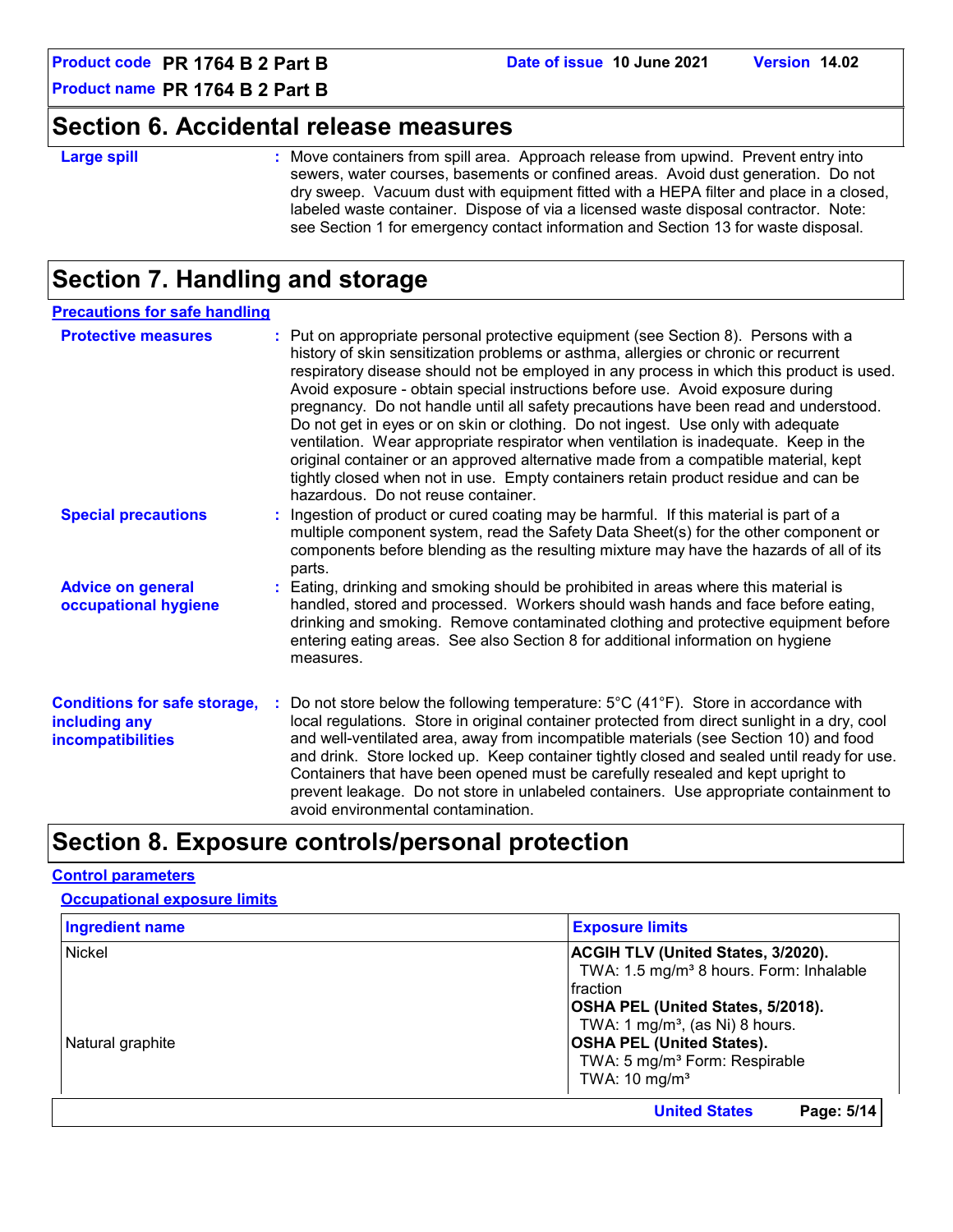## Section 6. Accidental release measures

**Large spill** : Move containers from spill area. Approach release from upwind. Prevent entry into sewers, water courses, basements or confined areas. Avoid dust generation. Do not dry sweep. Vacuum dust with equipment fitted with a HEPA filter and place in a closed, labeled waste container. Dispose of via a licensed waste disposal contractor. Note: see Section 1 for emergency contact information and Section 13 for waste disposal.

## Section 7. Handling and storage

### Precautions for safe handling

**Protective measures** : Put on appropriate personal protective equipment (see Section 8). Persons with a history of skin sensitization problems or asthma, allergies or chronic or recurrent respiratory disease should not be employed in any process in which this product is used. Avoid exposure - obtain special instructions before use. Avoid exposure during pregnancy. Do not handle until all safety precautions have been read and understood. Do not get in eyes or on skin or clothing. Do not ingest. Use only with adequate ventilation. Wear appropriate respirator when ventilation is inadequate. Keep in the original container or an approved alternative made from a compatible material, kept tightly closed when not in use. Empty containers retain product residue and can be hazardous. Do not reuse container.

**Special precautions** : Ingestion of product or cured coating may be harmful. If this material is part of a multiple component system, read the Safety Data Sheet(s) for the other component or components before blending as the resulting mixture may have the hazards of all of its parts.

**Advice on general occupational hygiene** : Eating, drinking and smoking should be prohibited in areas where this material is handled, stored and processed. Workers should wash hands and face before eating, drinking and smoking. Remove contaminated clothing and protective equipment before entering eating areas. See also Section 8 for additional information on hygiene measures.

**Conditions for safe storage, including any incompatibilities** : Do not store below the following temperature: 5°C (41°F). Store in accordance with local regulations. Store in original container protected from direct sunlight in a dry, cool and well-ventilated area, away from incompatible materials (see Section 10) and food and drink. Store locked up. Keep container tightly closed and sealed until ready for use. Containers that have been opened must be carefully resealed and kept upright to prevent leakage. Do not store in unlabeled containers. Use appropriate containment to avoid environmental contamination.

## Section 8. Exposure controls/personal protection

### Control parameters

#### Occupational exposure limits

| Ingredient name | Exposure limits |
|---|---|
| Nickel | **ACGIH TLV (United States, 3/2020).**<br>TWA: 1.5 mg/m³ 8 hours. Form: Inhalable fraction<br>**OSHA PEL (United States, 5/2018).**<br>TWA: 1 mg/m³, (as Ni) 8 hours. |
| Natural graphite | **OSHA PEL (United States).**<br>TWA: 5 mg/m³ Form: Respirable<br>TWA: 10 mg/m³ |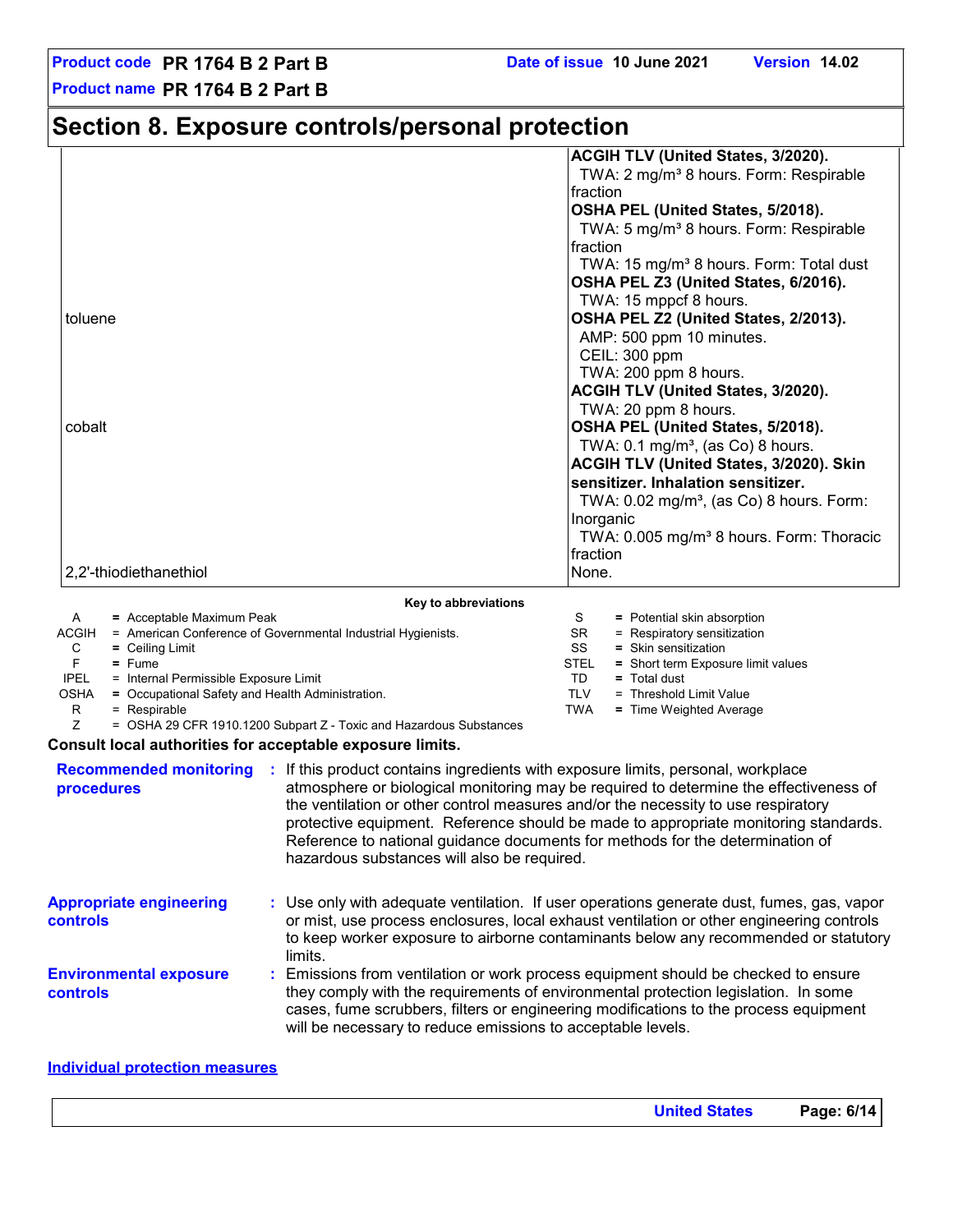## Section 8. Exposure controls/personal protection

| | |
|---|---|
| | **ACGIH TLV (United States, 3/2020).**<br>TWA: 2 mg/m³ 8 hours. Form: Respirable fraction<br>**OSHA PEL (United States, 5/2018).**<br>TWA: 5 mg/m³ 8 hours. Form: Respirable fraction<br>TWA: 15 mg/m³ 8 hours. Form: Total dust<br>**OSHA PEL Z3 (United States, 6/2016).**<br>TWA: 15 mppcf 8 hours. |
| toluene | **OSHA PEL Z2 (United States, 2/2013).**<br>AMP: 500 ppm 10 minutes.<br>CEIL: 300 ppm<br>TWA: 200 ppm 8 hours.<br>**ACGIH TLV (United States, 3/2020).**<br>TWA: 20 ppm 8 hours. |
| cobalt | **OSHA PEL (United States, 5/2018).**<br>TWA: 0.1 mg/m³, (as Co) 8 hours.<br>**ACGIH TLV (United States, 3/2020). Skin sensitizer. Inhalation sensitizer.**<br>TWA: 0.02 mg/m³, (as Co) 8 hours. Form: Inorganic<br>TWA: 0.005 mg/m³ 8 hours. Form: Thoracic fraction |
| 2,2'-thiodiethanethiol | None. |

**Key to abbreviations**

| | | | |
|---|---|---|---|
| A | = Acceptable Maximum Peak | S | = Potential skin absorption |
| ACGIH | = American Conference of Governmental Industrial Hygienists. | SR | = Respiratory sensitization |
| C | = Ceiling Limit | SS | = Skin sensitization |
| F | = Fume | STEL | = Short term Exposure limit values |
| IPEL | = Internal Permissible Exposure Limit | TD | = Total dust |
| OSHA | = Occupational Safety and Health Administration. | TLV | = Threshold Limit Value |
| R | = Respirable | TWA | = Time Weighted Average |
| Z | = OSHA 29 CFR 1910.1200 Subpart Z - Toxic and Hazardous Substances | | |

**Consult local authorities for acceptable exposure limits.**

**Recommended monitoring procedures** : If this product contains ingredients with exposure limits, personal, workplace atmosphere or biological monitoring may be required to determine the effectiveness of the ventilation or other control measures and/or the necessity to use respiratory protective equipment. Reference should be made to appropriate monitoring standards. Reference to national guidance documents for methods for the determination of hazardous substances will also be required.

**Appropriate engineering controls** : Use only with adequate ventilation. If user operations generate dust, fumes, gas, vapor or mist, use process enclosures, local exhaust ventilation or other engineering controls to keep worker exposure to airborne contaminants below any recommended or statutory limits.

**Environmental exposure controls** : Emissions from ventilation or work process equipment should be checked to ensure they comply with the requirements of environmental protection legislation. In some cases, fume scrubbers, filters or engineering modifications to the process equipment will be necessary to reduce emissions to acceptable levels.

**Individual protection measures**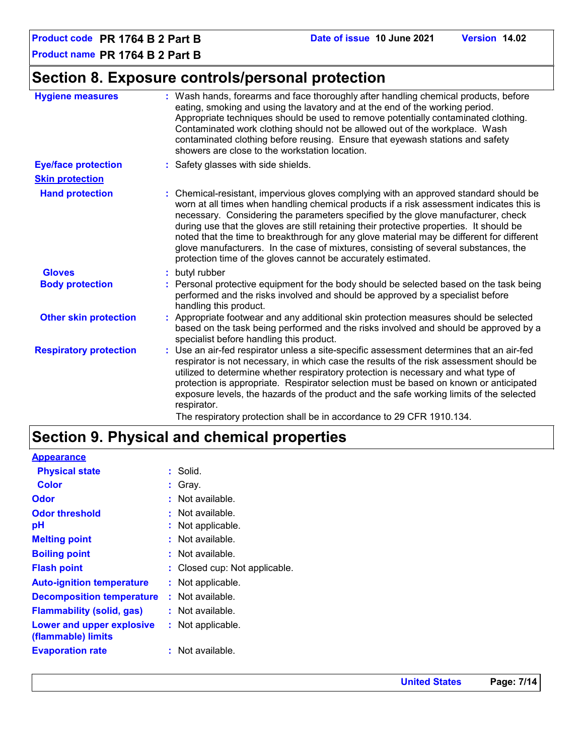## Section 8. Exposure controls/personal protection

**Hygiene measures** : Wash hands, forearms and face thoroughly after handling chemical products, before eating, smoking and using the lavatory and at the end of the working period. Appropriate techniques should be used to remove potentially contaminated clothing. Contaminated work clothing should not be allowed out of the workplace. Wash contaminated clothing before reusing. Ensure that eyewash stations and safety showers are close to the workstation location.

**Eye/face protection** : Safety glasses with side shields.

**Skin protection**

**Hand protection** : Chemical-resistant, impervious gloves complying with an approved standard should be worn at all times when handling chemical products if a risk assessment indicates this is necessary. Considering the parameters specified by the glove manufacturer, check during use that the gloves are still retaining their protective properties. It should be noted that the time to breakthrough for any glove material may be different for different glove manufacturers. In the case of mixtures, consisting of several substances, the protection time of the gloves cannot be accurately estimated.

**Gloves** : butyl rubber

**Body protection** : Personal protective equipment for the body should be selected based on the task being performed and the risks involved and should be approved by a specialist before handling this product.

**Other skin protection** : Appropriate footwear and any additional skin protection measures should be selected based on the task being performed and the risks involved and should be approved by a specialist before handling this product.

**Respiratory protection** : Use an air-fed respirator unless a site-specific assessment determines that an air-fed respirator is not necessary, in which case the results of the risk assessment should be utilized to determine whether respiratory protection is necessary and what type of protection is appropriate. Respirator selection must be based on known or anticipated exposure levels, the hazards of the product and the safe working limits of the selected respirator.
The respiratory protection shall be in accordance to 29 CFR 1910.134.

## Section 9. Physical and chemical properties

**Appearance**

**Physical state** : Solid.

**Color** : Gray.

**Odor** : Not available.

**Odor threshold** : Not available.

**pH** : Not applicable.

**Melting point** : Not available.

**Boiling point** : Not available.

**Flash point** : Closed cup: Not applicable.

**Auto-ignition temperature** : Not applicable.

**Decomposition temperature** : Not available.

**Flammability (solid, gas)** : Not available.

**Lower and upper explosive (flammable) limits** : Not applicable.

**Evaporation rate** : Not available.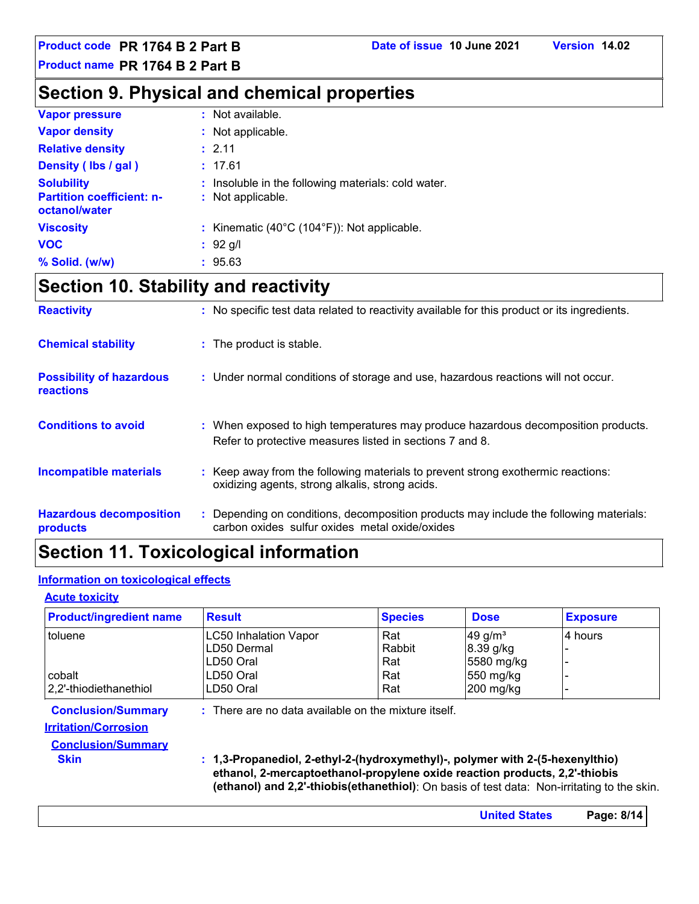## Section 9. Physical and chemical properties

**Vapor pressure** : Not available.

**Vapor density** : Not applicable.

**Relative density** : 2.11

**Density ( lbs / gal )** : 17.61

**Solubility** : Insoluble in the following materials: cold water.

**Partition coefficient: n-octanol/water** : Not applicable.

**Viscosity** : Kinematic (40°C (104°F)): Not applicable.

**VOC** : 92 g/l

**% Solid. (w/w)** : 95.63

## Section 10. Stability and reactivity

**Reactivity** : No specific test data related to reactivity available for this product or its ingredients.

**Chemical stability** : The product is stable.

**Possibility of hazardous reactions** : Under normal conditions of storage and use, hazardous reactions will not occur.

**Conditions to avoid** : When exposed to high temperatures may produce hazardous decomposition products. Refer to protective measures listed in sections 7 and 8.

**Incompatible materials** : Keep away from the following materials to prevent strong exothermic reactions: oxidizing agents, strong alkalis, strong acids.

**Hazardous decomposition products** : Depending on conditions, decomposition products may include the following materials: carbon oxides sulfur oxides metal oxide/oxides

## Section 11. Toxicological information

### Information on toxicological effects

#### Acute toxicity

| Product/ingredient name | Result | Species | Dose | Exposure |
|---|---|---|---|---|
| toluene | LC50 Inhalation Vapor | Rat | 49 g/m³ | 4 hours |
| | LD50 Dermal | Rabbit | 8.39 g/kg | - |
| | LD50 Oral | Rat | 5580 mg/kg | - |
| cobalt | LD50 Oral | Rat | 550 mg/kg | - |
| 2,2'-thiodiethanethiol | LD50 Oral | Rat | 200 mg/kg | - |

**Conclusion/Summary** : There are no data available on the mixture itself.

#### Irritation/Corrosion

**Conclusion/Summary**

**Skin** : **1,3-Propanediol, 2-ethyl-2-(hydroxymethyl)-, polymer with 2-(5-hexenylthio) ethanol, 2-mercaptoethanol-propylene oxide reaction products, 2,2'-thiobis (ethanol) and 2,2'-thiobis(ethanethiol)**: On basis of test data: Non-irritating to the skin.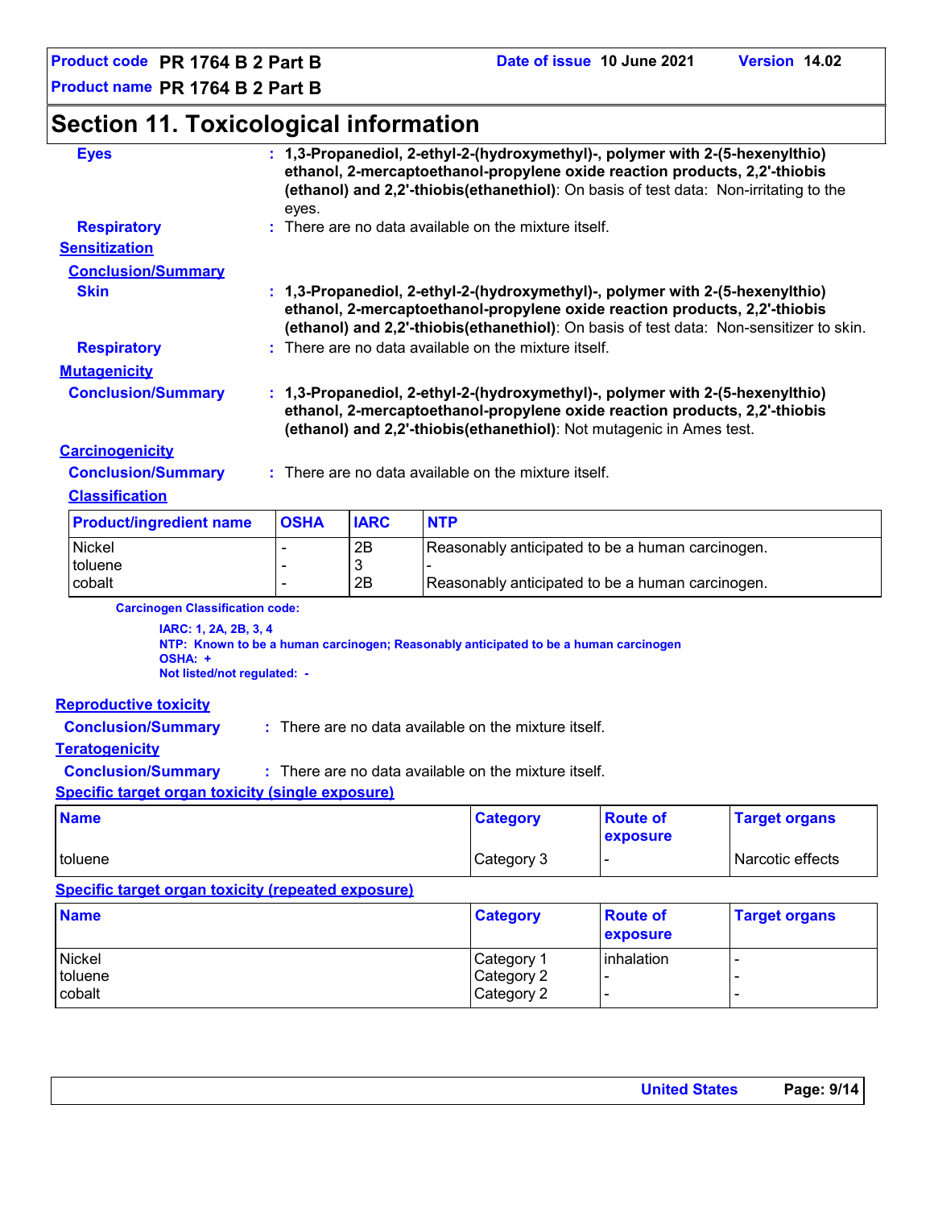## Section 11. Toxicological information

**Eyes** : **1,3-Propanediol, 2-ethyl-2-(hydroxymethyl)-, polymer with 2-(5-hexenylthio) ethanol, 2-mercaptoethanol-propylene oxide reaction products, 2,2'-thiobis (ethanol) and 2,2'-thiobis(ethanethiol)**: On basis of test data: Non-irritating to the eyes.

**Respiratory** : There are no data available on the mixture itself.

**Sensitization**

**Conclusion/Summary**

**Skin** : **1,3-Propanediol, 2-ethyl-2-(hydroxymethyl)-, polymer with 2-(5-hexenylthio) ethanol, 2-mercaptoethanol-propylene oxide reaction products, 2,2'-thiobis (ethanol) and 2,2'-thiobis(ethanethiol)**: On basis of test data: Non-sensitizer to skin.

**Respiratory** : There are no data available on the mixture itself.

**Mutagenicity**

**Conclusion/Summary** : **1,3-Propanediol, 2-ethyl-2-(hydroxymethyl)-, polymer with 2-(5-hexenylthio) ethanol, 2-mercaptoethanol-propylene oxide reaction products, 2,2'-thiobis (ethanol) and 2,2'-thiobis(ethanethiol)**: Not mutagenic in Ames test.

**Carcinogenicity**

**Conclusion/Summary** : There are no data available on the mixture itself.

**Classification**

| Product/ingredient name | OSHA | IARC | NTP |
|---|---|---|---|
| Nickel | - | 2B | Reasonably anticipated to be a human carcinogen. |
| toluene | - | 3 | - |
| cobalt | - | 2B | Reasonably anticipated to be a human carcinogen. |

**Carcinogen Classification code:**

**IARC: 1, 2A, 2B, 3, 4**
**NTP: Known to be a human carcinogen; Reasonably anticipated to be a human carcinogen**
**OSHA: +**
**Not listed/not regulated: -**

**Reproductive toxicity**

**Conclusion/Summary** : There are no data available on the mixture itself.

**Teratogenicity**

**Conclusion/Summary** : There are no data available on the mixture itself.

**Specific target organ toxicity (single exposure)**

| Name | Category | Route of exposure | Target organs |
|---|---|---|---|
| toluene | Category 3 | - | Narcotic effects |

**Specific target organ toxicity (repeated exposure)**

| Name | Category | Route of exposure | Target organs |
|---|---|---|---|
| Nickel | Category 1 | inhalation | - |
| toluene | Category 2 | - | - |
| cobalt | Category 2 | - | - |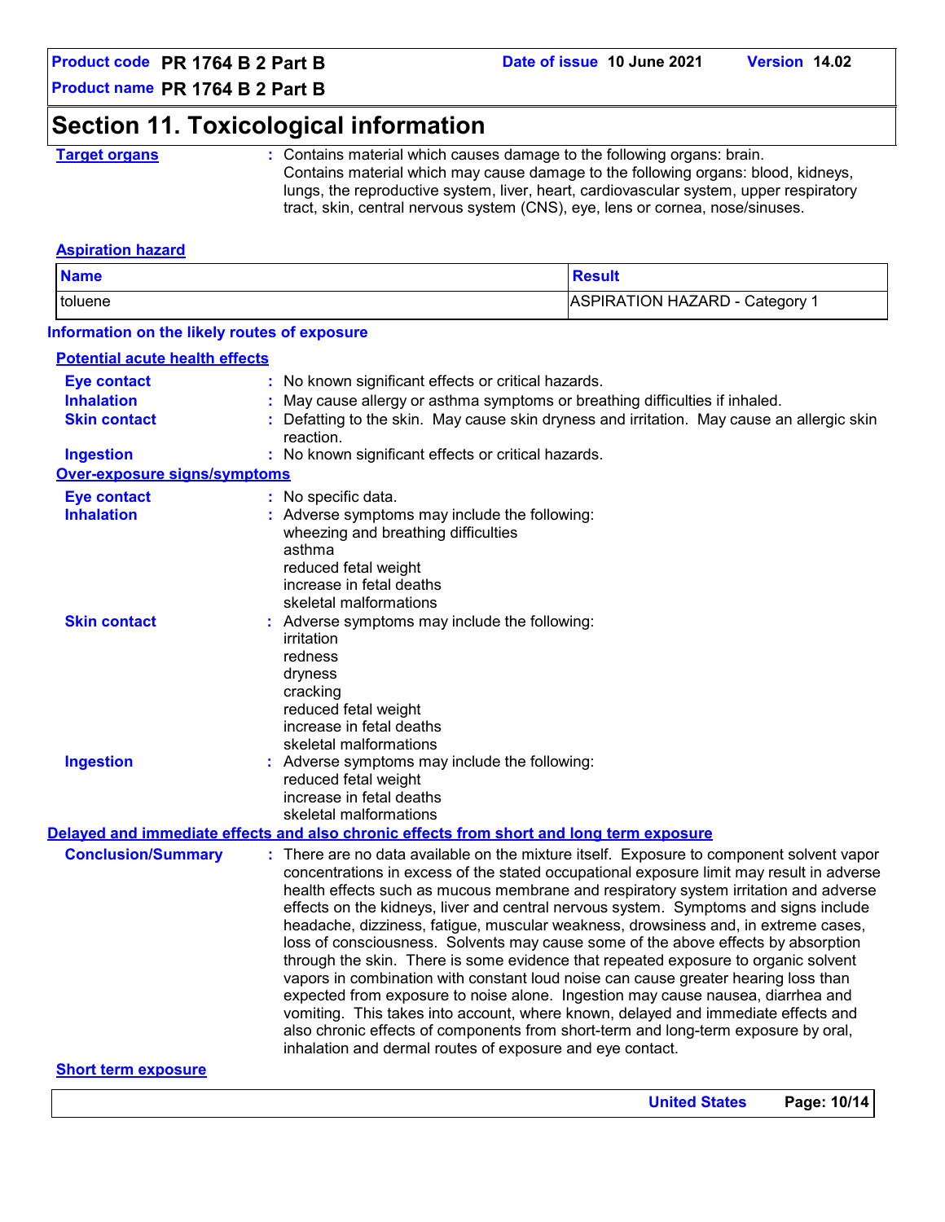## Section 11. Toxicological information

**Target organs** : Contains material which causes damage to the following organs: brain. Contains material which may cause damage to the following organs: blood, kidneys, lungs, the reproductive system, liver, heart, cardiovascular system, upper respiratory tract, skin, central nervous system (CNS), eye, lens or cornea, nose/sinuses.

**Aspiration hazard**

| Name | Result |
| --- | --- |
| toluene | ASPIRATION HAZARD - Category 1 |

**Information on the likely routes of exposure**

**Potential acute health effects**

**Eye contact** : No known significant effects or critical hazards.

**Inhalation** : May cause allergy or asthma symptoms or breathing difficulties if inhaled.

**Skin contact** : Defatting to the skin. May cause skin dryness and irritation. May cause an allergic skin reaction.

**Ingestion** : No known significant effects or critical hazards.

**Over-exposure signs/symptoms**

**Eye contact** : No specific data.

**Inhalation** : Adverse symptoms may include the following:
wheezing and breathing difficulties
asthma
reduced fetal weight
increase in fetal deaths
skeletal malformations

**Skin contact** : Adverse symptoms may include the following:
irritation
redness
dryness
cracking
reduced fetal weight
increase in fetal deaths
skeletal malformations

**Ingestion** : Adverse symptoms may include the following:
reduced fetal weight
increase in fetal deaths
skeletal malformations

**Delayed and immediate effects and also chronic effects from short and long term exposure**

**Conclusion/Summary** : There are no data available on the mixture itself. Exposure to component solvent vapor concentrations in excess of the stated occupational exposure limit may result in adverse health effects such as mucous membrane and respiratory system irritation and adverse effects on the kidneys, liver and central nervous system. Symptoms and signs include headache, dizziness, fatigue, muscular weakness, drowsiness and, in extreme cases, loss of consciousness. Solvents may cause some of the above effects by absorption through the skin. There is some evidence that repeated exposure to organic solvent vapors in combination with constant loud noise can cause greater hearing loss than expected from exposure to noise alone. Ingestion may cause nausea, diarrhea and vomiting. This takes into account, where known, delayed and immediate effects and also chronic effects of components from short-term and long-term exposure by oral, inhalation and dermal routes of exposure and eye contact.

**Short term exposure**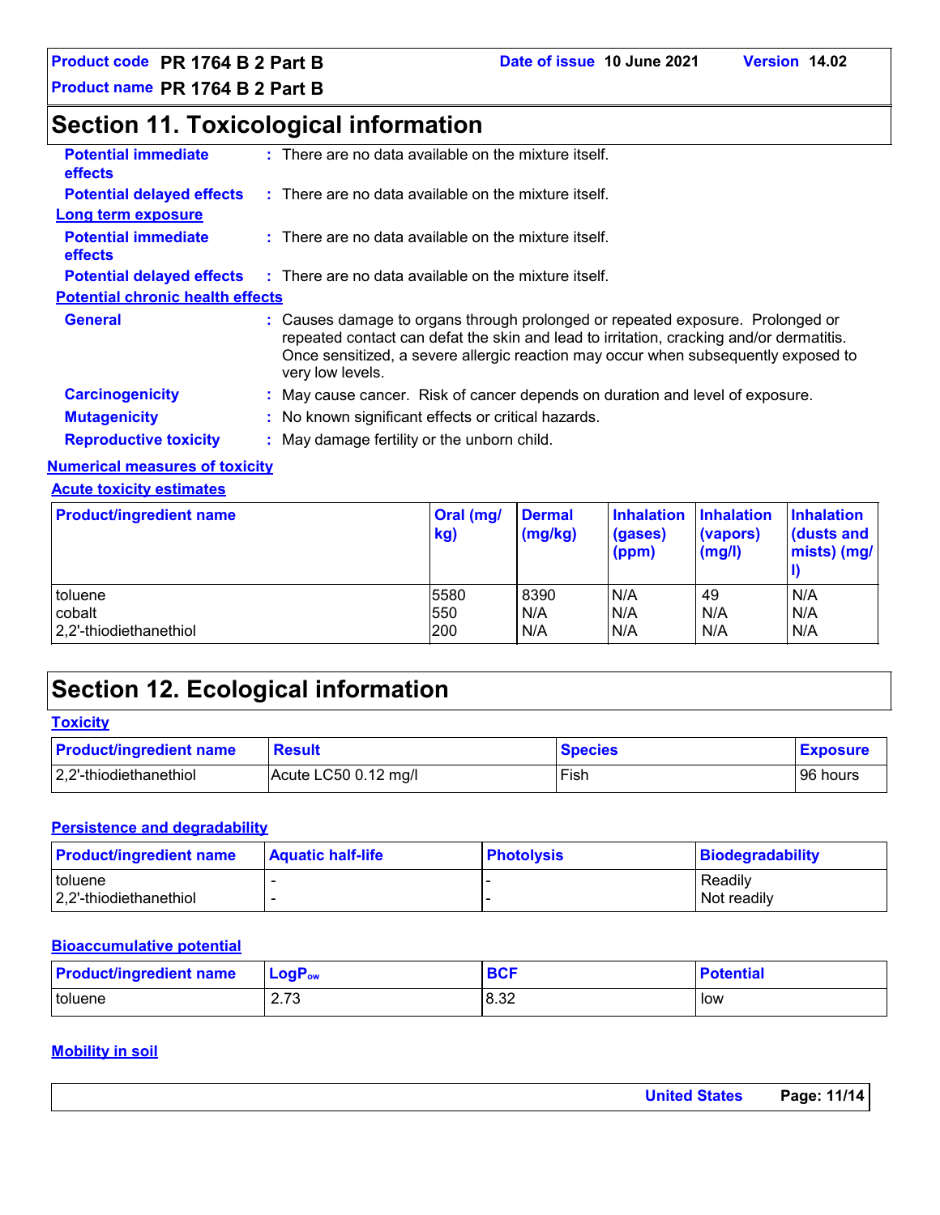## Section 11. Toxicological information

**Potential immediate effects** : There are no data available on the mixture itself.

**Potential delayed effects** : There are no data available on the mixture itself.

**Long term exposure**

**Potential immediate effects** : There are no data available on the mixture itself.

**Potential delayed effects** : There are no data available on the mixture itself.

**Potential chronic health effects**

**General** : Causes damage to organs through prolonged or repeated exposure. Prolonged or repeated contact can defat the skin and lead to irritation, cracking and/or dermatitis. Once sensitized, a severe allergic reaction may occur when subsequently exposed to very low levels.

**Carcinogenicity** : May cause cancer. Risk of cancer depends on duration and level of exposure.

**Mutagenicity** : No known significant effects or critical hazards.

**Reproductive toxicity** : May damage fertility or the unborn child.

**Numerical measures of toxicity**

**Acute toxicity estimates**

| Product/ingredient name | Oral (mg/kg) | Dermal (mg/kg) | Inhalation (gases) (ppm) | Inhalation (vapors) (mg/l) | Inhalation (dusts and mists) (mg/l) |
|---|---|---|---|---|---|
| toluene | 5580 | 8390 | N/A | 49 | N/A |
| cobalt | 550 | N/A | N/A | N/A | N/A |
| 2,2'-thiodiethanethiol | 200 | N/A | N/A | N/A | N/A |

## Section 12. Ecological information

**Toxicity**

| Product/ingredient name | Result | Species | Exposure |
|---|---|---|---|
| 2,2'-thiodiethanethiol | Acute LC50 0.12 mg/l | Fish | 96 hours |

**Persistence and degradability**

| Product/ingredient name | Aquatic half-life | Photolysis | Biodegradability |
|---|---|---|---|
| toluene | - | - | Readily |
| 2,2'-thiodiethanethiol | - | - | Not readily |

**Bioaccumulative potential**

| Product/ingredient name | $LogP_{ow}$ | BCF | Potential |
|---|---|---|---|
| toluene | 2.73 | 8.32 | low |

**Mobility in soil**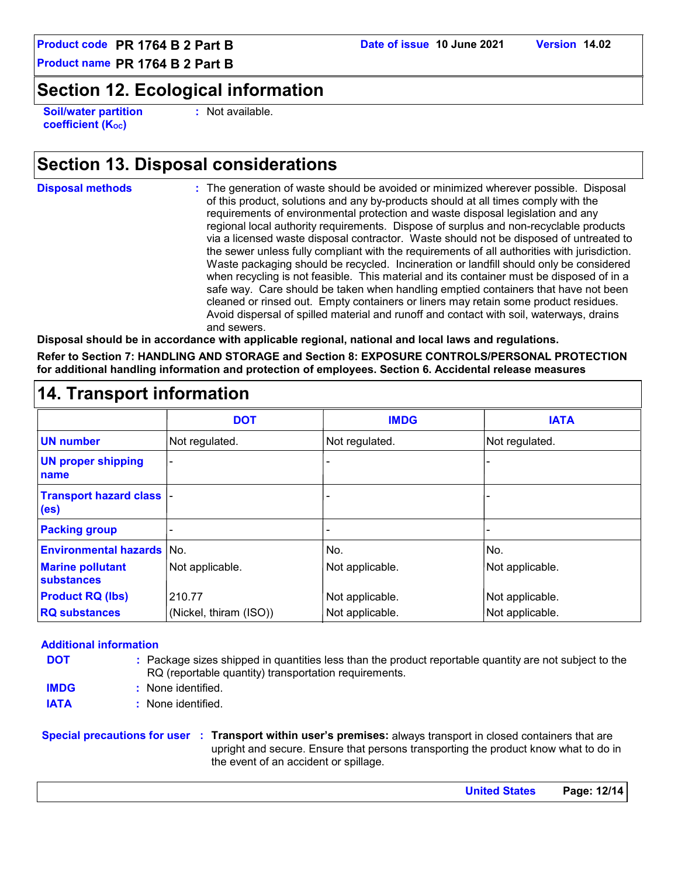## Section 12. Ecological information

**Soil/water partition coefficient ($K_{OC}$)** : Not available.

## Section 13. Disposal considerations

**Disposal methods** : The generation of waste should be avoided or minimized wherever possible. Disposal of this product, solutions and any by-products should at all times comply with the requirements of environmental protection and waste disposal legislation and any regional local authority requirements. Dispose of surplus and non-recyclable products via a licensed waste disposal contractor. Waste should not be disposed of untreated to the sewer unless fully compliant with the requirements of all authorities with jurisdiction. Waste packaging should be recycled. Incineration or landfill should only be considered when recycling is not feasible. This material and its container must be disposed of in a safe way. Care should be taken when handling emptied containers that have not been cleaned or rinsed out. Empty containers or liners may retain some product residues. Avoid dispersal of spilled material and runoff and contact with soil, waterways, drains and sewers.

**Disposal should be in accordance with applicable regional, national and local laws and regulations.**

**Refer to Section 7: HANDLING AND STORAGE and Section 8: EXPOSURE CONTROLS/PERSONAL PROTECTION for additional handling information and protection of employees. Section 6. Accidental release measures**

## 14. Transport information

| | DOT | IMDG | IATA |
|---|---|---|---|
| **UN number** | Not regulated. | Not regulated. | Not regulated. |
| **UN proper shipping name** | - | - | - |
| **Transport hazard class (es)** | - | - | - |
| **Packing group** | - | - | - |
| **Environmental hazards** | No. | No. | No. |
| **Marine pollutant substances** | Not applicable. | Not applicable. | Not applicable. |
| **Product RQ (lbs)** | 210.77 | Not applicable. | Not applicable. |
| **RQ substances** | (Nickel, thiram (ISO)) | Not applicable. | Not applicable. |

**Additional information**

**DOT** : Package sizes shipped in quantities less than the product reportable quantity are not subject to the RQ (reportable quantity) transportation requirements.

**IMDG** : None identified.

**IATA** : None identified.

**Special precautions for user** : **Transport within user's premises:** always transport in closed containers that are upright and secure. Ensure that persons transporting the product know what to do in the event of an accident or spillage.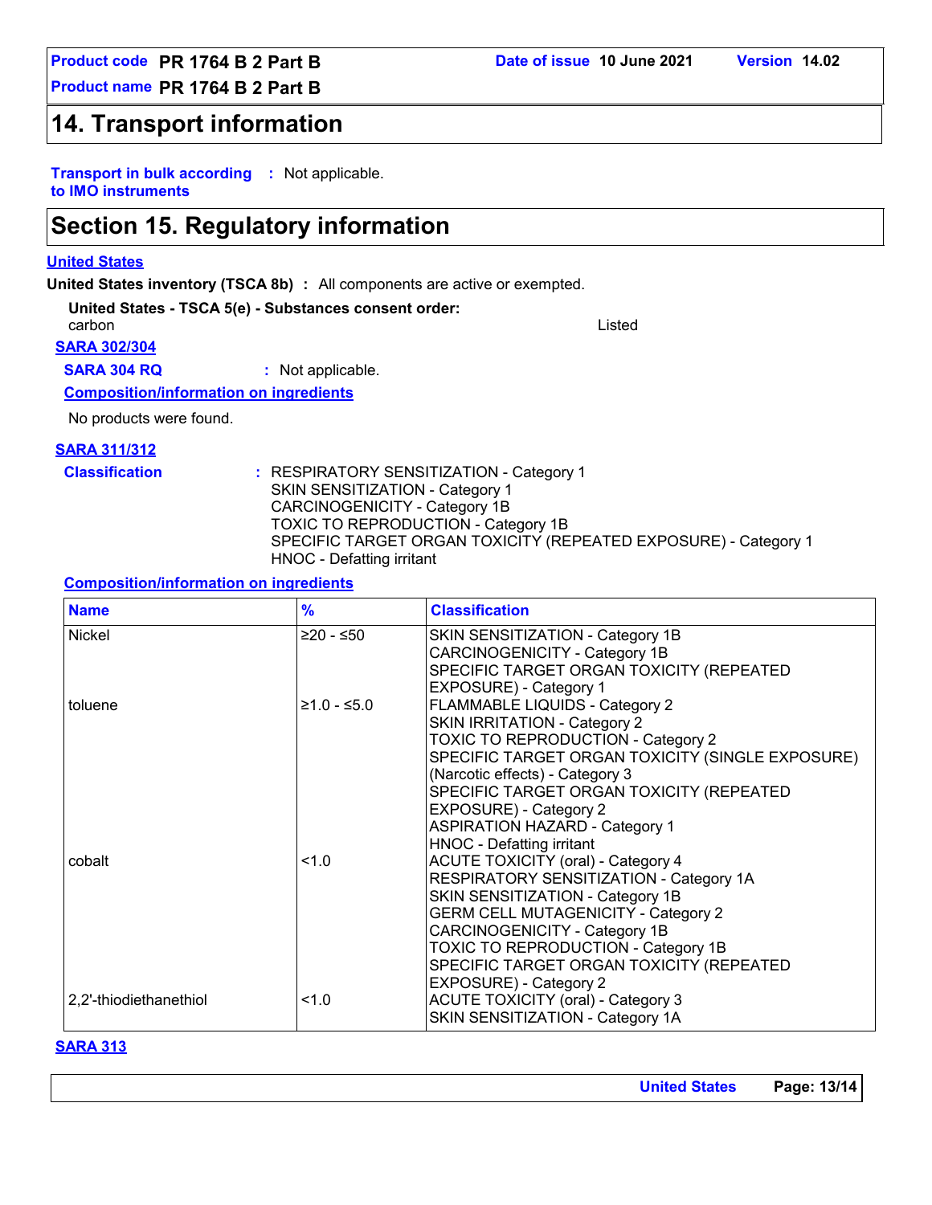## 14. Transport information

**Transport in bulk according to IMO instruments** : Not applicable.

## Section 15. Regulatory information

**United States**

**United States inventory (TSCA 8b)** : All components are active or exempted.

**United States - TSCA 5(e) - Substances consent order:**

carbon — Listed

**SARA 302/304**

**SARA 304 RQ** : Not applicable.

**Composition/information on ingredients**

No products were found.

**SARA 311/312**

**Classification** : RESPIRATORY SENSITIZATION - Category 1
SKIN SENSITIZATION - Category 1
CARCINOGENICITY - Category 1B
TOXIC TO REPRODUCTION - Category 1B
SPECIFIC TARGET ORGAN TOXICITY (REPEATED EXPOSURE) - Category 1
HNOC - Defatting irritant

**Composition/information on ingredients**

| Name | % | Classification |
|---|---|---|
| Nickel | ≥20 - ≤50 | SKIN SENSITIZATION - Category 1B<br>CARCINOGENICITY - Category 1B<br>SPECIFIC TARGET ORGAN TOXICITY (REPEATED EXPOSURE) - Category 1 |
| toluene | ≥1.0 - ≤5.0 | FLAMMABLE LIQUIDS - Category 2<br>SKIN IRRITATION - Category 2<br>TOXIC TO REPRODUCTION - Category 2<br>SPECIFIC TARGET ORGAN TOXICITY (SINGLE EXPOSURE) (Narcotic effects) - Category 3<br>SPECIFIC TARGET ORGAN TOXICITY (REPEATED EXPOSURE) - Category 2<br>ASPIRATION HAZARD - Category 1<br>HNOC - Defatting irritant |
| cobalt | <1.0 | ACUTE TOXICITY (oral) - Category 4<br>RESPIRATORY SENSITIZATION - Category 1A<br>SKIN SENSITIZATION - Category 1B<br>GERM CELL MUTAGENICITY - Category 2<br>CARCINOGENICITY - Category 1B<br>TOXIC TO REPRODUCTION - Category 1B<br>SPECIFIC TARGET ORGAN TOXICITY (REPEATED EXPOSURE) - Category 2 |
| 2,2'-thiodiethanethiol | <1.0 | ACUTE TOXICITY (oral) - Category 3<br>SKIN SENSITIZATION - Category 1A |

**SARA 313**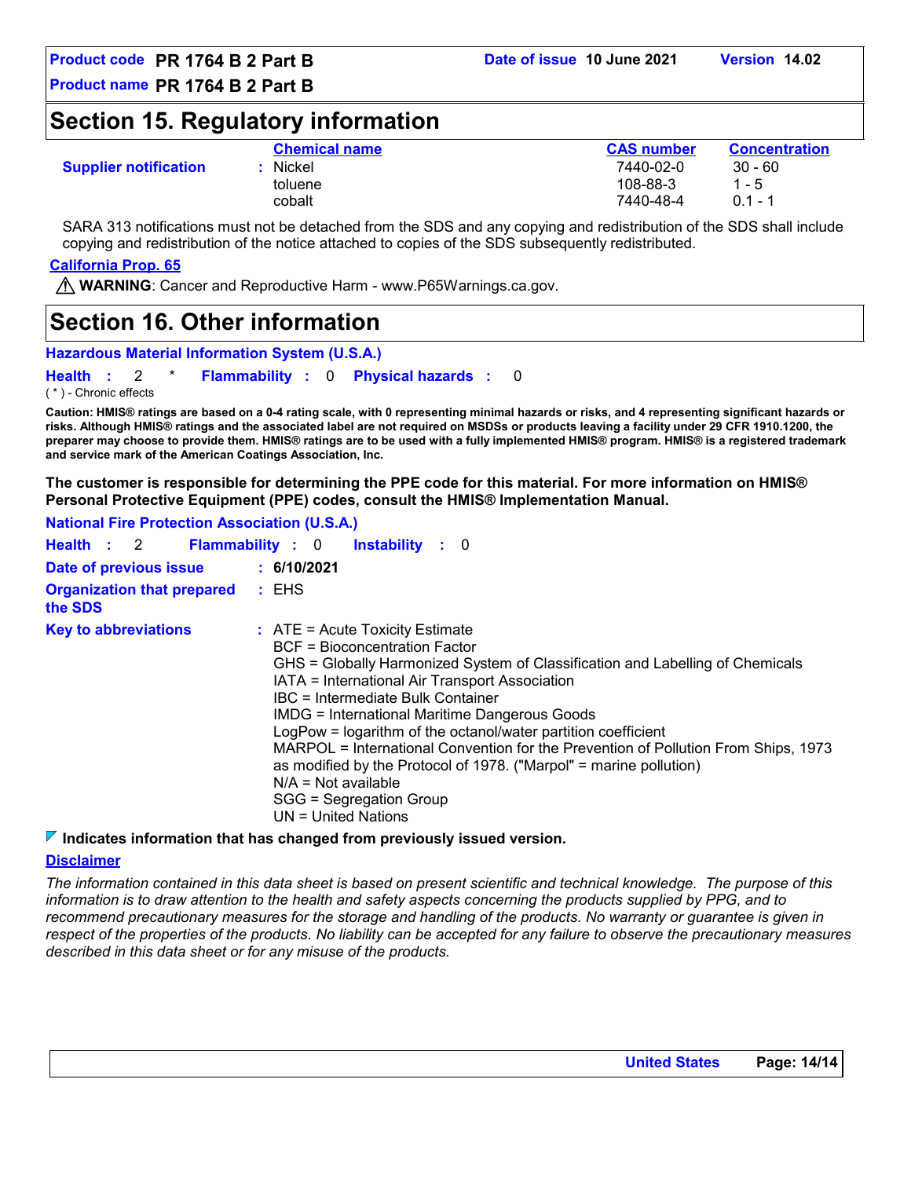## Section 15. Regulatory information

**Supplier notification**

| Chemical name | CAS number | Concentration |
|---|---|---|
| Nickel | 7440-02-0 | 30 - 60 |
| toluene | 108-88-3 | 1 - 5 |
| cobalt | 7440-48-4 | 0.1 - 1 |

SARA 313 notifications must not be detached from the SDS and any copying and redistribution of the SDS shall include copying and redistribution of the notice attached to copies of the SDS subsequently redistributed.

**California Prop. 65**

⚠ **WARNING**: Cancer and Reproductive Harm - www.P65Warnings.ca.gov.

## Section 16. Other information

**Hazardous Material Information System (U.S.A.)**

**Health** : 2 * **Flammability** : 0 **Physical hazards** : 0

( * ) - Chronic effects

**Caution: HMIS® ratings are based on a 0-4 rating scale, with 0 representing minimal hazards or risks, and 4 representing significant hazards or risks. Although HMIS® ratings and the associated label are not required on MSDSs or products leaving a facility under 29 CFR 1910.1200, the preparer may choose to provide them. HMIS® ratings are to be used with a fully implemented HMIS® program. HMIS® is a registered trademark and service mark of the American Coatings Association, Inc.**

**The customer is responsible for determining the PPE code for this material. For more information on HMIS® Personal Protective Equipment (PPE) codes, consult the HMIS® Implementation Manual.**

**National Fire Protection Association (U.S.A.)**

**Health** : 2 **Flammability** : 0 **Instability** : 0

**Date of previous issue** : **6/10/2021**

**Organization that prepared the SDS** : EHS

**Key to abbreviations** :
ATE = Acute Toxicity Estimate
BCF = Bioconcentration Factor
GHS = Globally Harmonized System of Classification and Labelling of Chemicals
IATA = International Air Transport Association
IBC = Intermediate Bulk Container
IMDG = International Maritime Dangerous Goods
LogPow = logarithm of the octanol/water partition coefficient
MARPOL = International Convention for the Prevention of Pollution From Ships, 1973 as modified by the Protocol of 1978. ("Marpol" = marine pollution)
N/A = Not available
SGG = Segregation Group
UN = United Nations

◤ **Indicates information that has changed from previously issued version.**

**Disclaimer**

*The information contained in this data sheet is based on present scientific and technical knowledge. The purpose of this information is to draw attention to the health and safety aspects concerning the products supplied by PPG, and to recommend precautionary measures for the storage and handling of the products. No warranty or guarantee is given in respect of the properties of the products. No liability can be accepted for any failure to observe the precautionary measures described in this data sheet or for any misuse of the products.*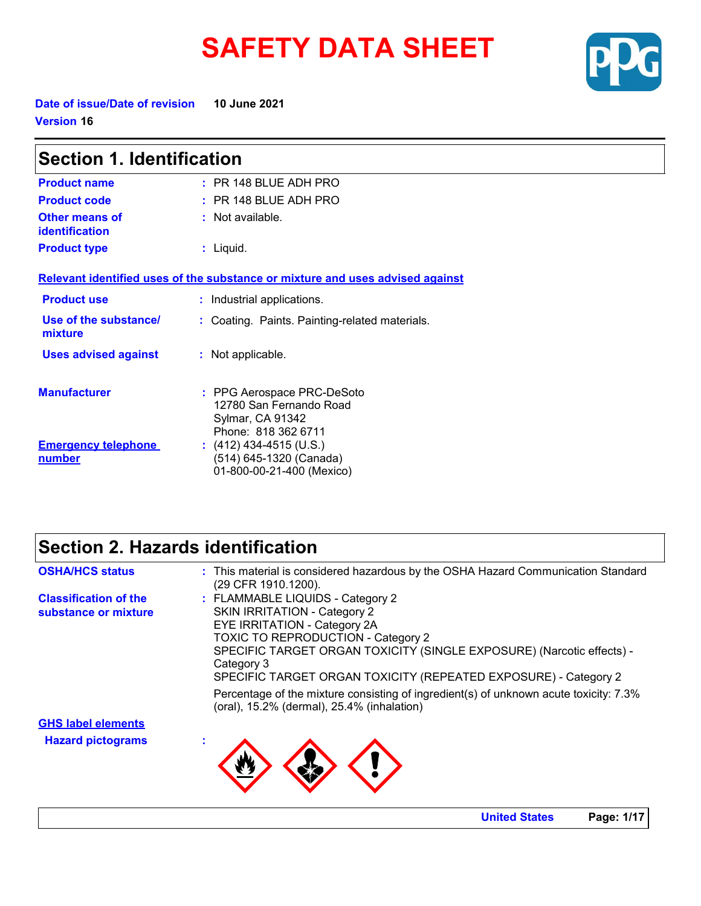# SAFETY DATA SHEET

**Date of issue/Date of revision** **10 June 2021**

**Version** **16**

## Section 1. Identification

**Product name** : PR 148 BLUE ADH PRO

**Product code** : PR 148 BLUE ADH PRO

**Other means of identification** : Not available.

**Product type** : Liquid.

**Relevant identified uses of the substance or mixture and uses advised against**

**Product use** : Industrial applications.

**Use of the substance/ mixture** : Coating. Paints. Painting-related materials.

**Uses advised against** : Not applicable.

**Manufacturer** : PPG Aerospace PRC-DeSoto
12780 San Fernando Road
Sylmar, CA 91342
Phone: 818 362 6711

**Emergency telephone number** : (412) 434-4515 (U.S.)
(514) 645-1320 (Canada)
01-800-00-21-400 (Mexico)

## Section 2. Hazards identification

**OSHA/HCS status** : This material is considered hazardous by the OSHA Hazard Communication Standard (29 CFR 1910.1200).

**Classification of the substance or mixture** : FLAMMABLE LIQUIDS - Category 2
SKIN IRRITATION - Category 2
EYE IRRITATION - Category 2A
TOXIC TO REPRODUCTION - Category 2
SPECIFIC TARGET ORGAN TOXICITY (SINGLE EXPOSURE) (Narcotic effects) - Category 3
SPECIFIC TARGET ORGAN TOXICITY (REPEATED EXPOSURE) - Category 2

Percentage of the mixture consisting of ingredient(s) of unknown acute toxicity: 7.3% (oral), 15.2% (dermal), 25.4% (inhalation)

**GHS label elements**

**Hazard pictograms** :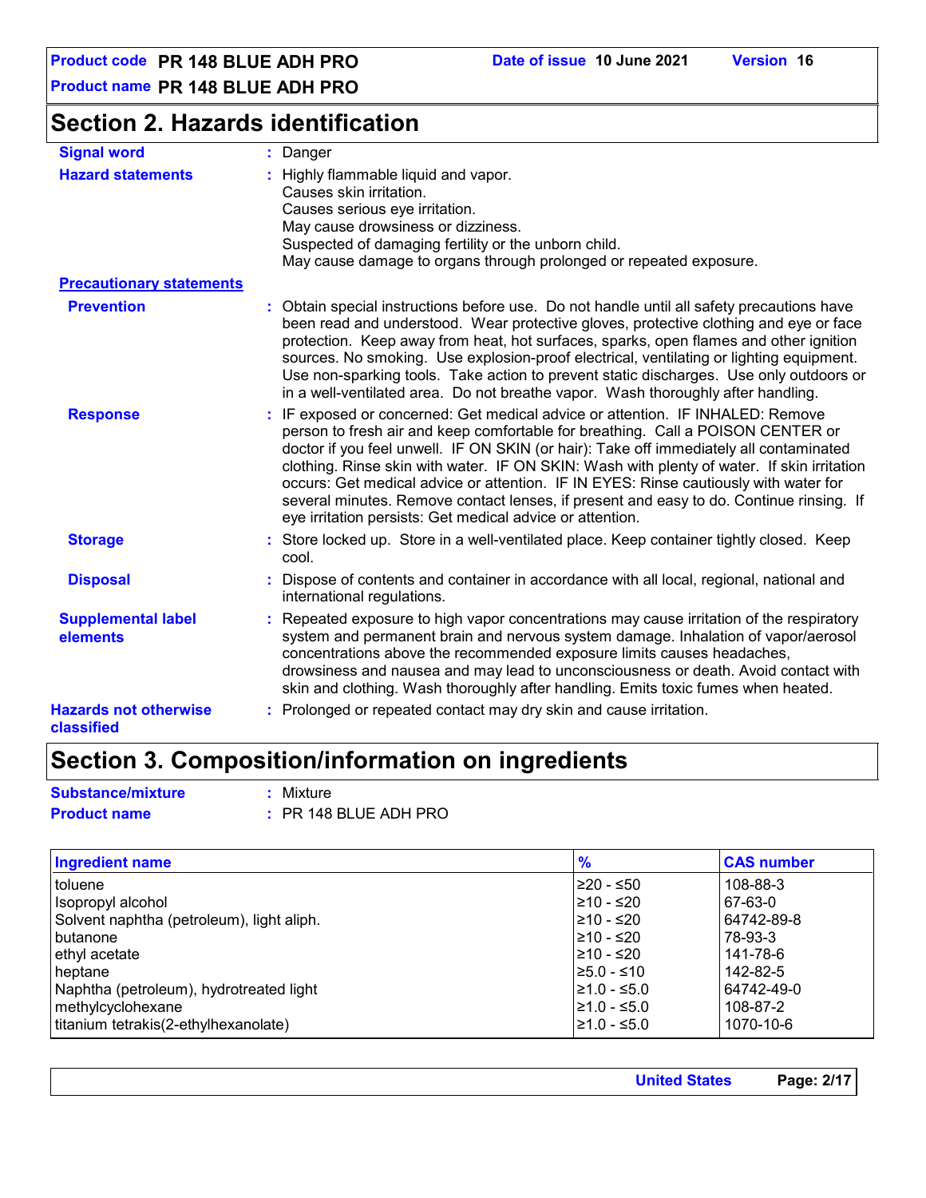## Section 2. Hazards identification

**Signal word** : Danger

**Hazard statements** : Highly flammable liquid and vapor.
Causes skin irritation.
Causes serious eye irritation.
May cause drowsiness or dizziness.
Suspected of damaging fertility or the unborn child.
May cause damage to organs through prolonged or repeated exposure.

**Precautionary statements**

**Prevention** : Obtain special instructions before use. Do not handle until all safety precautions have been read and understood. Wear protective gloves, protective clothing and eye or face protection. Keep away from heat, hot surfaces, sparks, open flames and other ignition sources. No smoking. Use explosion-proof electrical, ventilating or lighting equipment. Use non-sparking tools. Take action to prevent static discharges. Use only outdoors or in a well-ventilated area. Do not breathe vapor. Wash thoroughly after handling.

**Response** : IF exposed or concerned: Get medical advice or attention. IF INHALED: Remove person to fresh air and keep comfortable for breathing. Call a POISON CENTER or doctor if you feel unwell. IF ON SKIN (or hair): Take off immediately all contaminated clothing. Rinse skin with water. IF ON SKIN: Wash with plenty of water. If skin irritation occurs: Get medical advice or attention. IF IN EYES: Rinse cautiously with water for several minutes. Remove contact lenses, if present and easy to do. Continue rinsing. If eye irritation persists: Get medical advice or attention.

**Storage** : Store locked up. Store in a well-ventilated place. Keep container tightly closed. Keep cool.

**Disposal** : Dispose of contents and container in accordance with all local, regional, national and international regulations.

**Supplemental label elements** : Repeated exposure to high vapor concentrations may cause irritation of the respiratory system and permanent brain and nervous system damage. Inhalation of vapor/aerosol concentrations above the recommended exposure limits causes headaches, drowsiness and nausea and may lead to unconsciousness or death. Avoid contact with skin and clothing. Wash thoroughly after handling. Emits toxic fumes when heated.

**Hazards not otherwise classified** : Prolonged or repeated contact may dry skin and cause irritation.

## Section 3. Composition/information on ingredients

**Substance/mixture** : Mixture

**Product name** : PR 148 BLUE ADH PRO

| Ingredient name | % | CAS number |
|---|---|---|
| toluene | ≥20 - ≤50 | 108-88-3 |
| Isopropyl alcohol | ≥10 - ≤20 | 67-63-0 |
| Solvent naphtha (petroleum), light aliph. | ≥10 - ≤20 | 64742-89-8 |
| butanone | ≥10 - ≤20 | 78-93-3 |
| ethyl acetate | ≥10 - ≤20 | 141-78-6 |
| heptane | ≥5.0 - ≤10 | 142-82-5 |
| Naphtha (petroleum), hydrotreated light | ≥1.0 - ≤5.0 | 64742-49-0 |
| methylcyclohexane | ≥1.0 - ≤5.0 | 108-87-2 |
| titanium tetrakis(2-ethylhexanolate) | ≥1.0 - ≤5.0 | 1070-10-6 |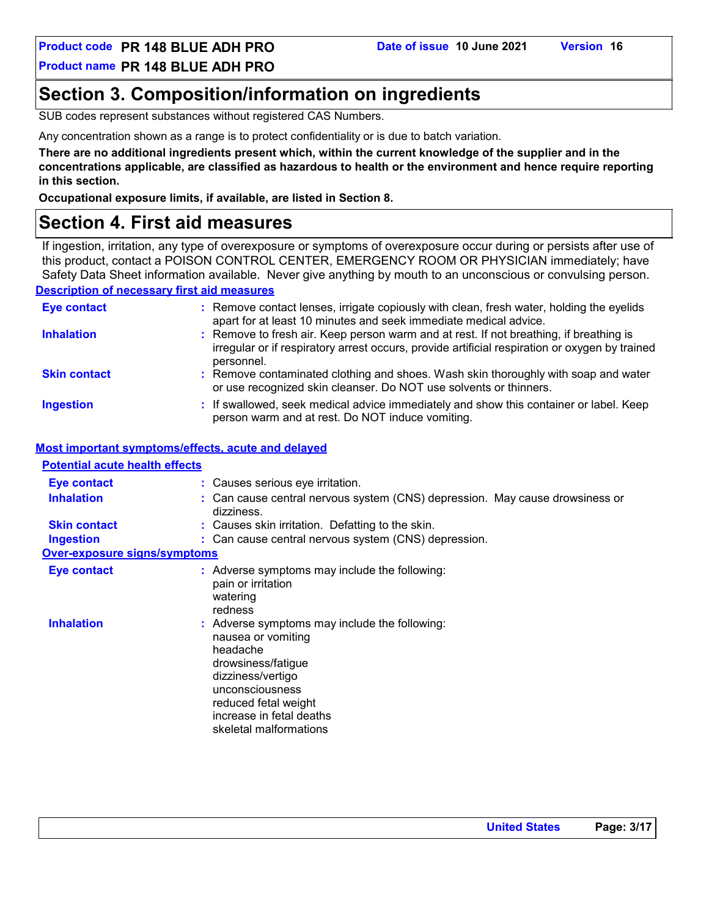## Section 3. Composition/information on ingredients

SUB codes represent substances without registered CAS Numbers.

Any concentration shown as a range is to protect confidentiality or is due to batch variation.

**There are no additional ingredients present which, within the current knowledge of the supplier and in the concentrations applicable, are classified as hazardous to health or the environment and hence require reporting in this section.**

**Occupational exposure limits, if available, are listed in Section 8.**

## Section 4. First aid measures

If ingestion, irritation, any type of overexposure or symptoms of overexposure occur during or persists after use of this product, contact a POISON CONTROL CENTER, EMERGENCY ROOM OR PHYSICIAN immediately; have Safety Data Sheet information available. Never give anything by mouth to an unconscious or convulsing person.

### Description of necessary first aid measures

**Eye contact** : Remove contact lenses, irrigate copiously with clean, fresh water, holding the eyelids apart for at least 10 minutes and seek immediate medical advice.

**Inhalation** : Remove to fresh air. Keep person warm and at rest. If not breathing, if breathing is irregular or if respiratory arrest occurs, provide artificial respiration or oxygen by trained personnel.

**Skin contact** : Remove contaminated clothing and shoes. Wash skin thoroughly with soap and water or use recognized skin cleanser. Do NOT use solvents or thinners.

**Ingestion** : If swallowed, seek medical advice immediately and show this container or label. Keep person warm and at rest. Do NOT induce vomiting.

### Most important symptoms/effects, acute and delayed

#### Potential acute health effects

**Eye contact** : Causes serious eye irritation.

**Inhalation** : Can cause central nervous system (CNS) depression. May cause drowsiness or dizziness.

**Skin contact** : Causes skin irritation. Defatting to the skin.

**Ingestion** : Can cause central nervous system (CNS) depression.

#### Over-exposure signs/symptoms

**Eye contact** : Adverse symptoms may include the following:
pain or irritation
watering
redness

**Inhalation** : Adverse symptoms may include the following:
nausea or vomiting
headache
drowsiness/fatigue
dizziness/vertigo
unconsciousness
reduced fetal weight
increase in fetal deaths
skeletal malformations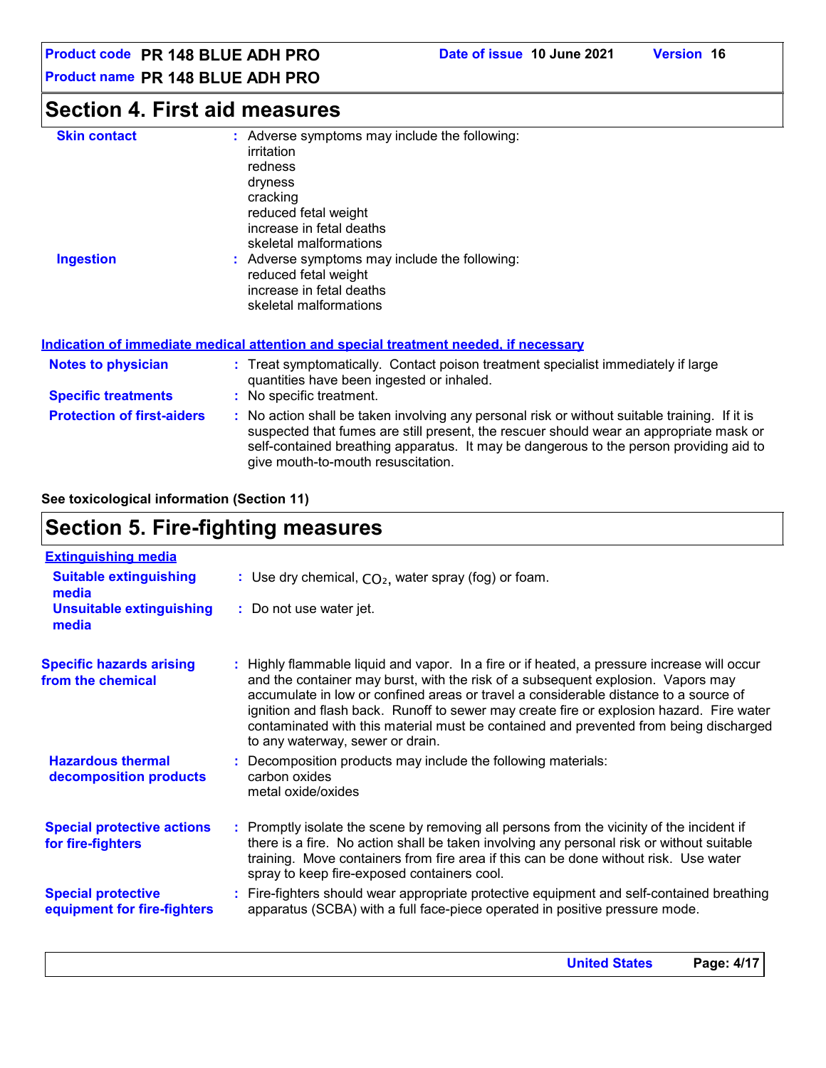## Section 4. First aid measures

**Skin contact** : Adverse symptoms may include the following:
irritation
redness
dryness
cracking
reduced fetal weight
increase in fetal deaths
skeletal malformations

**Ingestion** : Adverse symptoms may include the following:
reduced fetal weight
increase in fetal deaths
skeletal malformations

### Indication of immediate medical attention and special treatment needed, if necessary

**Notes to physician** : Treat symptomatically. Contact poison treatment specialist immediately if large quantities have been ingested or inhaled.

**Specific treatments** : No specific treatment.

**Protection of first-aiders** : No action shall be taken involving any personal risk or without suitable training. If it is suspected that fumes are still present, the rescuer should wear an appropriate mask or self-contained breathing apparatus. It may be dangerous to the person providing aid to give mouth-to-mouth resuscitation.

**See toxicological information (Section 11)**

## Section 5. Fire-fighting measures

### Extinguishing media

**Suitable extinguishing media** : Use dry chemical, $CO_2$, water spray (fog) or foam.

**Unsuitable extinguishing media** : Do not use water jet.

**Specific hazards arising from the chemical** : Highly flammable liquid and vapor. In a fire or if heated, a pressure increase will occur and the container may burst, with the risk of a subsequent explosion. Vapors may accumulate in low or confined areas or travel a considerable distance to a source of ignition and flash back. Runoff to sewer may create fire or explosion hazard. Fire water contaminated with this material must be contained and prevented from being discharged to any waterway, sewer or drain.

**Hazardous thermal decomposition products** : Decomposition products may include the following materials:
carbon oxides
metal oxide/oxides

**Special protective actions for fire-fighters** : Promptly isolate the scene by removing all persons from the vicinity of the incident if there is a fire. No action shall be taken involving any personal risk or without suitable training. Move containers from fire area if this can be done without risk. Use water spray to keep fire-exposed containers cool.

**Special protective equipment for fire-fighters** : Fire-fighters should wear appropriate protective equipment and self-contained breathing apparatus (SCBA) with a full face-piece operated in positive pressure mode.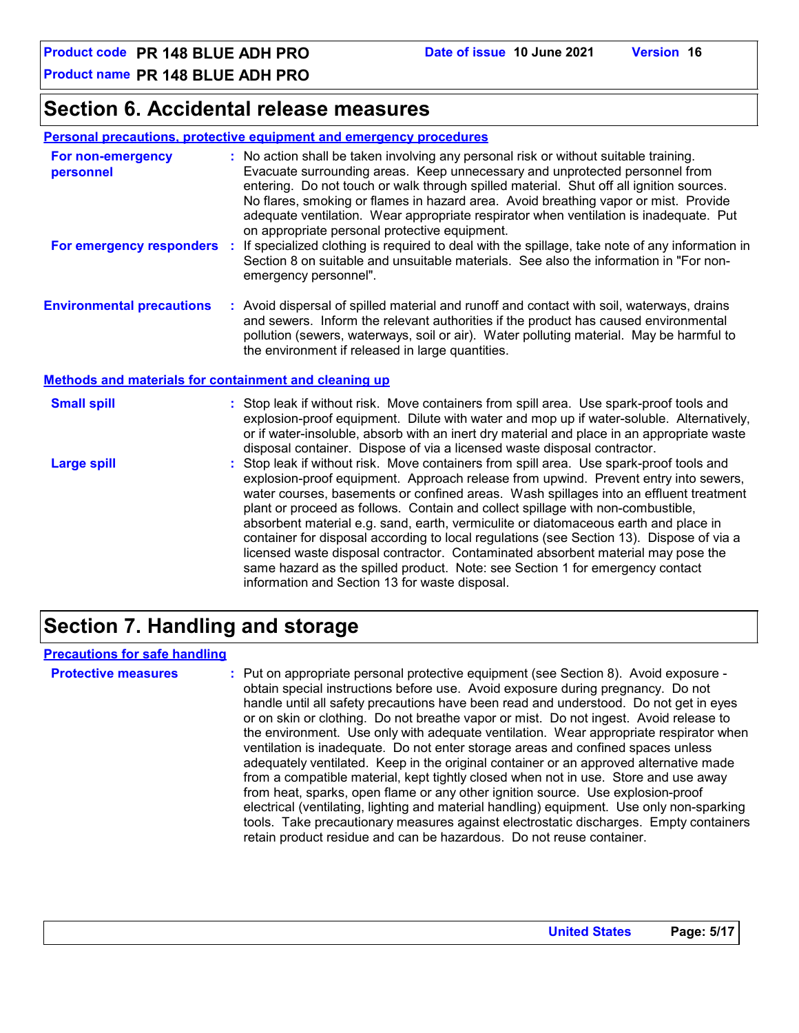## Section 6. Accidental release measures

**Personal precautions, protective equipment and emergency procedures**

**For non-emergency personnel** : No action shall be taken involving any personal risk or without suitable training. Evacuate surrounding areas. Keep unnecessary and unprotected personnel from entering. Do not touch or walk through spilled material. Shut off all ignition sources. No flares, smoking or flames in hazard area. Avoid breathing vapor or mist. Provide adequate ventilation. Wear appropriate respirator when ventilation is inadequate. Put on appropriate personal protective equipment.

**For emergency responders** : If specialized clothing is required to deal with the spillage, take note of any information in Section 8 on suitable and unsuitable materials. See also the information in "For non-emergency personnel".

**Environmental precautions** : Avoid dispersal of spilled material and runoff and contact with soil, waterways, drains and sewers. Inform the relevant authorities if the product has caused environmental pollution (sewers, waterways, soil or air). Water polluting material. May be harmful to the environment if released in large quantities.

**Methods and materials for containment and cleaning up**

**Small spill** : Stop leak if without risk. Move containers from spill area. Use spark-proof tools and explosion-proof equipment. Dilute with water and mop up if water-soluble. Alternatively, or if water-insoluble, absorb with an inert dry material and place in an appropriate waste disposal container. Dispose of via a licensed waste disposal contractor.

**Large spill** : Stop leak if without risk. Move containers from spill area. Use spark-proof tools and explosion-proof equipment. Approach release from upwind. Prevent entry into sewers, water courses, basements or confined areas. Wash spillages into an effluent treatment plant or proceed as follows. Contain and collect spillage with non-combustible, absorbent material e.g. sand, earth, vermiculite or diatomaceous earth and place in container for disposal according to local regulations (see Section 13). Dispose of via a licensed waste disposal contractor. Contaminated absorbent material may pose the same hazard as the spilled product. Note: see Section 1 for emergency contact information and Section 13 for waste disposal.

## Section 7. Handling and storage

**Precautions for safe handling**

**Protective measures** : Put on appropriate personal protective equipment (see Section 8). Avoid exposure - obtain special instructions before use. Avoid exposure during pregnancy. Do not handle until all safety precautions have been read and understood. Do not get in eyes or on skin or clothing. Do not breathe vapor or mist. Do not ingest. Avoid release to the environment. Use only with adequate ventilation. Wear appropriate respirator when ventilation is inadequate. Do not enter storage areas and confined spaces unless adequately ventilated. Keep in the original container or an approved alternative made from a compatible material, kept tightly closed when not in use. Store and use away from heat, sparks, open flame or any other ignition source. Use explosion-proof electrical (ventilating, lighting and material handling) equipment. Use only non-sparking tools. Take precautionary measures against electrostatic discharges. Empty containers retain product residue and can be hazardous. Do not reuse container.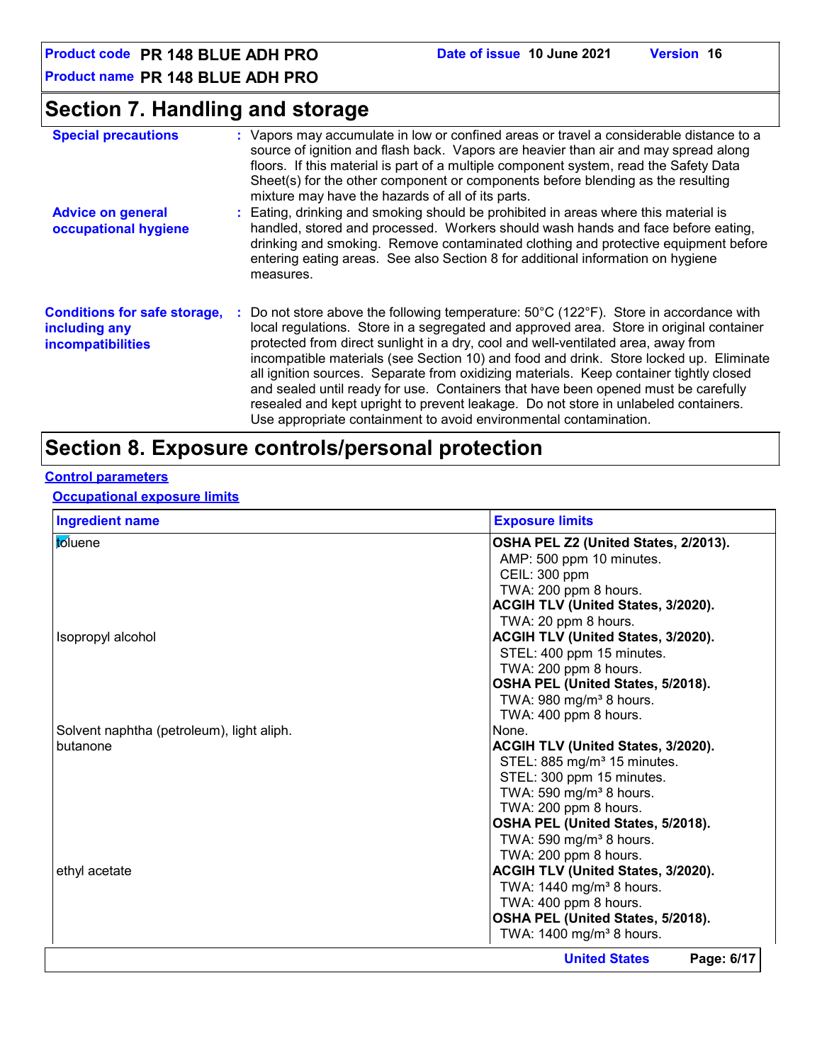# Section 7. Handling and storage

**Special precautions** : Vapors may accumulate in low or confined areas or travel a considerable distance to a source of ignition and flash back. Vapors are heavier than air and may spread along floors. If this material is part of a multiple component system, read the Safety Data Sheet(s) for the other component or components before blending as the resulting mixture may have the hazards of all of its parts.

**Advice on general occupational hygiene** : Eating, drinking and smoking should be prohibited in areas where this material is handled, stored and processed. Workers should wash hands and face before eating, drinking and smoking. Remove contaminated clothing and protective equipment before entering eating areas. See also Section 8 for additional information on hygiene measures.

**Conditions for safe storage, including any incompatibilities** : Do not store above the following temperature: 50°C (122°F). Store in accordance with local regulations. Store in a segregated and approved area. Store in original container protected from direct sunlight in a dry, cool and well-ventilated area, away from incompatible materials (see Section 10) and food and drink. Store locked up. Eliminate all ignition sources. Separate from oxidizing materials. Keep container tightly closed and sealed until ready for use. Containers that have been opened must be carefully resealed and kept upright to prevent leakage. Do not store in unlabeled containers. Use appropriate containment to avoid environmental contamination.

# Section 8. Exposure controls/personal protection

## Control parameters

### Occupational exposure limits

| Ingredient name | Exposure limits |
|---|---|
| toluene | **OSHA PEL Z2 (United States, 2/2013).**<br>AMP: 500 ppm 10 minutes.<br>CEIL: 300 ppm<br>TWA: 200 ppm 8 hours.<br>**ACGIH TLV (United States, 3/2020).**<br>TWA: 20 ppm 8 hours. |
| Isopropyl alcohol | **ACGIH TLV (United States, 3/2020).**<br>STEL: 400 ppm 15 minutes.<br>TWA: 200 ppm 8 hours.<br>**OSHA PEL (United States, 5/2018).**<br>TWA: 980 mg/m³ 8 hours.<br>TWA: 400 ppm 8 hours. |
| Solvent naphtha (petroleum), light aliph. | None. |
| butanone | **ACGIH TLV (United States, 3/2020).**<br>STEL: 885 mg/m³ 15 minutes.<br>STEL: 300 ppm 15 minutes.<br>TWA: 590 mg/m³ 8 hours.<br>TWA: 200 ppm 8 hours.<br>**OSHA PEL (United States, 5/2018).**<br>TWA: 590 mg/m³ 8 hours.<br>TWA: 200 ppm 8 hours. |
| ethyl acetate | **ACGIH TLV (United States, 3/2020).**<br>TWA: 1440 mg/m³ 8 hours.<br>TWA: 400 ppm 8 hours.<br>**OSHA PEL (United States, 5/2018).**<br>TWA: 1400 mg/m³ 8 hours. |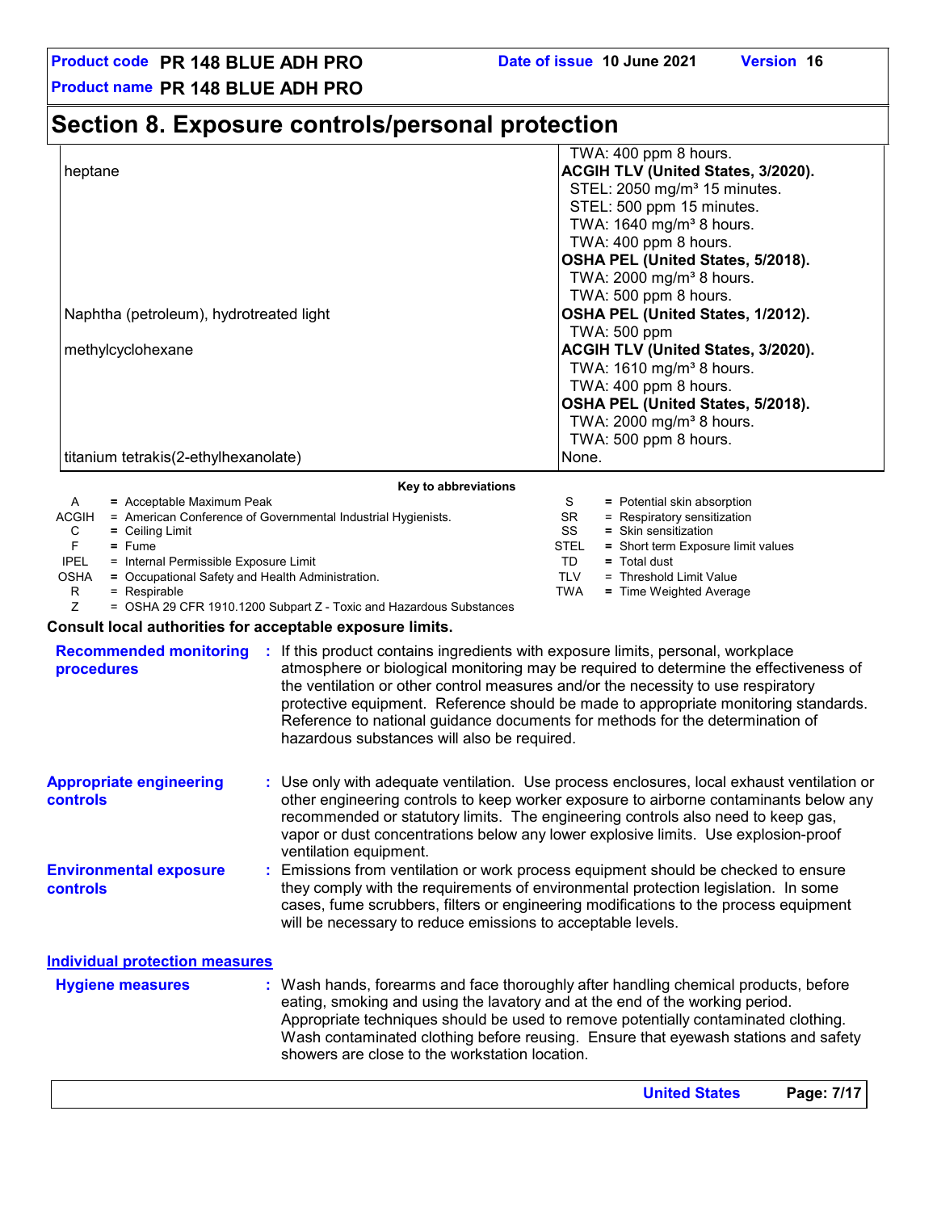## Section 8. Exposure controls/personal protection

| | |
|---|---|
| | TWA: 400 ppm 8 hours. |
| heptane | **ACGIH TLV (United States, 3/2020).** |
| | STEL: 2050 mg/m³ 15 minutes. |
| | STEL: 500 ppm 15 minutes. |
| | TWA: 1640 mg/m³ 8 hours. |
| | TWA: 400 ppm 8 hours. |
| | **OSHA PEL (United States, 5/2018).** |
| | TWA: 2000 mg/m³ 8 hours. |
| | TWA: 500 ppm 8 hours. |
| Naphtha (petroleum), hydrotreated light | **OSHA PEL (United States, 1/2012).** |
| | TWA: 500 ppm |
| methylcyclohexane | **ACGIH TLV (United States, 3/2020).** |
| | TWA: 1610 mg/m³ 8 hours. |
| | TWA: 400 ppm 8 hours. |
| | **OSHA PEL (United States, 5/2018).** |
| | TWA: 2000 mg/m³ 8 hours. |
| | TWA: 500 ppm 8 hours. |
| titanium tetrakis(2-ethylhexanolate) | None. |

**Key to abbreviations**

| | | | |
|---|---|---|---|
| A | = Acceptable Maximum Peak | S | = Potential skin absorption |
| ACGIH | = American Conference of Governmental Industrial Hygienists. | SR | = Respiratory sensitization |
| C | = Ceiling Limit | SS | = Skin sensitization |
| F | = Fume | STEL | = Short term Exposure limit values |
| IPEL | = Internal Permissible Exposure Limit | TD | = Total dust |
| OSHA | = Occupational Safety and Health Administration. | TLV | = Threshold Limit Value |
| R | = Respirable | TWA | = Time Weighted Average |
| Z | = OSHA 29 CFR 1910.1200 Subpart Z - Toxic and Hazardous Substances | | |

**Consult local authorities for acceptable exposure limits.**

**Recommended monitoring procedures** : If this product contains ingredients with exposure limits, personal, workplace atmosphere or biological monitoring may be required to determine the effectiveness of the ventilation or other control measures and/or the necessity to use respiratory protective equipment. Reference should be made to appropriate monitoring standards. Reference to national guidance documents for methods for the determination of hazardous substances will also be required.

**Appropriate engineering controls** : Use only with adequate ventilation. Use process enclosures, local exhaust ventilation or other engineering controls to keep worker exposure to airborne contaminants below any recommended or statutory limits. The engineering controls also need to keep gas, vapor or dust concentrations below any lower explosive limits. Use explosion-proof ventilation equipment.

**Environmental exposure controls** : Emissions from ventilation or work process equipment should be checked to ensure they comply with the requirements of environmental protection legislation. In some cases, fume scrubbers, filters or engineering modifications to the process equipment will be necessary to reduce emissions to acceptable levels.

### Individual protection measures

**Hygiene measures** : Wash hands, forearms and face thoroughly after handling chemical products, before eating, smoking and using the lavatory and at the end of the working period. Appropriate techniques should be used to remove potentially contaminated clothing. Wash contaminated clothing before reusing. Ensure that eyewash stations and safety showers are close to the workstation location.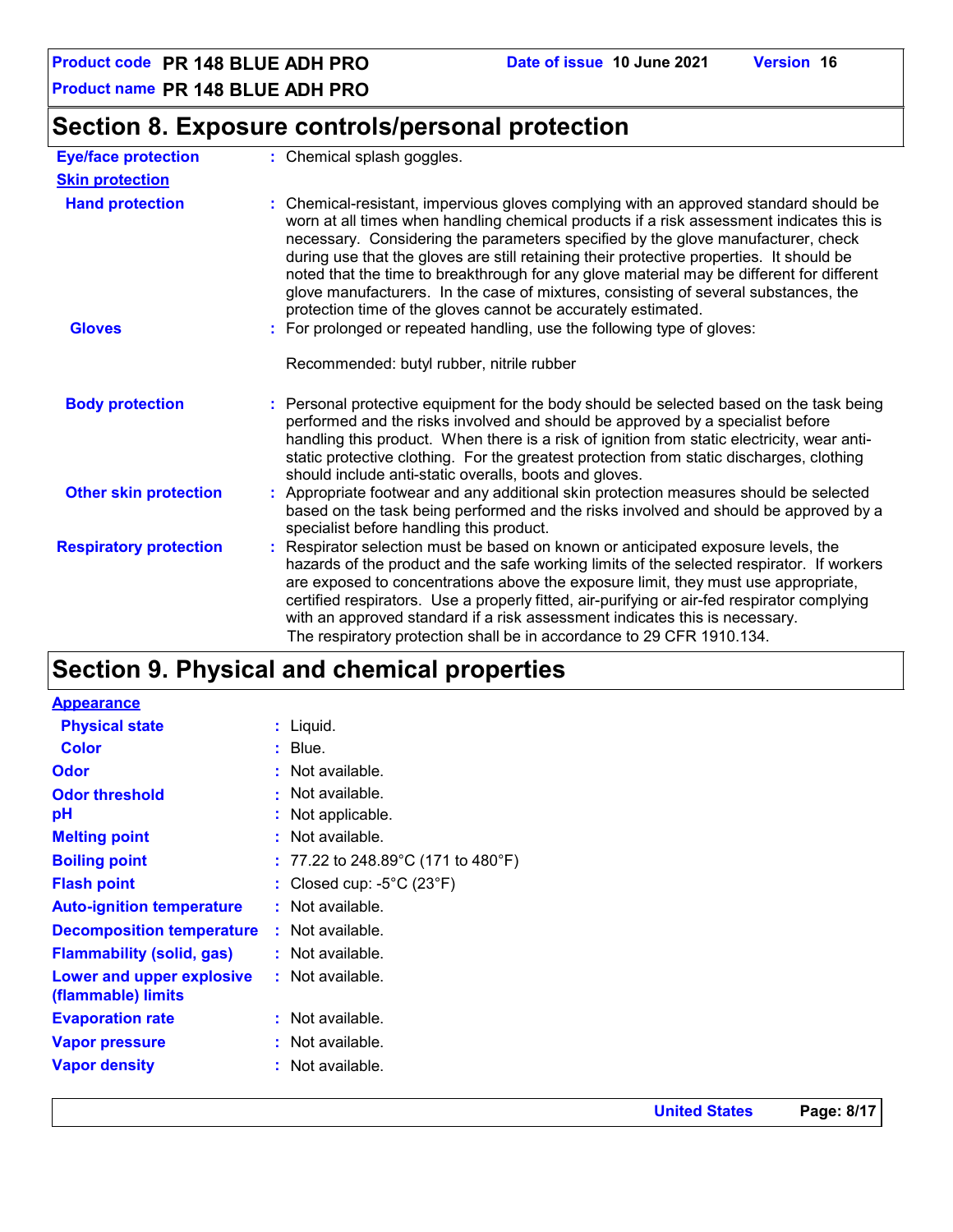## Section 8. Exposure controls/personal protection

**Eye/face protection** : Chemical splash goggles.

**Skin protection**

**Hand protection** : Chemical-resistant, impervious gloves complying with an approved standard should be worn at all times when handling chemical products if a risk assessment indicates this is necessary. Considering the parameters specified by the glove manufacturer, check during use that the gloves are still retaining their protective properties. It should be noted that the time to breakthrough for any glove material may be different for different glove manufacturers. In the case of mixtures, consisting of several substances, the protection time of the gloves cannot be accurately estimated.

**Gloves** : For prolonged or repeated handling, use the following type of gloves:

Recommended: butyl rubber, nitrile rubber

**Body protection** : Personal protective equipment for the body should be selected based on the task being performed and the risks involved and should be approved by a specialist before handling this product. When there is a risk of ignition from static electricity, wear anti-static protective clothing. For the greatest protection from static discharges, clothing should include anti-static overalls, boots and gloves.

**Other skin protection** : Appropriate footwear and any additional skin protection measures should be selected based on the task being performed and the risks involved and should be approved by a specialist before handling this product.

**Respiratory protection** : Respirator selection must be based on known or anticipated exposure levels, the hazards of the product and the safe working limits of the selected respirator. If workers are exposed to concentrations above the exposure limit, they must use appropriate, certified respirators. Use a properly fitted, air-purifying or air-fed respirator complying with an approved standard if a risk assessment indicates this is necessary.
The respiratory protection shall be in accordance to 29 CFR 1910.134.

## Section 9. Physical and chemical properties

**Appearance**

**Physical state** : Liquid.

**Color** : Blue.

**Odor** : Not available.

**Odor threshold** : Not available.

**pH** : Not applicable.

**Melting point** : Not available.

**Boiling point** : 77.22 to 248.89°C (171 to 480°F)

**Flash point** : Closed cup: -5°C (23°F)

**Auto-ignition temperature** : Not available.

**Decomposition temperature** : Not available.

**Flammability (solid, gas)** : Not available.

**Lower and upper explosive (flammable) limits** : Not available.

**Evaporation rate** : Not available.

**Vapor pressure** : Not available.

**Vapor density** : Not available.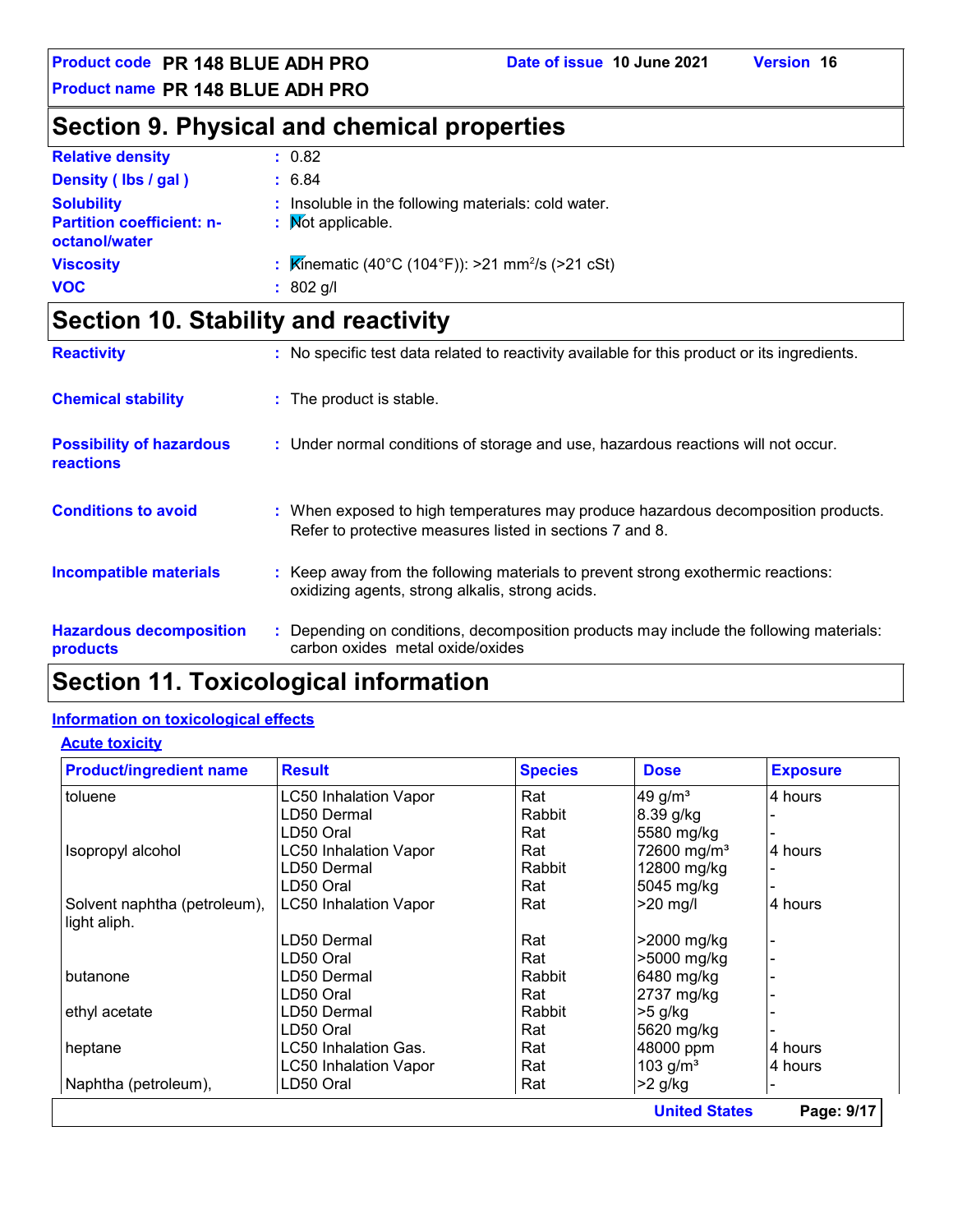## Section 9. Physical and chemical properties

**Relative density** : 0.82

**Density ( lbs / gal )** : 6.84

**Solubility** : Insoluble in the following materials: cold water.

**Partition coefficient: n-octanol/water** : Not applicable.

**Viscosity** : Kinematic (40°C (104°F)): >21 $mm^2/s$ (>21 cSt)

**VOC** : 802 g/l

## Section 10. Stability and reactivity

**Reactivity** : No specific test data related to reactivity available for this product or its ingredients.

**Chemical stability** : The product is stable.

**Possibility of hazardous reactions** : Under normal conditions of storage and use, hazardous reactions will not occur.

**Conditions to avoid** : When exposed to high temperatures may produce hazardous decomposition products. Refer to protective measures listed in sections 7 and 8.

**Incompatible materials** : Keep away from the following materials to prevent strong exothermic reactions: oxidizing agents, strong alkalis, strong acids.

**Hazardous decomposition products** : Depending on conditions, decomposition products may include the following materials: carbon oxides metal oxide/oxides

## Section 11. Toxicological information

### Information on toxicological effects

#### Acute toxicity

| Product/ingredient name | Result | Species | Dose | Exposure |
|---|---|---|---|---|
| toluene | LC50 Inhalation Vapor | Rat | 49 $g/m^3$ | 4 hours |
| | LD50 Dermal | Rabbit | 8.39 g/kg | - |
| | LD50 Oral | Rat | 5580 mg/kg | - |
| Isopropyl alcohol | LC50 Inhalation Vapor | Rat | 72600 $mg/m^3$ | 4 hours |
| | LD50 Dermal | Rabbit | 12800 mg/kg | - |
| | LD50 Oral | Rat | 5045 mg/kg | - |
| Solvent naphtha (petroleum), light aliph. | LC50 Inhalation Vapor | Rat | >20 mg/l | 4 hours |
| | LD50 Dermal | Rat | >2000 mg/kg | - |
| | LD50 Oral | Rat | >5000 mg/kg | - |
| butanone | LD50 Dermal | Rabbit | 6480 mg/kg | - |
| | LD50 Oral | Rat | 2737 mg/kg | - |
| ethyl acetate | LD50 Dermal | Rabbit | >5 g/kg | - |
| | LD50 Oral | Rat | 5620 mg/kg | - |
| heptane | LC50 Inhalation Gas. | Rat | 48000 ppm | 4 hours |
| | LC50 Inhalation Vapor | Rat | 103 $g/m^3$ | 4 hours |
| Naphtha (petroleum), | LD50 Oral | Rat | >2 g/kg | - |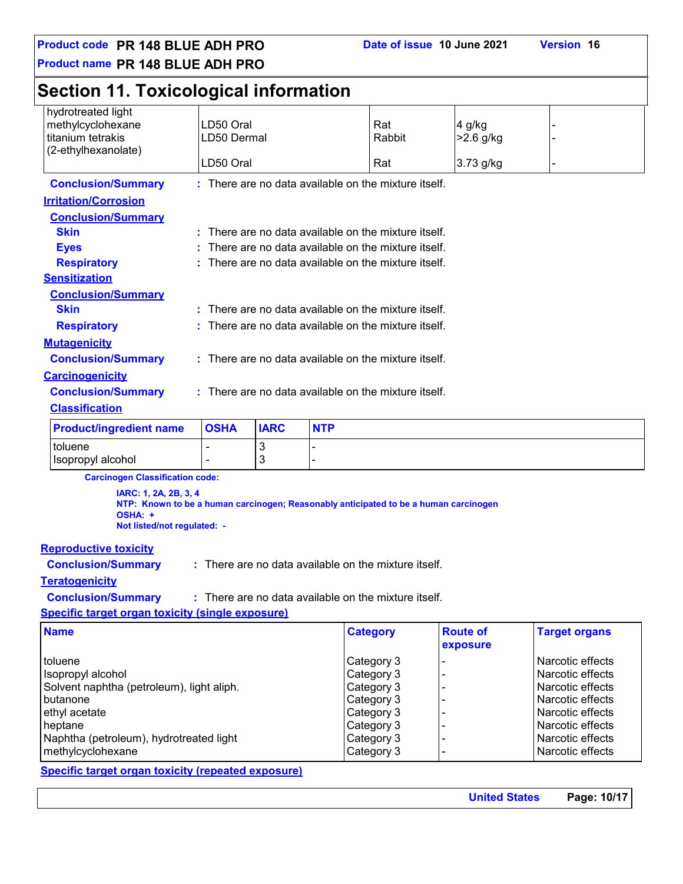# Section 11. Toxicological information

| | | | | |
|---|---|---|---|---|
| hydrotreated light | | | | |
| methylcyclohexane | LD50 Oral | Rat | 4 g/kg | - |
| titanium tetrakis (2-ethylhexanoate) | LD50 Dermal | Rabbit | >2.6 g/kg | - |
| | LD50 Oral | Rat | 3.73 g/kg | - |

**Conclusion/Summary** : There are no data available on the mixture itself.

**Irritation/Corrosion**

**Conclusion/Summary**

**Skin** : There are no data available on the mixture itself.

**Eyes** : There are no data available on the mixture itself.

**Respiratory** : There are no data available on the mixture itself.

**Sensitization**

**Conclusion/Summary**

**Skin** : There are no data available on the mixture itself.

**Respiratory** : There are no data available on the mixture itself.

**Mutagenicity**

**Conclusion/Summary** : There are no data available on the mixture itself.

**Carcinogenicity**

**Conclusion/Summary** : There are no data available on the mixture itself.

**Classification**

| Product/ingredient name | OSHA | IARC | NTP |
|---|---|---|---|
| toluene | - | 3 | - |
| Isopropyl alcohol | - | 3 | - |

**Carcinogen Classification code:**

**IARC: 1, 2A, 2B, 3, 4**
**NTP: Known to be a human carcinogen; Reasonably anticipated to be a human carcinogen**
**OSHA: +**
**Not listed/not regulated: -**

**Reproductive toxicity**

**Conclusion/Summary** : There are no data available on the mixture itself.

**Teratogenicity**

**Conclusion/Summary** : There are no data available on the mixture itself.

**Specific target organ toxicity (single exposure)**

| Name | Category | Route of exposure | Target organs |
|---|---|---|---|
| toluene | Category 3 | - | Narcotic effects |
| Isopropyl alcohol | Category 3 | - | Narcotic effects |
| Solvent naphtha (petroleum), light aliph. | Category 3 | - | Narcotic effects |
| butanone | Category 3 | - | Narcotic effects |
| ethyl acetate | Category 3 | - | Narcotic effects |
| heptane | Category 3 | - | Narcotic effects |
| Naphtha (petroleum), hydrotreated light | Category 3 | - | Narcotic effects |
| methylcyclohexane | Category 3 | - | Narcotic effects |

**Specific target organ toxicity (repeated exposure)**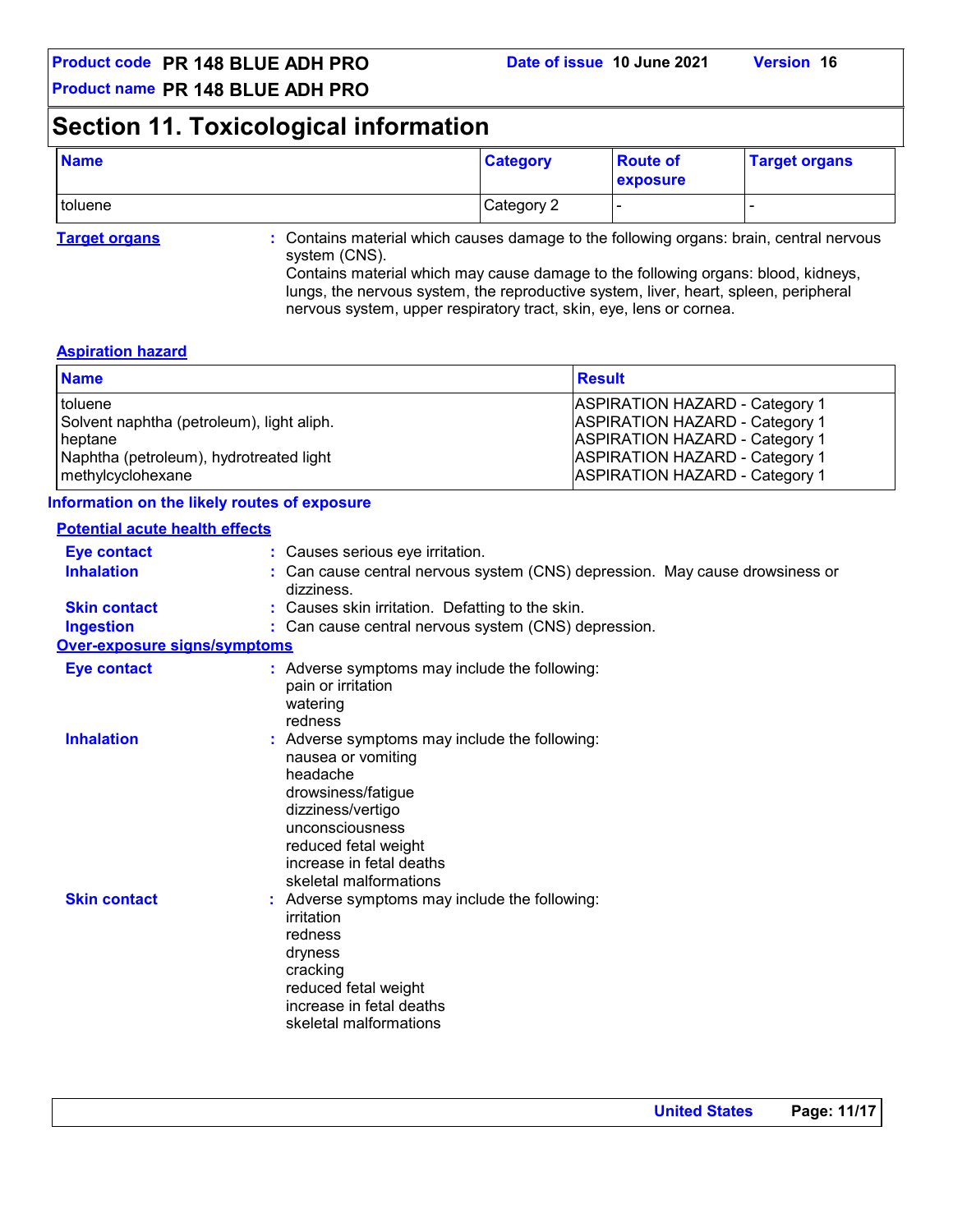## Section 11. Toxicological information

| Name | Category | Route of exposure | Target organs |
|---|---|---|---|
| toluene | Category 2 | - | - |

**Target organs** : Contains material which causes damage to the following organs: brain, central nervous system (CNS).
Contains material which may cause damage to the following organs: blood, kidneys, lungs, the nervous system, the reproductive system, liver, heart, spleen, peripheral nervous system, upper respiratory tract, skin, eye, lens or cornea.

**Aspiration hazard**

| Name | Result |
|---|---|
| toluene | ASPIRATION HAZARD - Category 1 |
| Solvent naphtha (petroleum), light aliph. | ASPIRATION HAZARD - Category 1 |
| heptane | ASPIRATION HAZARD - Category 1 |
| Naphtha (petroleum), hydrotreated light | ASPIRATION HAZARD - Category 1 |
| methylcyclohexane | ASPIRATION HAZARD - Category 1 |

### Information on the likely routes of exposure

**Potential acute health effects**

**Eye contact** : Causes serious eye irritation.

**Inhalation** : Can cause central nervous system (CNS) depression. May cause drowsiness or dizziness.

**Skin contact** : Causes skin irritation. Defatting to the skin.

**Ingestion** : Can cause central nervous system (CNS) depression.

**Over-exposure signs/symptoms**

**Eye contact** : Adverse symptoms may include the following:
pain or irritation
watering
redness

**Inhalation** : Adverse symptoms may include the following:
nausea or vomiting
headache
drowsiness/fatigue
dizziness/vertigo
unconsciousness
reduced fetal weight
increase in fetal deaths
skeletal malformations

**Skin contact** : Adverse symptoms may include the following:
irritation
redness
dryness
cracking
reduced fetal weight
increase in fetal deaths
skeletal malformations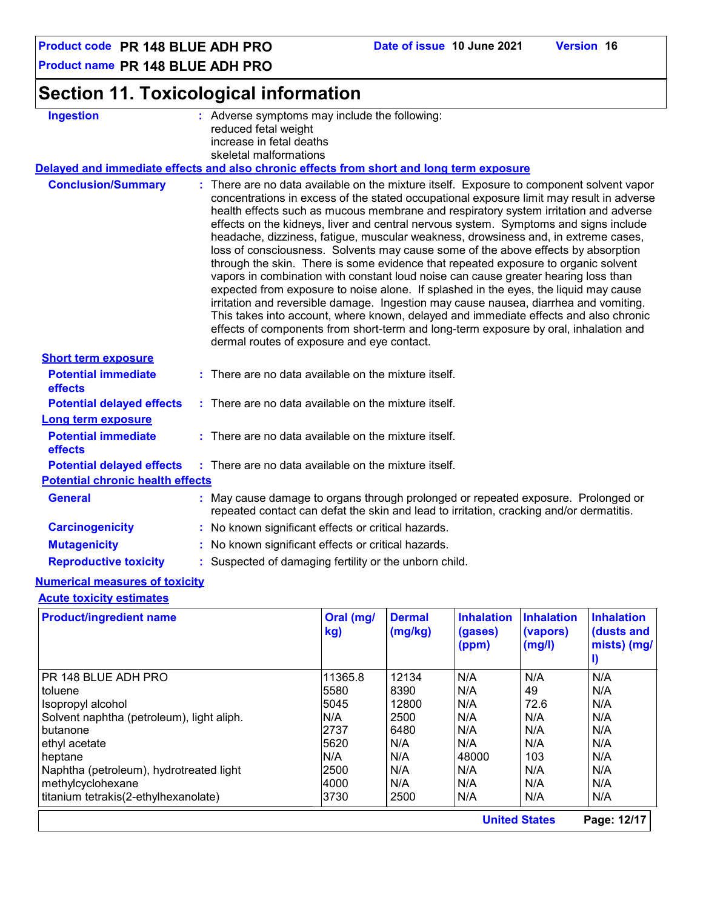## Section 11. Toxicological information

**Ingestion** : Adverse symptoms may include the following:
reduced fetal weight
increase in fetal deaths
skeletal malformations

**Delayed and immediate effects and also chronic effects from short and long term exposure**

**Conclusion/Summary** : There are no data available on the mixture itself. Exposure to component solvent vapor concentrations in excess of the stated occupational exposure limit may result in adverse health effects such as mucous membrane and respiratory system irritation and adverse effects on the kidneys, liver and central nervous system. Symptoms and signs include headache, dizziness, fatigue, muscular weakness, drowsiness and, in extreme cases, loss of consciousness. Solvents may cause some of the above effects by absorption through the skin. There is some evidence that repeated exposure to organic solvent vapors in combination with constant loud noise can cause greater hearing loss than expected from exposure to noise alone. If splashed in the eyes, the liquid may cause irritation and reversible damage. Ingestion may cause nausea, diarrhea and vomiting. This takes into account, where known, delayed and immediate effects and also chronic effects of components from short-term and long-term exposure by oral, inhalation and dermal routes of exposure and eye contact.

**Short term exposure**

**Potential immediate effects** : There are no data available on the mixture itself.

**Potential delayed effects** : There are no data available on the mixture itself.

**Long term exposure**

**Potential immediate effects** : There are no data available on the mixture itself.

**Potential delayed effects** : There are no data available on the mixture itself.

**Potential chronic health effects**

**General** : May cause damage to organs through prolonged or repeated exposure. Prolonged or repeated contact can defat the skin and lead to irritation, cracking and/or dermatitis.

**Carcinogenicity** : No known significant effects or critical hazards.

**Mutagenicity** : No known significant effects or critical hazards.

**Reproductive toxicity** : Suspected of damaging fertility or the unborn child.

**Numerical measures of toxicity**

**Acute toxicity estimates**

| Product/ingredient name | Oral (mg/kg) | Dermal (mg/kg) | Inhalation (gases) (ppm) | Inhalation (vapors) (mg/l) | Inhalation (dusts and mists) (mg/l) |
|---|---|---|---|---|---|
| PR 148 BLUE ADH PRO | 11365.8 | 12134 | N/A | N/A | N/A |
| toluene | 5580 | 8390 | N/A | 49 | N/A |
| Isopropyl alcohol | 5045 | 12800 | N/A | 72.6 | N/A |
| Solvent naphtha (petroleum), light aliph. | N/A | 2500 | N/A | N/A | N/A |
| butanone | 2737 | 6480 | N/A | N/A | N/A |
| ethyl acetate | 5620 | N/A | N/A | N/A | N/A |
| heptane | N/A | N/A | 48000 | 103 | N/A |
| Naphtha (petroleum), hydrotreated light | 2500 | N/A | N/A | N/A | N/A |
| methylcyclohexane | 4000 | N/A | N/A | N/A | N/A |
| titanium tetrakis(2-ethylhexanolate) | 3730 | 2500 | N/A | N/A | N/A |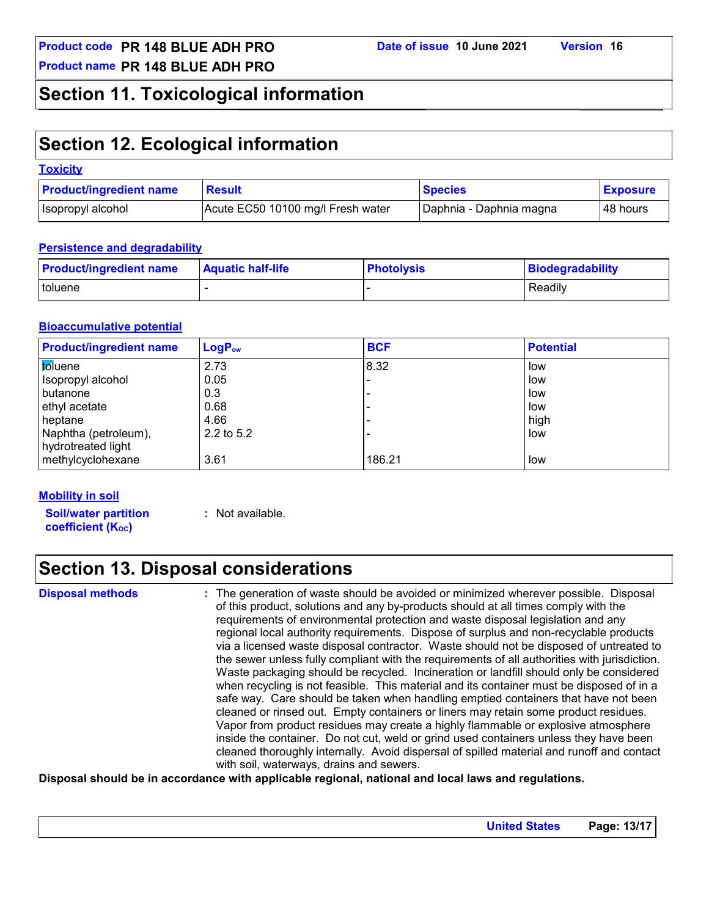## Section 11. Toxicological information

## Section 12. Ecological information

### Toxicity

| Product/ingredient name | Result | Species | Exposure |
|---|---|---|---|
| Isopropyl alcohol | Acute EC50 10100 mg/l Fresh water | Daphnia - Daphnia magna | 48 hours |

### Persistence and degradability

| Product/ingredient name | Aquatic half-life | Photolysis | Biodegradability |
|---|---|---|---|
| toluene | - | - | Readily |

### Bioaccumulative potential

| Product/ingredient name | $LogP_{ow}$ | BCF | Potential |
|---|---|---|---|
| toluene | 2.73 | 8.32 | low |
| Isopropyl alcohol | 0.05 | - | low |
| butanone | 0.3 | - | low |
| ethyl acetate | 0.68 | - | low |
| heptane | 4.66 | - | high |
| Naphtha (petroleum), hydrotreated light | 2.2 to 5.2 | - | low |
| methylcyclohexane | 3.61 | 186.21 | low |

### Mobility in soil

**Soil/water partition coefficient ($K_{OC}$)** : Not available.

## Section 13. Disposal considerations

**Disposal methods** : The generation of waste should be avoided or minimized wherever possible. Disposal of this product, solutions and any by-products should at all times comply with the requirements of environmental protection and waste disposal legislation and any regional local authority requirements. Dispose of surplus and non-recyclable products via a licensed waste disposal contractor. Waste should not be disposed of untreated to the sewer unless fully compliant with the requirements of all authorities with jurisdiction. Waste packaging should be recycled. Incineration or landfill should only be considered when recycling is not feasible. This material and its container must be disposed of in a safe way. Care should be taken when handling emptied containers that have not been cleaned or rinsed out. Empty containers or liners may retain some product residues. Vapor from product residues may create a highly flammable or explosive atmosphere inside the container. Do not cut, weld or grind used containers unless they have been cleaned thoroughly internally. Avoid dispersal of spilled material and runoff and contact with soil, waterways, drains and sewers.

**Disposal should be in accordance with applicable regional, national and local laws and regulations.**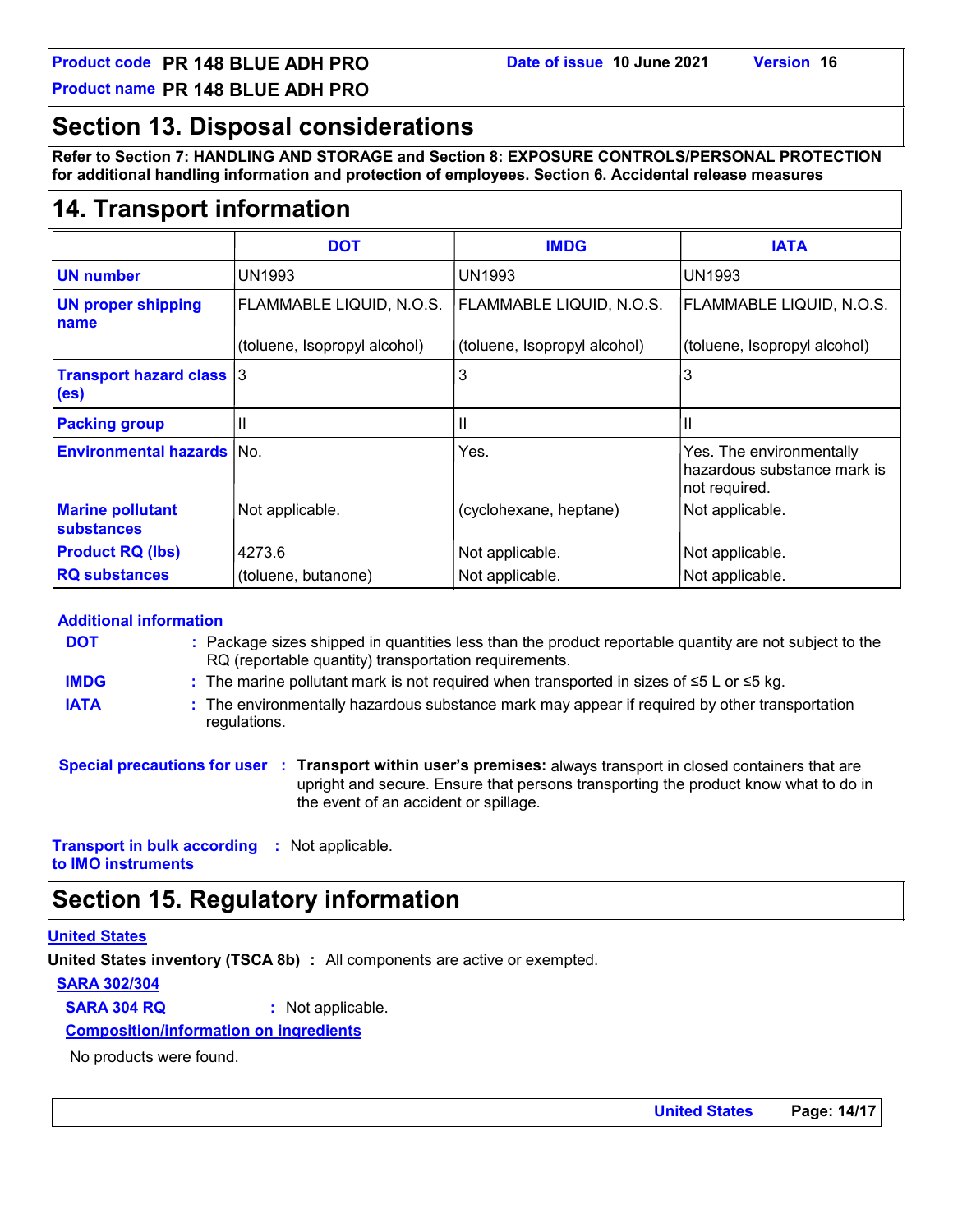## Section 13. Disposal considerations

**Refer to Section 7: HANDLING AND STORAGE and Section 8: EXPOSURE CONTROLS/PERSONAL PROTECTION for additional handling information and protection of employees. Section 6. Accidental release measures**

## 14. Transport information

| | DOT | IMDG | IATA |
|---|---|---|---|
| **UN number** | UN1993 | UN1993 | UN1993 |
| **UN proper shipping name** | FLAMMABLE LIQUID, N.O.S.<br><br>(toluene, Isopropyl alcohol) | FLAMMABLE LIQUID, N.O.S.<br><br>(toluene, Isopropyl alcohol) | FLAMMABLE LIQUID, N.O.S.<br><br>(toluene, Isopropyl alcohol) |
| **Transport hazard class (es)** | 3 | 3 | 3 |
| **Packing group** | II | II | II |
| **Environmental hazards** | No. | Yes. | Yes. The environmentally hazardous substance mark is not required. |
| **Marine pollutant substances** | Not applicable. | (cyclohexane, heptane) | Not applicable. |
| **Product RQ (lbs)** | 4273.6 | Not applicable. | Not applicable. |
| **RQ substances** | (toluene, butanone) | Not applicable. | Not applicable. |

**Additional information**

**DOT** : Package sizes shipped in quantities less than the product reportable quantity are not subject to the RQ (reportable quantity) transportation requirements.

**IMDG** : The marine pollutant mark is not required when transported in sizes of ≤5 L or ≤5 kg.

**IATA** : The environmentally hazardous substance mark may appear if required by other transportation regulations.

**Special precautions for user** : **Transport within user's premises:** always transport in closed containers that are upright and secure. Ensure that persons transporting the product know what to do in the event of an accident or spillage.

**Transport in bulk according to IMO instruments** : Not applicable.

## Section 15. Regulatory information

**United States**

**United States inventory (TSCA 8b)** : All components are active or exempted.

**SARA 302/304**

**SARA 304 RQ** : Not applicable.

**Composition/information on ingredients**

No products were found.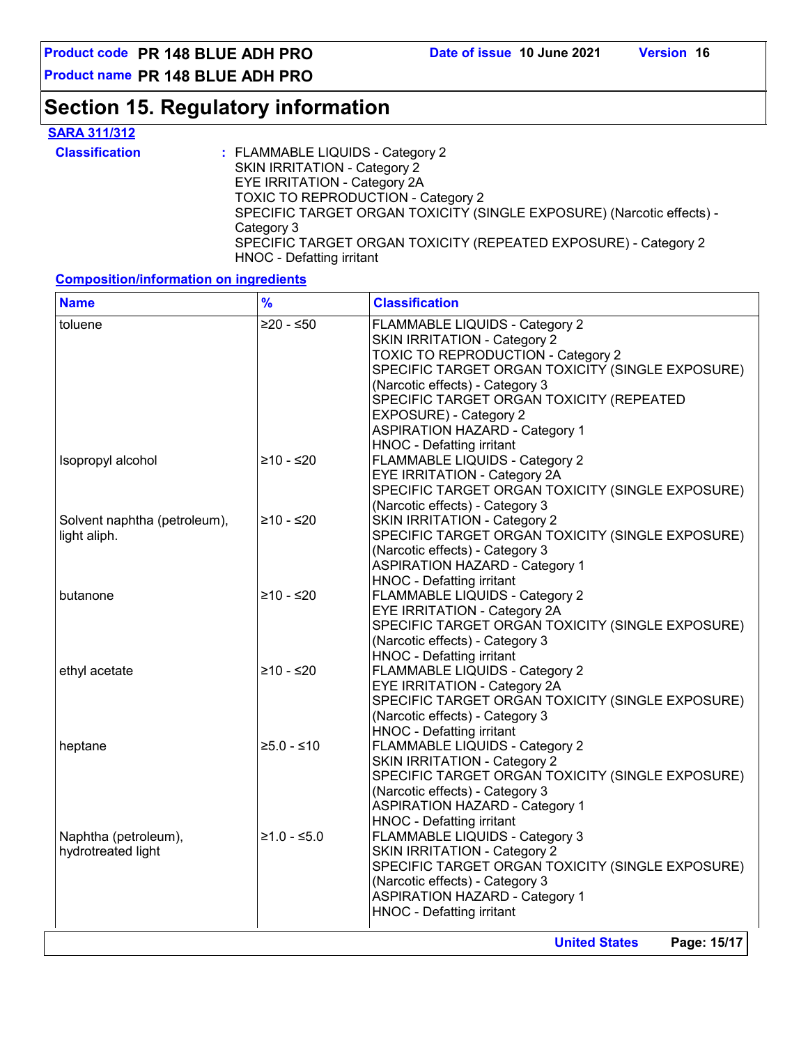## Section 15. Regulatory information

**SARA 311/312**

**Classification** : FLAMMABLE LIQUIDS - Category 2
SKIN IRRITATION - Category 2
EYE IRRITATION - Category 2A
TOXIC TO REPRODUCTION - Category 2
SPECIFIC TARGET ORGAN TOXICITY (SINGLE EXPOSURE) (Narcotic effects) - Category 3
SPECIFIC TARGET ORGAN TOXICITY (REPEATED EXPOSURE) - Category 2
HNOC - Defatting irritant

**Composition/information on ingredients**

| Name | % | Classification |
|---|---|---|
| toluene | ≥20 - ≤50 | FLAMMABLE LIQUIDS - Category 2<br>SKIN IRRITATION - Category 2<br>TOXIC TO REPRODUCTION - Category 2<br>SPECIFIC TARGET ORGAN TOXICITY (SINGLE EXPOSURE) (Narcotic effects) - Category 3<br>SPECIFIC TARGET ORGAN TOXICITY (REPEATED EXPOSURE) - Category 2<br>ASPIRATION HAZARD - Category 1<br>HNOC - Defatting irritant |
| Isopropyl alcohol | ≥10 - ≤20 | FLAMMABLE LIQUIDS - Category 2<br>EYE IRRITATION - Category 2A<br>SPECIFIC TARGET ORGAN TOXICITY (SINGLE EXPOSURE) (Narcotic effects) - Category 3 |
| Solvent naphtha (petroleum), light aliph. | ≥10 - ≤20 | SKIN IRRITATION - Category 2<br>SPECIFIC TARGET ORGAN TOXICITY (SINGLE EXPOSURE) (Narcotic effects) - Category 3<br>ASPIRATION HAZARD - Category 1<br>HNOC - Defatting irritant |
| butanone | ≥10 - ≤20 | FLAMMABLE LIQUIDS - Category 2<br>EYE IRRITATION - Category 2A<br>SPECIFIC TARGET ORGAN TOXICITY (SINGLE EXPOSURE) (Narcotic effects) - Category 3<br>HNOC - Defatting irritant |
| ethyl acetate | ≥10 - ≤20 | FLAMMABLE LIQUIDS - Category 2<br>EYE IRRITATION - Category 2A<br>SPECIFIC TARGET ORGAN TOXICITY (SINGLE EXPOSURE) (Narcotic effects) - Category 3<br>HNOC - Defatting irritant |
| heptane | ≥5.0 - ≤10 | FLAMMABLE LIQUIDS - Category 2<br>SKIN IRRITATION - Category 2<br>SPECIFIC TARGET ORGAN TOXICITY (SINGLE EXPOSURE) (Narcotic effects) - Category 3<br>ASPIRATION HAZARD - Category 1<br>HNOC - Defatting irritant |
| Naphtha (petroleum), hydrotreated light | ≥1.0 - ≤5.0 | FLAMMABLE LIQUIDS - Category 3<br>SKIN IRRITATION - Category 2<br>SPECIFIC TARGET ORGAN TOXICITY (SINGLE EXPOSURE) (Narcotic effects) - Category 3<br>ASPIRATION HAZARD - Category 1<br>HNOC - Defatting irritant |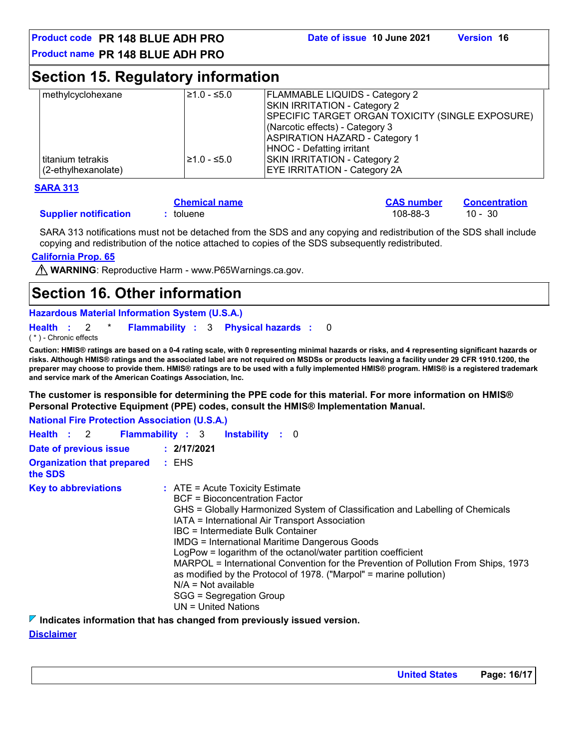## Section 15. Regulatory information

| | | |
|---|---|---|
| methylcyclohexane | ≥1.0 - ≤5.0 | FLAMMABLE LIQUIDS - Category 2<br>SKIN IRRITATION - Category 2<br>SPECIFIC TARGET ORGAN TOXICITY (SINGLE EXPOSURE) (Narcotic effects) - Category 3<br>ASPIRATION HAZARD - Category 1<br>HNOC - Defatting irritant |
| titanium tetrakis (2-ethylhexanoate) | ≥1.0 - ≤5.0 | SKIN IRRITATION - Category 2<br>EYE IRRITATION - Category 2A |

**SARA 313**

| | Chemical name | CAS number | Concentration |
|---|---|---|---|
| **Supplier notification** | : toluene | 108-88-3 | 10 - 30 |

SARA 313 notifications must not be detached from the SDS and any copying and redistribution of the SDS shall include copying and redistribution of the notice attached to copies of the SDS subsequently redistributed.

**California Prop. 65**

⚠ **WARNING**: Reproductive Harm - www.P65Warnings.ca.gov.

## Section 16. Other information

**Hazardous Material Information System (U.S.A.)**

**Health** : 2 * **Flammability** : 3 **Physical hazards** : 0

( * ) - Chronic effects

**Caution: HMIS® ratings are based on a 0-4 rating scale, with 0 representing minimal hazards or risks, and 4 representing significant hazards or risks. Although HMIS® ratings and the associated label are not required on MSDSs or products leaving a facility under 29 CFR 1910.1200, the preparer may choose to provide them. HMIS® ratings are to be used with a fully implemented HMIS® program. HMIS® is a registered trademark and service mark of the American Coatings Association, Inc.**

**The customer is responsible for determining the PPE code for this material. For more information on HMIS® Personal Protective Equipment (PPE) codes, consult the HMIS® Implementation Manual.**

**National Fire Protection Association (U.S.A.)**

**Health** : 2 **Flammability** : 3 **Instability** : 0

**Date of previous issue** : **2/17/2021**

**Organization that prepared the SDS** : EHS

**Key to abbreviations** :
ATE = Acute Toxicity Estimate
BCF = Bioconcentration Factor
GHS = Globally Harmonized System of Classification and Labelling of Chemicals
IATA = International Air Transport Association
IBC = Intermediate Bulk Container
IMDG = International Maritime Dangerous Goods
LogPow = logarithm of the octanol/water partition coefficient
MARPOL = International Convention for the Prevention of Pollution From Ships, 1973 as modified by the Protocol of 1978. ("Marpol" = marine pollution)
N/A = Not available
SGG = Segregation Group
UN = United Nations

◤ **Indicates information that has changed from previously issued version.**

**Disclaimer**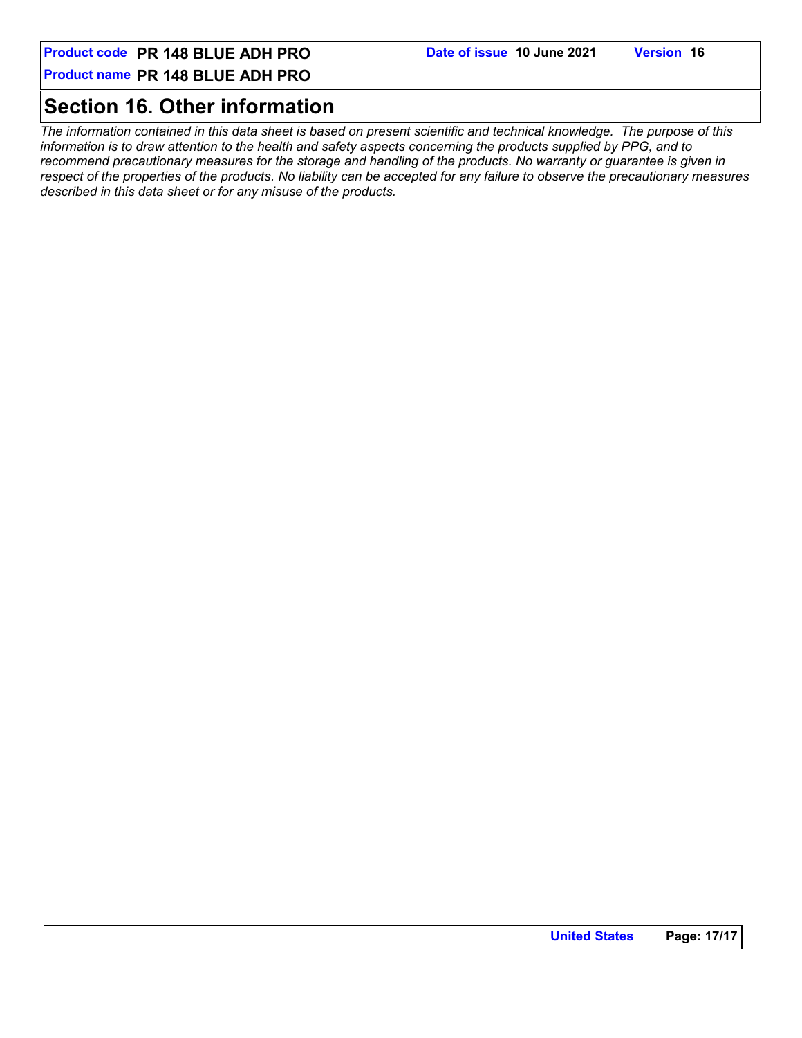## Section 16. Other information

*The information contained in this data sheet is based on present scientific and technical knowledge. The purpose of this information is to draw attention to the health and safety aspects concerning the products supplied by PPG, and to recommend precautionary measures for the storage and handling of the products. No warranty or guarantee is given in respect of the properties of the products. No liability can be accepted for any failure to observe the precautionary measures described in this data sheet or for any misuse of the products.*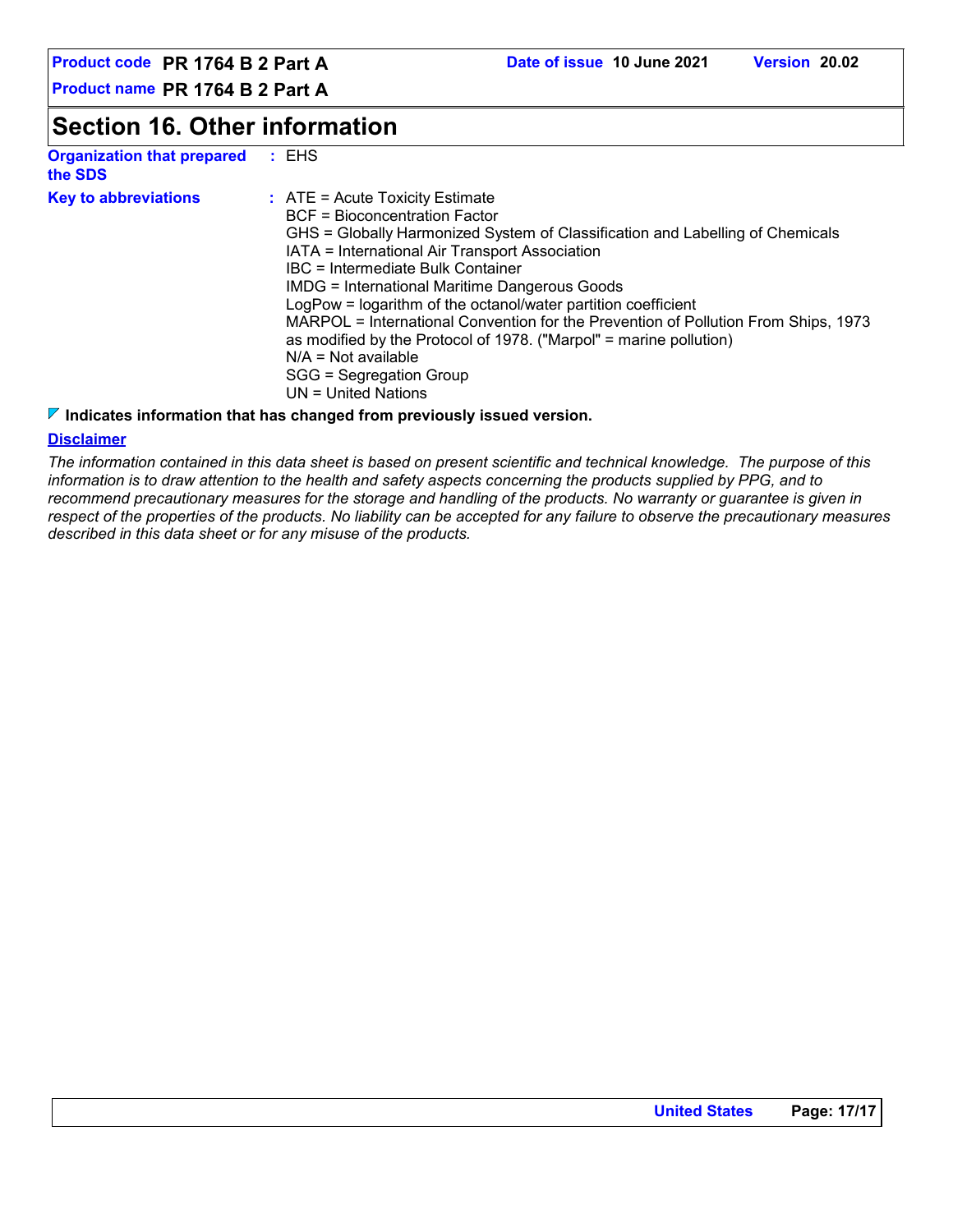## Section 16. Other information

**Organization that prepared the SDS** : EHS

**Key to abbreviations** : ATE = Acute Toxicity Estimate
BCF = Bioconcentration Factor
GHS = Globally Harmonized System of Classification and Labelling of Chemicals
IATA = International Air Transport Association
IBC = Intermediate Bulk Container
IMDG = International Maritime Dangerous Goods
LogPow = logarithm of the octanol/water partition coefficient
MARPOL = International Convention for the Prevention of Pollution From Ships, 1973 as modified by the Protocol of 1978. ("Marpol" = marine pollution)
N/A = Not available
SGG = Segregation Group
UN = United Nations

◤ **Indicates information that has changed from previously issued version.**

**Disclaimer**

*The information contained in this data sheet is based on present scientific and technical knowledge. The purpose of this information is to draw attention to the health and safety aspects concerning the products supplied by PPG, and to recommend precautionary measures for the storage and handling of the products. No warranty or guarantee is given in respect of the properties of the products. No liability can be accepted for any failure to observe the precautionary measures described in this data sheet or for any misuse of the products.*